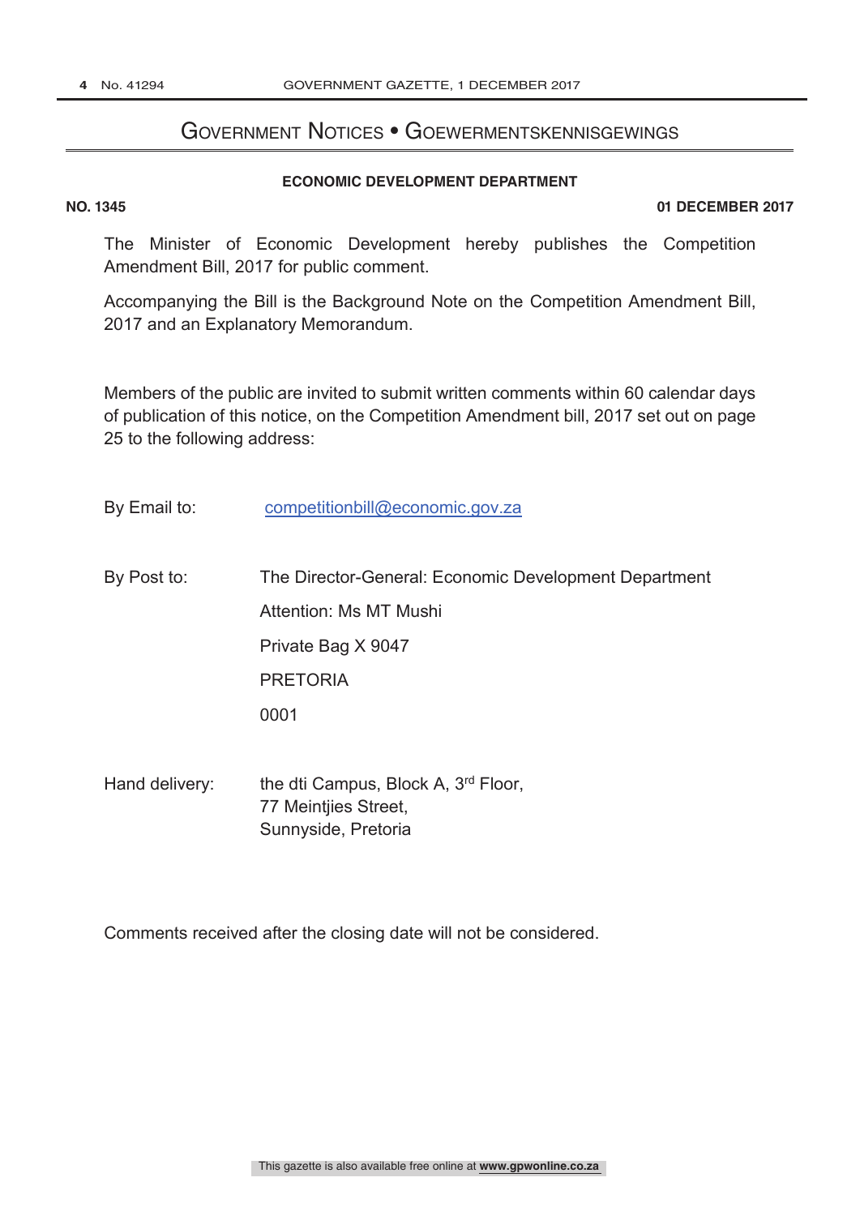# Government Notices • Goewermentskennisgewings

## ECONOMIC DEVELOPMENT DEPARTMENT

**NO. 1345** **01 DECEMBER 2017**

The Minister of Economic Development hereby publishes the Competition Amendment Bill, 2017 for public comment.

Accompanying the Bill is the Background Note on the Competition Amendment Bill, 2017 and an Explanatory Memorandum.

Members of the public are invited to submit written comments within 60 calendar days of publication of this notice, on the Competition Amendment bill, 2017 set out on page 25 to the following address:

By Email to: competitionbill@economic.gov.za

By Post to: The Director-General: Economic Development Department
Attention: Ms MT Mushi
Private Bag X 9047
PRETORIA
0001

Hand delivery: the dti Campus, Block A, 3rd Floor,
77 Meintjies Street,
Sunnyside, Pretoria

Comments received after the closing date will not be considered.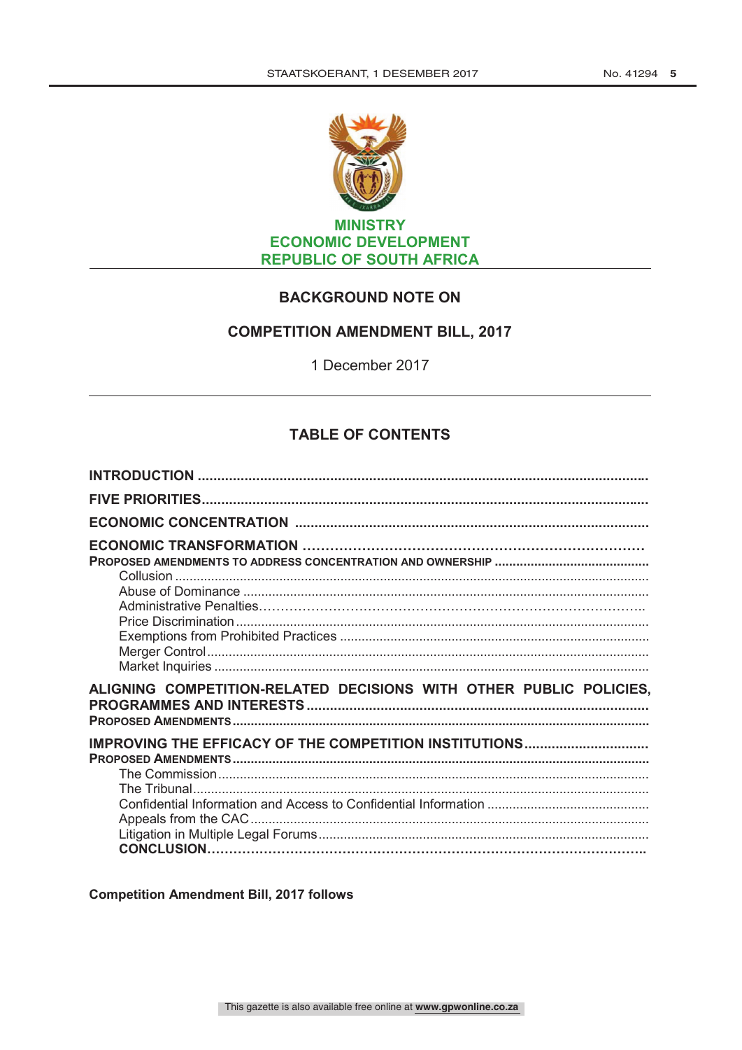**MINISTRY**
**ECONOMIC DEVELOPMENT**
**REPUBLIC OF SOUTH AFRICA**

# BACKGROUND NOTE ON

# COMPETITION AMENDMENT BILL, 2017

1 December 2017

## TABLE OF CONTENTS

**INTRODUCTION**

**FIVE PRIORITIES**

**ECONOMIC CONCENTRATION**

**ECONOMIC TRANSFORMATION**

**PROPOSED AMENDMENTS TO ADDRESS CONCENTRATION AND OWNERSHIP**

- Collusion
- Abuse of Dominance
- Administrative Penalties
- Price Discrimination
- Exemptions from Prohibited Practices
- Merger Control
- Market Inquiries

**ALIGNING COMPETITION-RELATED DECISIONS WITH OTHER PUBLIC POLICIES, PROGRAMMES AND INTERESTS**

**PROPOSED AMENDMENTS**

**IMPROVING THE EFFICACY OF THE COMPETITION INSTITUTIONS**

**PROPOSED AMENDMENTS**

- The Commission
- The Tribunal
- Confidential Information and Access to Confidential Information
- Appeals from the CAC
- Litigation in Multiple Legal Forums
- **CONCLUSION**

**Competition Amendment Bill, 2017 follows**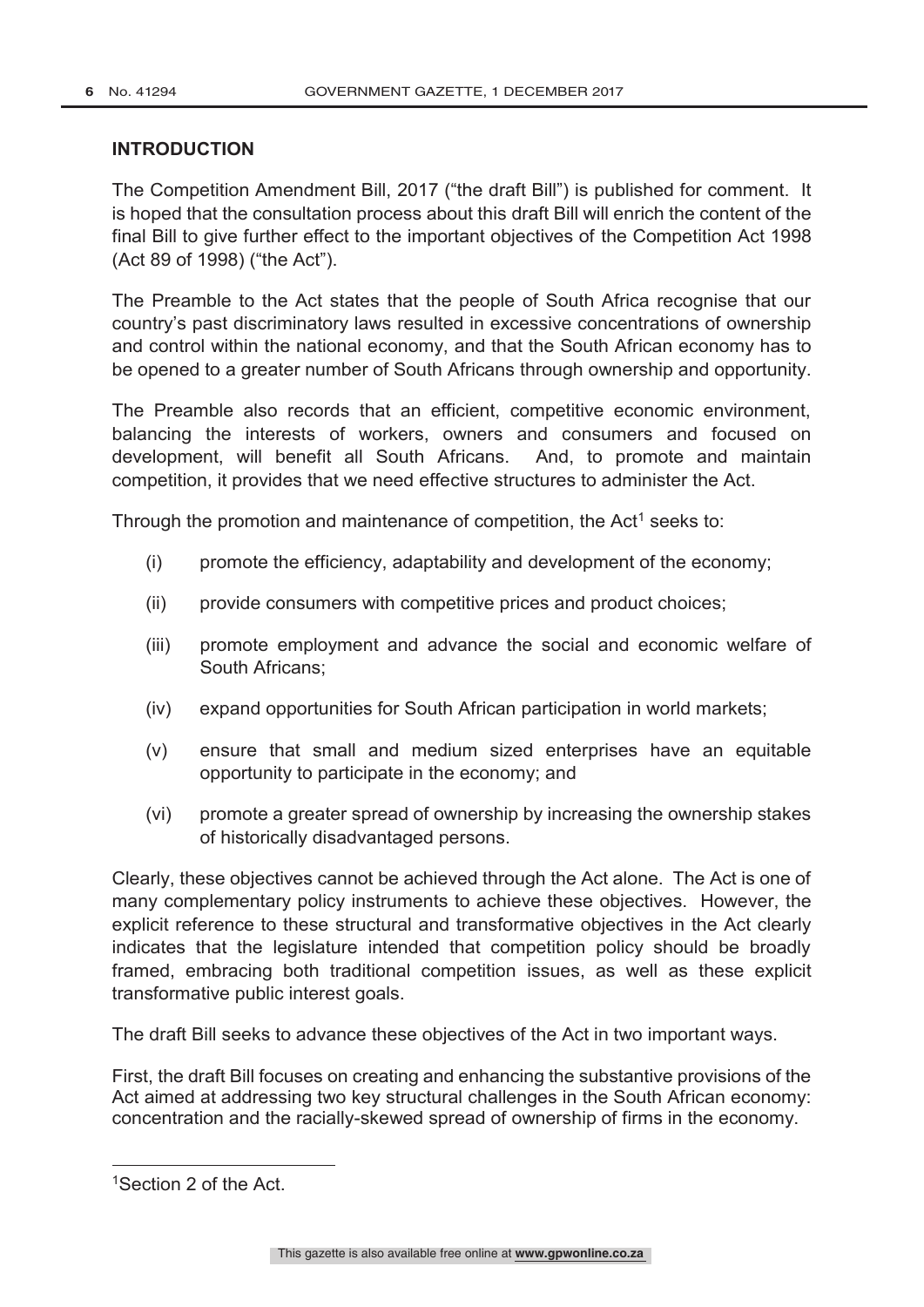## INTRODUCTION

The Competition Amendment Bill, 2017 ("the draft Bill") is published for comment. It is hoped that the consultation process about this draft Bill will enrich the content of the final Bill to give further effect to the important objectives of the Competition Act 1998 (Act 89 of 1998) ("the Act").

The Preamble to the Act states that the people of South Africa recognise that our country's past discriminatory laws resulted in excessive concentrations of ownership and control within the national economy, and that the South African economy has to be opened to a greater number of South Africans through ownership and opportunity.

The Preamble also records that an efficient, competitive economic environment, balancing the interests of workers, owners and consumers and focused on development, will benefit all South Africans. And, to promote and maintain competition, it provides that we need effective structures to administer the Act.

Through the promotion and maintenance of competition, the Act[1] seeks to:

(i) promote the efficiency, adaptability and development of the economy;

(ii) provide consumers with competitive prices and product choices;

(iii) promote employment and advance the social and economic welfare of South Africans;

(iv) expand opportunities for South African participation in world markets;

(v) ensure that small and medium sized enterprises have an equitable opportunity to participate in the economy; and

(vi) promote a greater spread of ownership by increasing the ownership stakes of historically disadvantaged persons.

Clearly, these objectives cannot be achieved through the Act alone. The Act is one of many complementary policy instruments to achieve these objectives. However, the explicit reference to these structural and transformative objectives in the Act clearly indicates that the legislature intended that competition policy should be broadly framed, embracing both traditional competition issues, as well as these explicit transformative public interest goals.

The draft Bill seeks to advance these objectives of the Act in two important ways.

First, the draft Bill focuses on creating and enhancing the substantive provisions of the Act aimed at addressing two key structural challenges in the South African economy: concentration and the racially-skewed spread of ownership of firms in the economy.

[1] Section 2 of the Act.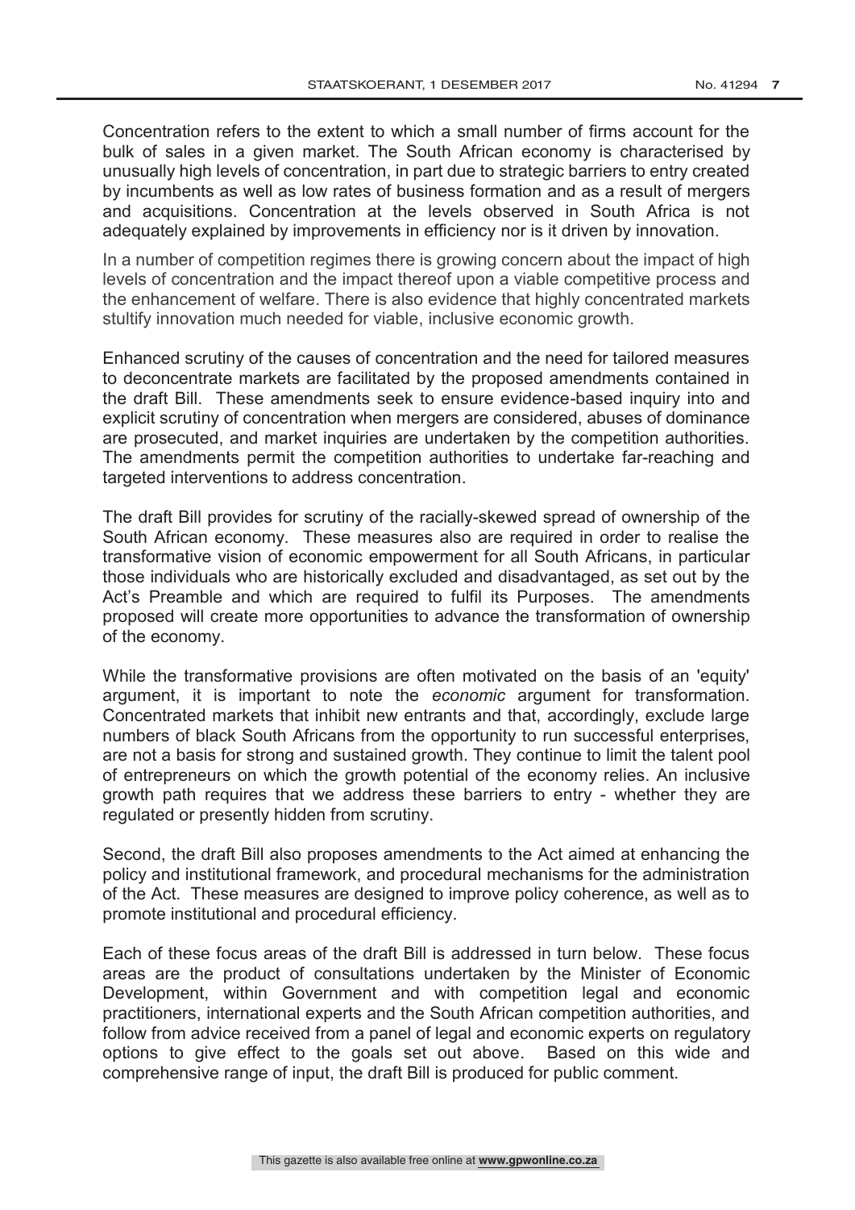Concentration refers to the extent to which a small number of firms account for the bulk of sales in a given market. The South African economy is characterised by unusually high levels of concentration, in part due to strategic barriers to entry created by incumbents as well as low rates of business formation and as a result of mergers and acquisitions. Concentration at the levels observed in South Africa is not adequately explained by improvements in efficiency nor is it driven by innovation.

In a number of competition regimes there is growing concern about the impact of high levels of concentration and the impact thereof upon a viable competitive process and the enhancement of welfare. There is also evidence that highly concentrated markets stultify innovation much needed for viable, inclusive economic growth.

Enhanced scrutiny of the causes of concentration and the need for tailored measures to deconcentrate markets are facilitated by the proposed amendments contained in the draft Bill. These amendments seek to ensure evidence-based inquiry into and explicit scrutiny of concentration when mergers are considered, abuses of dominance are prosecuted, and market inquiries are undertaken by the competition authorities. The amendments permit the competition authorities to undertake far-reaching and targeted interventions to address concentration.

The draft Bill provides for scrutiny of the racially-skewed spread of ownership of the South African economy. These measures also are required in order to realise the transformative vision of economic empowerment for all South Africans, in particular those individuals who are historically excluded and disadvantaged, as set out by the Act's Preamble and which are required to fulfil its Purposes. The amendments proposed will create more opportunities to advance the transformation of ownership of the economy.

While the transformative provisions are often motivated on the basis of an 'equity' argument, it is important to note the *economic* argument for transformation. Concentrated markets that inhibit new entrants and that, accordingly, exclude large numbers of black South Africans from the opportunity to run successful enterprises, are not a basis for strong and sustained growth. They continue to limit the talent pool of entrepreneurs on which the growth potential of the economy relies. An inclusive growth path requires that we address these barriers to entry - whether they are regulated or presently hidden from scrutiny.

Second, the draft Bill also proposes amendments to the Act aimed at enhancing the policy and institutional framework, and procedural mechanisms for the administration of the Act. These measures are designed to improve policy coherence, as well as to promote institutional and procedural efficiency.

Each of these focus areas of the draft Bill is addressed in turn below. These focus areas are the product of consultations undertaken by the Minister of Economic Development, within Government and with competition legal and economic practitioners, international experts and the South African competition authorities, and follow from advice received from a panel of legal and economic experts on regulatory options to give effect to the goals set out above. Based on this wide and comprehensive range of input, the draft Bill is produced for public comment.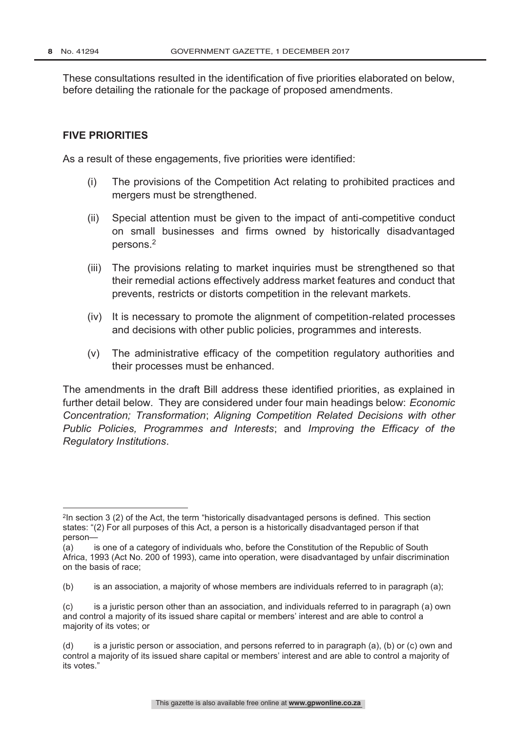These consultations resulted in the identification of five priorities elaborated on below, before detailing the rationale for the package of proposed amendments.

**FIVE PRIORITIES**

As a result of these engagements, five priorities were identified:

(i) The provisions of the Competition Act relating to prohibited practices and mergers must be strengthened.

(ii) Special attention must be given to the impact of anti-competitive conduct on small businesses and firms owned by historically disadvantaged persons.[2]

(iii) The provisions relating to market inquiries must be strengthened so that their remedial actions effectively address market features and conduct that prevents, restricts or distorts competition in the relevant markets.

(iv) It is necessary to promote the alignment of competition-related processes and decisions with other public policies, programmes and interests.

(v) The administrative efficacy of the competition regulatory authorities and their processes must be enhanced.

The amendments in the draft Bill address these identified priorities, as explained in further detail below. They are considered under four main headings below: *Economic Concentration; Transformation*; *Aligning Competition Related Decisions with other Public Policies, Programmes and Interests*; and *Improving the Efficacy of the Regulatory Institutions*.

---

[2]In section 3 (2) of the Act, the term "historically disadvantaged persons is defined. This section states: "(2) For all purposes of this Act, a person is a historically disadvantaged person if that person—

(a) is one of a category of individuals who, before the Constitution of the Republic of South Africa, 1993 (Act No. 200 of 1993), came into operation, were disadvantaged by unfair discrimination on the basis of race;

(b) is an association, a majority of whose members are individuals referred to in paragraph (a);

(c) is a juristic person other than an association, and individuals referred to in paragraph (a) own and control a majority of its issued share capital or members' interest and are able to control a majority of its votes; or

(d) is a juristic person or association, and persons referred to in paragraph (a), (b) or (c) own and control a majority of its issued share capital or members' interest and are able to control a majority of its votes."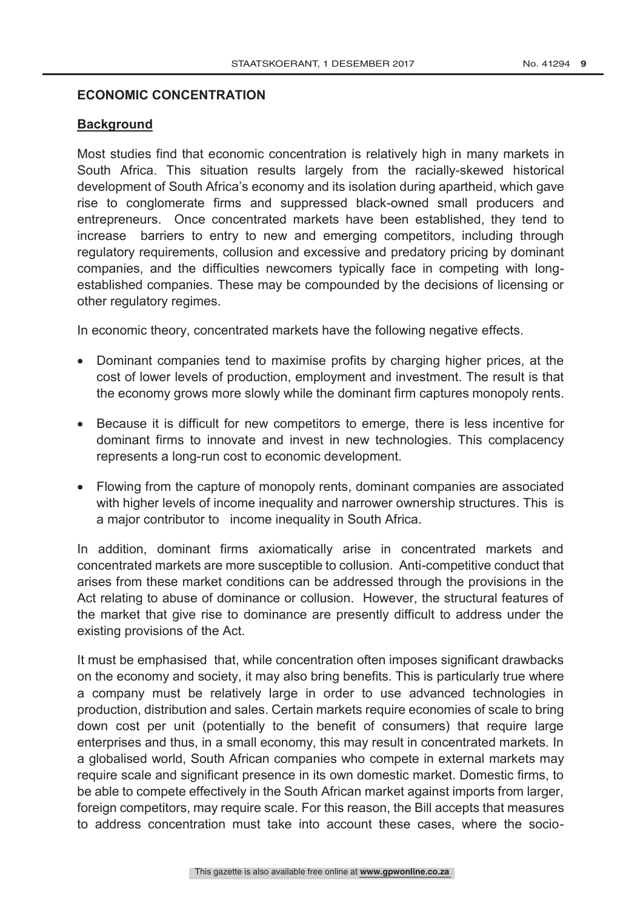## ECONOMIC CONCENTRATION

### Background

Most studies find that economic concentration is relatively high in many markets in South Africa. This situation results largely from the racially-skewed historical development of South Africa's economy and its isolation during apartheid, which gave rise to conglomerate firms and suppressed black-owned small producers and entrepreneurs. Once concentrated markets have been established, they tend to increase barriers to entry to new and emerging competitors, including through regulatory requirements, collusion and excessive and predatory pricing by dominant companies, and the difficulties newcomers typically face in competing with long-established companies. These may be compounded by the decisions of licensing or other regulatory regimes.

In economic theory, concentrated markets have the following negative effects.

- Dominant companies tend to maximise profits by charging higher prices, at the cost of lower levels of production, employment and investment. The result is that the economy grows more slowly while the dominant firm captures monopoly rents.
- Because it is difficult for new competitors to emerge, there is less incentive for dominant firms to innovate and invest in new technologies. This complacency represents a long-run cost to economic development.
- Flowing from the capture of monopoly rents, dominant companies are associated with higher levels of income inequality and narrower ownership structures. This is a major contributor to income inequality in South Africa.

In addition, dominant firms axiomatically arise in concentrated markets and concentrated markets are more susceptible to collusion. Anti-competitive conduct that arises from these market conditions can be addressed through the provisions in the Act relating to abuse of dominance or collusion. However, the structural features of the market that give rise to dominance are presently difficult to address under the existing provisions of the Act.

It must be emphasised that, while concentration often imposes significant drawbacks on the economy and society, it may also bring benefits. This is particularly true where a company must be relatively large in order to use advanced technologies in production, distribution and sales. Certain markets require economies of scale to bring down cost per unit (potentially to the benefit of consumers) that require large enterprises and thus, in a small economy, this may result in concentrated markets. In a globalised world, South African companies who compete in external markets may require scale and significant presence in its own domestic market. Domestic firms, to be able to compete effectively in the South African market against imports from larger, foreign competitors, may require scale. For this reason, the Bill accepts that measures to address concentration must take into account these cases, where the socio-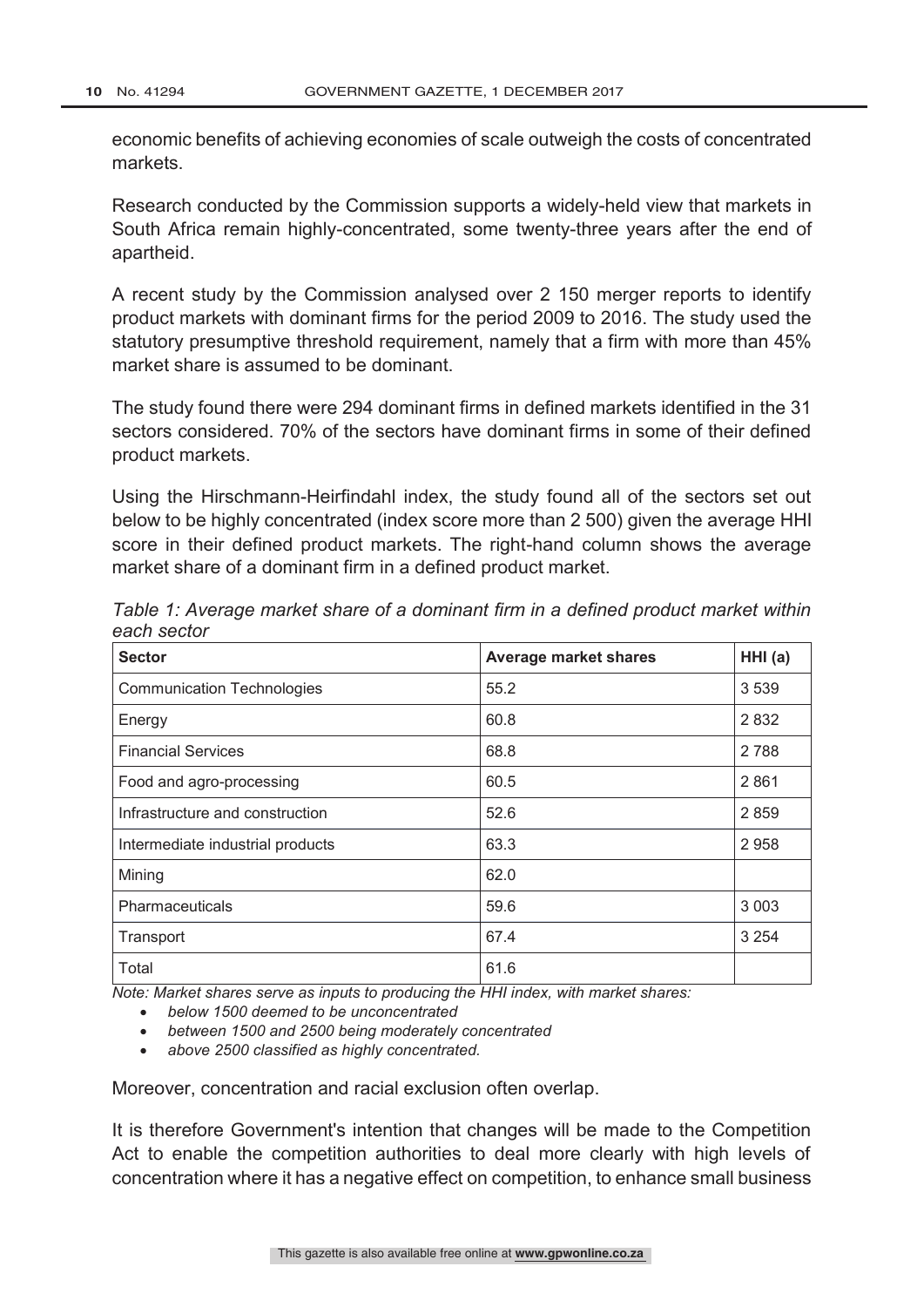economic benefits of achieving economies of scale outweigh the costs of concentrated markets.

Research conducted by the Commission supports a widely-held view that markets in South Africa remain highly-concentrated, some twenty-three years after the end of apartheid.

A recent study by the Commission analysed over 2 150 merger reports to identify product markets with dominant firms for the period 2009 to 2016. The study used the statutory presumptive threshold requirement, namely that a firm with more than 45% market share is assumed to be dominant.

The study found there were 294 dominant firms in defined markets identified in the 31 sectors considered. 70% of the sectors have dominant firms in some of their defined product markets.

Using the Hirschmann-Heirfindahl index, the study found all of the sectors set out below to be highly concentrated (index score more than 2 500) given the average HHI score in their defined product markets. The right-hand column shows the average market share of a dominant firm in a defined product market.

*Table 1: Average market share of a dominant firm in a defined product market within each sector*

| Sector | Average market shares | HHI (a) |
|---|---|---|
| Communication Technologies | 55.2 | 3 539 |
| Energy | 60.8 | 2 832 |
| Financial Services | 68.8 | 2 788 |
| Food and agro-processing | 60.5 | 2 861 |
| Infrastructure and construction | 52.6 | 2 859 |
| Intermediate industrial products | 63.3 | 2 958 |
| Mining | 62.0 | |
| Pharmaceuticals | 59.6 | 3 003 |
| Transport | 67.4 | 3 254 |
| Total | 61.6 | |

*Note: Market shares serve as inputs to producing the HHI index, with market shares:*

- *below 1500 deemed to be unconcentrated*
- *between 1500 and 2500 being moderately concentrated*
- *above 2500 classified as highly concentrated.*

Moreover, concentration and racial exclusion often overlap.

It is therefore Government's intention that changes will be made to the Competition Act to enable the competition authorities to deal more clearly with high levels of concentration where it has a negative effect on competition, to enhance small business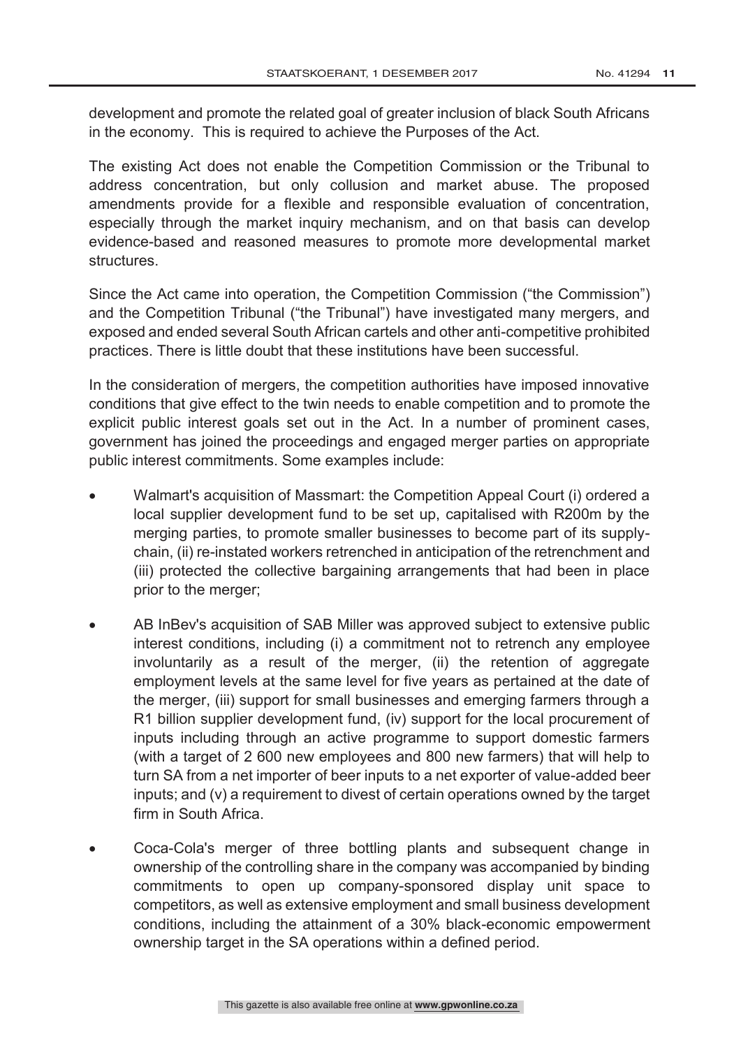development and promote the related goal of greater inclusion of black South Africans in the economy. This is required to achieve the Purposes of the Act.

The existing Act does not enable the Competition Commission or the Tribunal to address concentration, but only collusion and market abuse. The proposed amendments provide for a flexible and responsible evaluation of concentration, especially through the market inquiry mechanism, and on that basis can develop evidence-based and reasoned measures to promote more developmental market structures.

Since the Act came into operation, the Competition Commission ("the Commission") and the Competition Tribunal ("the Tribunal") have investigated many mergers, and exposed and ended several South African cartels and other anti-competitive prohibited practices. There is little doubt that these institutions have been successful.

In the consideration of mergers, the competition authorities have imposed innovative conditions that give effect to the twin needs to enable competition and to promote the explicit public interest goals set out in the Act. In a number of prominent cases, government has joined the proceedings and engaged merger parties on appropriate public interest commitments. Some examples include:

- Walmart's acquisition of Massmart: the Competition Appeal Court (i) ordered a local supplier development fund to be set up, capitalised with R200m by the merging parties, to promote smaller businesses to become part of its supply-chain, (ii) re-instated workers retrenched in anticipation of the retrenchment and (iii) protected the collective bargaining arrangements that had been in place prior to the merger;

- AB InBev's acquisition of SAB Miller was approved subject to extensive public interest conditions, including (i) a commitment not to retrench any employee involuntarily as a result of the merger, (ii) the retention of aggregate employment levels at the same level for five years as pertained at the date of the merger, (iii) support for small businesses and emerging farmers through a R1 billion supplier development fund, (iv) support for the local procurement of inputs including through an active programme to support domestic farmers (with a target of 2 600 new employees and 800 new farmers) that will help to turn SA from a net importer of beer inputs to a net exporter of value-added beer inputs; and (v) a requirement to divest of certain operations owned by the target firm in South Africa.

- Coca-Cola's merger of three bottling plants and subsequent change in ownership of the controlling share in the company was accompanied by binding commitments to open up company-sponsored display unit space to competitors, as well as extensive employment and small business development conditions, including the attainment of a 30% black-economic empowerment ownership target in the SA operations within a defined period.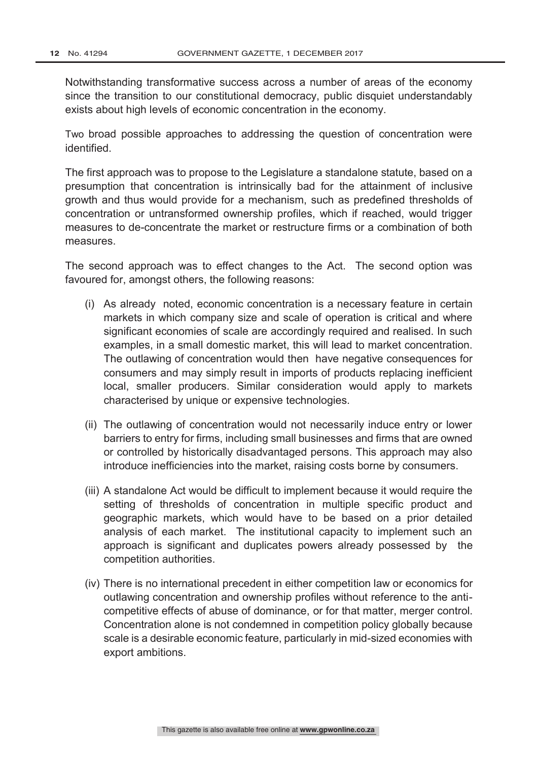Notwithstanding transformative success across a number of areas of the economy since the transition to our constitutional democracy, public disquiet understandably exists about high levels of economic concentration in the economy.

Two broad possible approaches to addressing the question of concentration were identified.

The first approach was to propose to the Legislature a standalone statute, based on a presumption that concentration is intrinsically bad for the attainment of inclusive growth and thus would provide for a mechanism, such as predefined thresholds of concentration or untransformed ownership profiles, which if reached, would trigger measures to de-concentrate the market or restructure firms or a combination of both measures.

The second approach was to effect changes to the Act. The second option was favoured for, amongst others, the following reasons:

(i) As already noted, economic concentration is a necessary feature in certain markets in which company size and scale of operation is critical and where significant economies of scale are accordingly required and realised. In such examples, in a small domestic market, this will lead to market concentration. The outlawing of concentration would then have negative consequences for consumers and may simply result in imports of products replacing inefficient local, smaller producers. Similar consideration would apply to markets characterised by unique or expensive technologies.

(ii) The outlawing of concentration would not necessarily induce entry or lower barriers to entry for firms, including small businesses and firms that are owned or controlled by historically disadvantaged persons. This approach may also introduce inefficiencies into the market, raising costs borne by consumers.

(iii) A standalone Act would be difficult to implement because it would require the setting of thresholds of concentration in multiple specific product and geographic markets, which would have to be based on a prior detailed analysis of each market. The institutional capacity to implement such an approach is significant and duplicates powers already possessed by the competition authorities.

(iv) There is no international precedent in either competition law or economics for outlawing concentration and ownership profiles without reference to the anti-competitive effects of abuse of dominance, or for that matter, merger control. Concentration alone is not condemned in competition policy globally because scale is a desirable economic feature, particularly in mid-sized economies with export ambitions.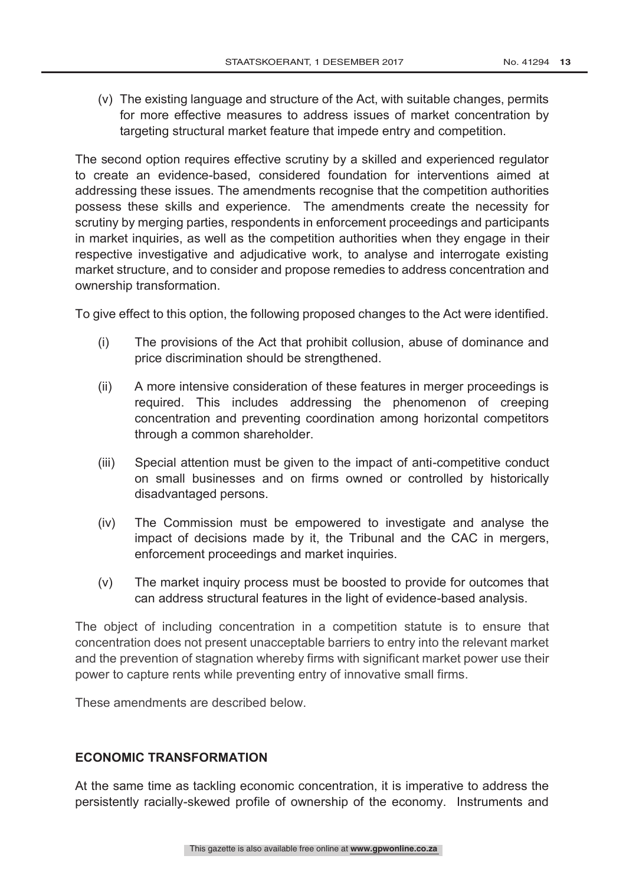(v) The existing language and structure of the Act, with suitable changes, permits for more effective measures to address issues of market concentration by targeting structural market feature that impede entry and competition.

The second option requires effective scrutiny by a skilled and experienced regulator to create an evidence-based, considered foundation for interventions aimed at addressing these issues. The amendments recognise that the competition authorities possess these skills and experience. The amendments create the necessity for scrutiny by merging parties, respondents in enforcement proceedings and participants in market inquiries, as well as the competition authorities when they engage in their respective investigative and adjudicative work, to analyse and interrogate existing market structure, and to consider and propose remedies to address concentration and ownership transformation.

To give effect to this option, the following proposed changes to the Act were identified.

(i) The provisions of the Act that prohibit collusion, abuse of dominance and price discrimination should be strengthened.

(ii) A more intensive consideration of these features in merger proceedings is required. This includes addressing the phenomenon of creeping concentration and preventing coordination among horizontal competitors through a common shareholder.

(iii) Special attention must be given to the impact of anti-competitive conduct on small businesses and on firms owned or controlled by historically disadvantaged persons.

(iv) The Commission must be empowered to investigate and analyse the impact of decisions made by it, the Tribunal and the CAC in mergers, enforcement proceedings and market inquiries.

(v) The market inquiry process must be boosted to provide for outcomes that can address structural features in the light of evidence-based analysis.

The object of including concentration in a competition statute is to ensure that concentration does not present unacceptable barriers to entry into the relevant market and the prevention of stagnation whereby firms with significant market power use their power to capture rents while preventing entry of innovative small firms.

These amendments are described below.

## ECONOMIC TRANSFORMATION

At the same time as tackling economic concentration, it is imperative to address the persistently racially-skewed profile of ownership of the economy. Instruments and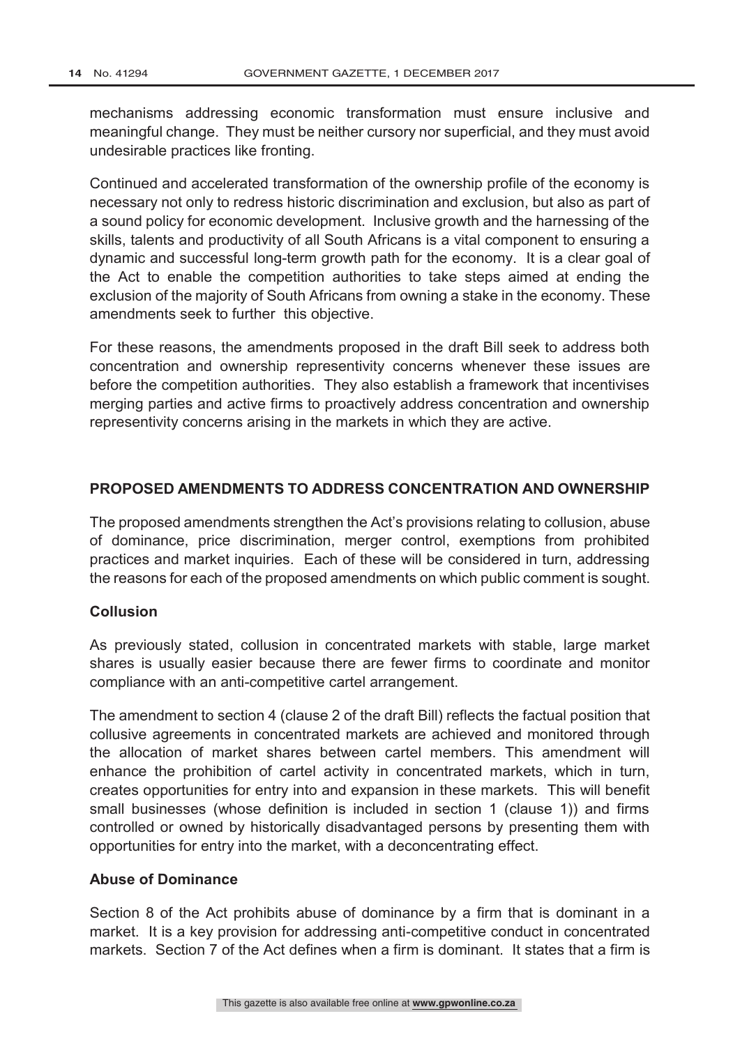mechanisms addressing economic transformation must ensure inclusive and meaningful change. They must be neither cursory nor superficial, and they must avoid undesirable practices like fronting.

Continued and accelerated transformation of the ownership profile of the economy is necessary not only to redress historic discrimination and exclusion, but also as part of a sound policy for economic development. Inclusive growth and the harnessing of the skills, talents and productivity of all South Africans is a vital component to ensuring a dynamic and successful long-term growth path for the economy. It is a clear goal of the Act to enable the competition authorities to take steps aimed at ending the exclusion of the majority of South Africans from owning a stake in the economy. These amendments seek to further this objective.

For these reasons, the amendments proposed in the draft Bill seek to address both concentration and ownership representivity concerns whenever these issues are before the competition authorities. They also establish a framework that incentivises merging parties and active firms to proactively address concentration and ownership representivity concerns arising in the markets in which they are active.

## PROPOSED AMENDMENTS TO ADDRESS CONCENTRATION AND OWNERSHIP

The proposed amendments strengthen the Act's provisions relating to collusion, abuse of dominance, price discrimination, merger control, exemptions from prohibited practices and market inquiries. Each of these will be considered in turn, addressing the reasons for each of the proposed amendments on which public comment is sought.

### Collusion

As previously stated, collusion in concentrated markets with stable, large market shares is usually easier because there are fewer firms to coordinate and monitor compliance with an anti-competitive cartel arrangement.

The amendment to section 4 (clause 2 of the draft Bill) reflects the factual position that collusive agreements in concentrated markets are achieved and monitored through the allocation of market shares between cartel members. This amendment will enhance the prohibition of cartel activity in concentrated markets, which in turn, creates opportunities for entry into and expansion in these markets. This will benefit small businesses (whose definition is included in section 1 (clause 1)) and firms controlled or owned by historically disadvantaged persons by presenting them with opportunities for entry into the market, with a deconcentrating effect.

### Abuse of Dominance

Section 8 of the Act prohibits abuse of dominance by a firm that is dominant in a market. It is a key provision for addressing anti-competitive conduct in concentrated markets. Section 7 of the Act defines when a firm is dominant. It states that a firm is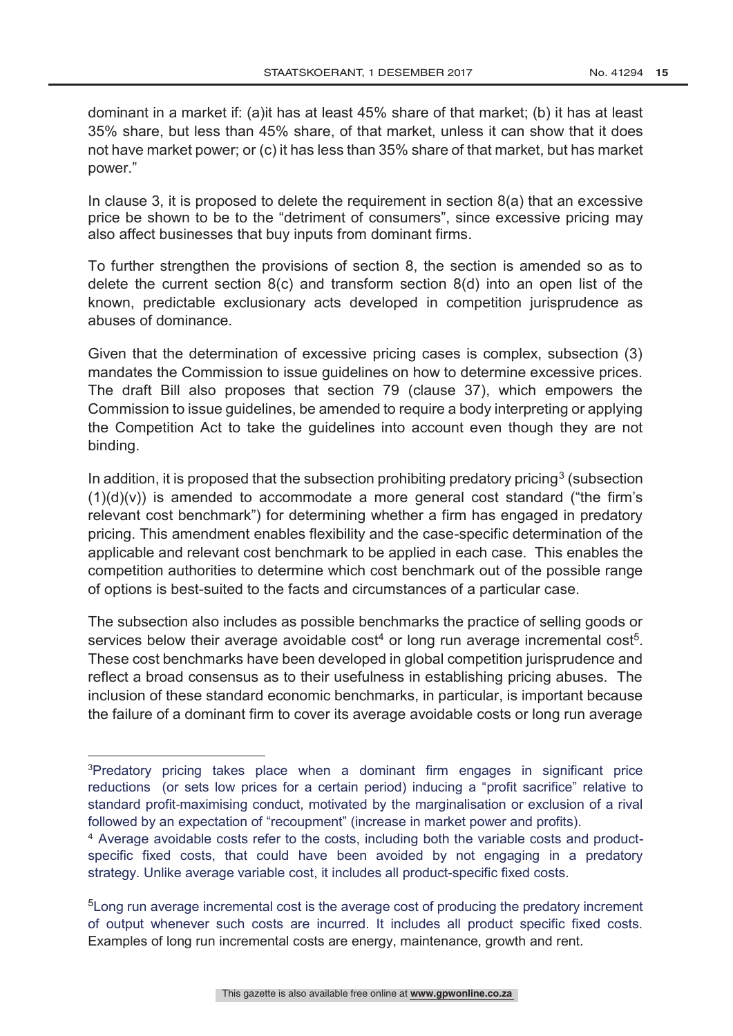dominant in a market if: (a)it has at least 45% share of that market; (b) it has at least 35% share, but less than 45% share, of that market, unless it can show that it does not have market power; or (c) it has less than 35% share of that market, but has market power."

In clause 3, it is proposed to delete the requirement in section 8(a) that an excessive price be shown to be to the "detriment of consumers", since excessive pricing may also affect businesses that buy inputs from dominant firms.

To further strengthen the provisions of section 8, the section is amended so as to delete the current section 8(c) and transform section 8(d) into an open list of the known, predictable exclusionary acts developed in competition jurisprudence as abuses of dominance.

Given that the determination of excessive pricing cases is complex, subsection (3) mandates the Commission to issue guidelines on how to determine excessive prices. The draft Bill also proposes that section 79 (clause 37), which empowers the Commission to issue guidelines, be amended to require a body interpreting or applying the Competition Act to take the guidelines into account even though they are not binding.

In addition, it is proposed that the subsection prohibiting predatory pricing[3] (subsection (1)(d)(v)) is amended to accommodate a more general cost standard ("the firm's relevant cost benchmark") for determining whether a firm has engaged in predatory pricing. This amendment enables flexibility and the case-specific determination of the applicable and relevant cost benchmark to be applied in each case. This enables the competition authorities to determine which cost benchmark out of the possible range of options is best-suited to the facts and circumstances of a particular case.

The subsection also includes as possible benchmarks the practice of selling goods or services below their average avoidable cost[4] or long run average incremental cost[5]. These cost benchmarks have been developed in global competition jurisprudence and reflect a broad consensus as to their usefulness in establishing pricing abuses. The inclusion of these standard economic benchmarks, in particular, is important because the failure of a dominant firm to cover its average avoidable costs or long run average

---

[3]Predatory pricing takes place when a dominant firm engages in significant price reductions (or sets low prices for a certain period) inducing a "profit sacrifice" relative to standard profit-maximising conduct, motivated by the marginalisation or exclusion of a rival followed by an expectation of "recoupment" (increase in market power and profits).

[4] Average avoidable costs refer to the costs, including both the variable costs and product-specific fixed costs, that could have been avoided by not engaging in a predatory strategy. Unlike average variable cost, it includes all product-specific fixed costs.

[5]Long run average incremental cost is the average cost of producing the predatory increment of output whenever such costs are incurred. It includes all product specific fixed costs. Examples of long run incremental costs are energy, maintenance, growth and rent.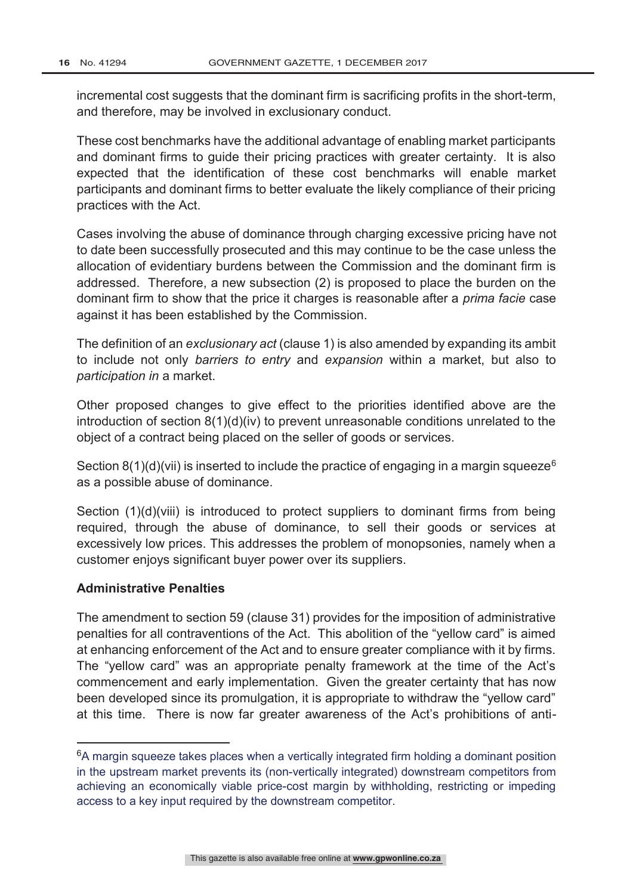incremental cost suggests that the dominant firm is sacrificing profits in the short-term, and therefore, may be involved in exclusionary conduct.

These cost benchmarks have the additional advantage of enabling market participants and dominant firms to guide their pricing practices with greater certainty. It is also expected that the identification of these cost benchmarks will enable market participants and dominant firms to better evaluate the likely compliance of their pricing practices with the Act.

Cases involving the abuse of dominance through charging excessive pricing have not to date been successfully prosecuted and this may continue to be the case unless the allocation of evidentiary burdens between the Commission and the dominant firm is addressed. Therefore, a new subsection (2) is proposed to place the burden on the dominant firm to show that the price it charges is reasonable after a *prima facie* case against it has been established by the Commission.

The definition of an *exclusionary act* (clause 1) is also amended by expanding its ambit to include not only *barriers to entry* and *expansion* within a market, but also to *participation in* a market.

Other proposed changes to give effect to the priorities identified above are the introduction of section 8(1)(d)(iv) to prevent unreasonable conditions unrelated to the object of a contract being placed on the seller of goods or services.

Section 8(1)(d)(vii) is inserted to include the practice of engaging in a margin squeeze[6] as a possible abuse of dominance.

Section (1)(d)(viii) is introduced to protect suppliers to dominant firms from being required, through the abuse of dominance, to sell their goods or services at excessively low prices. This addresses the problem of monopsonies, namely when a customer enjoys significant buyer power over its suppliers.

**Administrative Penalties**

The amendment to section 59 (clause 31) provides for the imposition of administrative penalties for all contraventions of the Act. This abolition of the "yellow card" is aimed at enhancing enforcement of the Act and to ensure greater compliance with it by firms. The "yellow card" was an appropriate penalty framework at the time of the Act's commencement and early implementation. Given the greater certainty that has now been developed since its promulgation, it is appropriate to withdraw the "yellow card" at this time. There is now far greater awareness of the Act's prohibitions of anti-

[6]A margin squeeze takes places when a vertically integrated firm holding a dominant position in the upstream market prevents its (non-vertically integrated) downstream competitors from achieving an economically viable price-cost margin by withholding, restricting or impeding access to a key input required by the downstream competitor.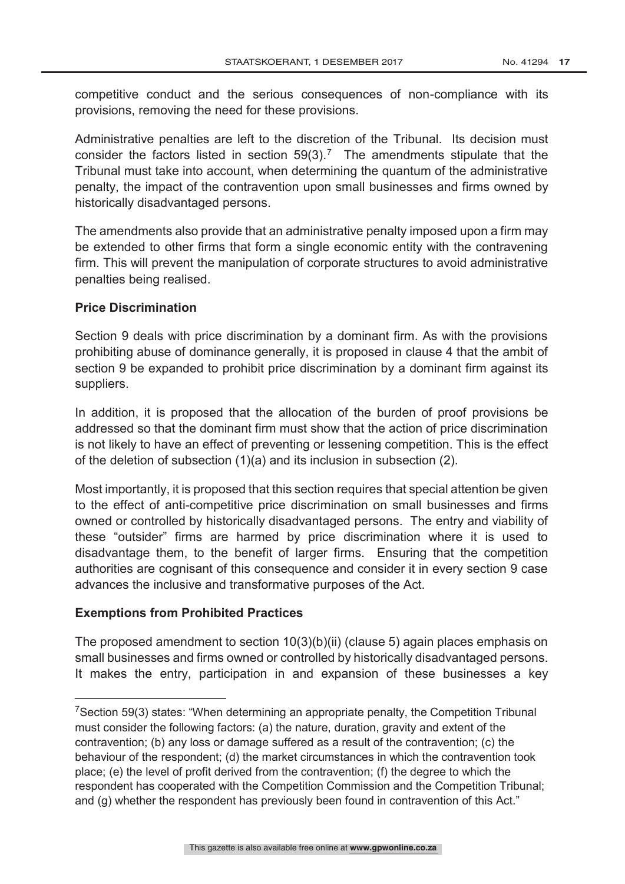competitive conduct and the serious consequences of non-compliance with its provisions, removing the need for these provisions.

Administrative penalties are left to the discretion of the Tribunal. Its decision must consider the factors listed in section 59(3).[7] The amendments stipulate that the Tribunal must take into account, when determining the quantum of the administrative penalty, the impact of the contravention upon small businesses and firms owned by historically disadvantaged persons.

The amendments also provide that an administrative penalty imposed upon a firm may be extended to other firms that form a single economic entity with the contravening firm. This will prevent the manipulation of corporate structures to avoid administrative penalties being realised.

**Price Discrimination**

Section 9 deals with price discrimination by a dominant firm. As with the provisions prohibiting abuse of dominance generally, it is proposed in clause 4 that the ambit of section 9 be expanded to prohibit price discrimination by a dominant firm against its suppliers.

In addition, it is proposed that the allocation of the burden of proof provisions be addressed so that the dominant firm must show that the action of price discrimination is not likely to have an effect of preventing or lessening competition. This is the effect of the deletion of subsection (1)(a) and its inclusion in subsection (2).

Most importantly, it is proposed that this section requires that special attention be given to the effect of anti-competitive price discrimination on small businesses and firms owned or controlled by historically disadvantaged persons. The entry and viability of these "outsider" firms are harmed by price discrimination where it is used to disadvantage them, to the benefit of larger firms. Ensuring that the competition authorities are cognisant of this consequence and consider it in every section 9 case advances the inclusive and transformative purposes of the Act.

**Exemptions from Prohibited Practices**

The proposed amendment to section 10(3)(b)(ii) (clause 5) again places emphasis on small businesses and firms owned or controlled by historically disadvantaged persons. It makes the entry, participation in and expansion of these businesses a key

[7]Section 59(3) states: "When determining an appropriate penalty, the Competition Tribunal must consider the following factors: (a) the nature, duration, gravity and extent of the contravention; (b) any loss or damage suffered as a result of the contravention; (c) the behaviour of the respondent; (d) the market circumstances in which the contravention took place; (e) the level of profit derived from the contravention; (f) the degree to which the respondent has cooperated with the Competition Commission and the Competition Tribunal; and (g) whether the respondent has previously been found in contravention of this Act."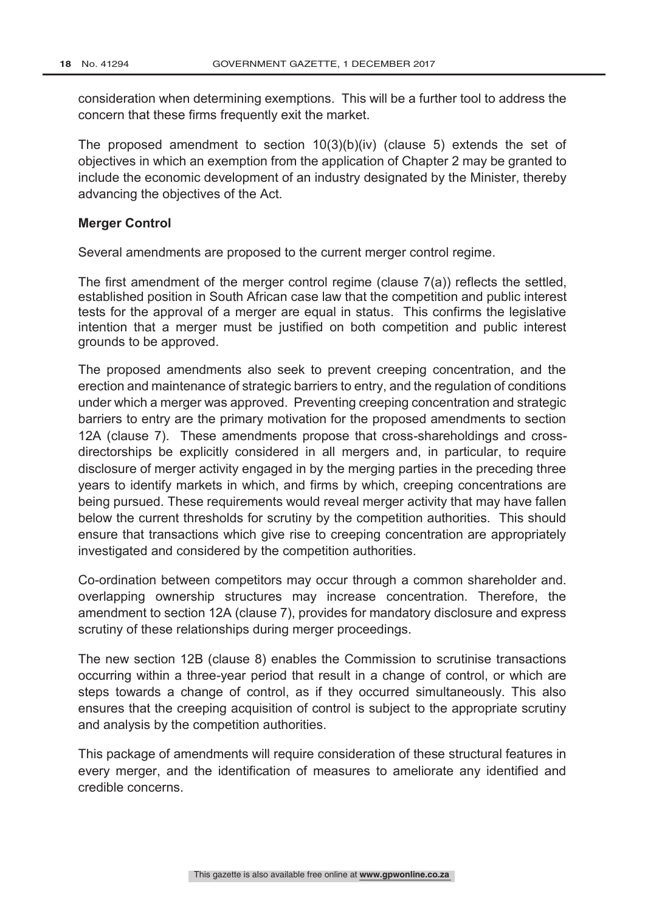consideration when determining exemptions. This will be a further tool to address the concern that these firms frequently exit the market.

The proposed amendment to section 10(3)(b)(iv) (clause 5) extends the set of objectives in which an exemption from the application of Chapter 2 may be granted to include the economic development of an industry designated by the Minister, thereby advancing the objectives of the Act.

**Merger Control**

Several amendments are proposed to the current merger control regime.

The first amendment of the merger control regime (clause 7(a)) reflects the settled, established position in South African case law that the competition and public interest tests for the approval of a merger are equal in status. This confirms the legislative intention that a merger must be justified on both competition and public interest grounds to be approved.

The proposed amendments also seek to prevent creeping concentration, and the erection and maintenance of strategic barriers to entry, and the regulation of conditions under which a merger was approved. Preventing creeping concentration and strategic barriers to entry are the primary motivation for the proposed amendments to section 12A (clause 7). These amendments propose that cross-shareholdings and cross-directorships be explicitly considered in all mergers and, in particular, to require disclosure of merger activity engaged in by the merging parties in the preceding three years to identify markets in which, and firms by which, creeping concentrations are being pursued. These requirements would reveal merger activity that may have fallen below the current thresholds for scrutiny by the competition authorities. This should ensure that transactions which give rise to creeping concentration are appropriately investigated and considered by the competition authorities.

Co-ordination between competitors may occur through a common shareholder and. overlapping ownership structures may increase concentration. Therefore, the amendment to section 12A (clause 7), provides for mandatory disclosure and express scrutiny of these relationships during merger proceedings.

The new section 12B (clause 8) enables the Commission to scrutinise transactions occurring within a three-year period that result in a change of control, or which are steps towards a change of control, as if they occurred simultaneously. This also ensures that the creeping acquisition of control is subject to the appropriate scrutiny and analysis by the competition authorities.

This package of amendments will require consideration of these structural features in every merger, and the identification of measures to ameliorate any identified and credible concerns.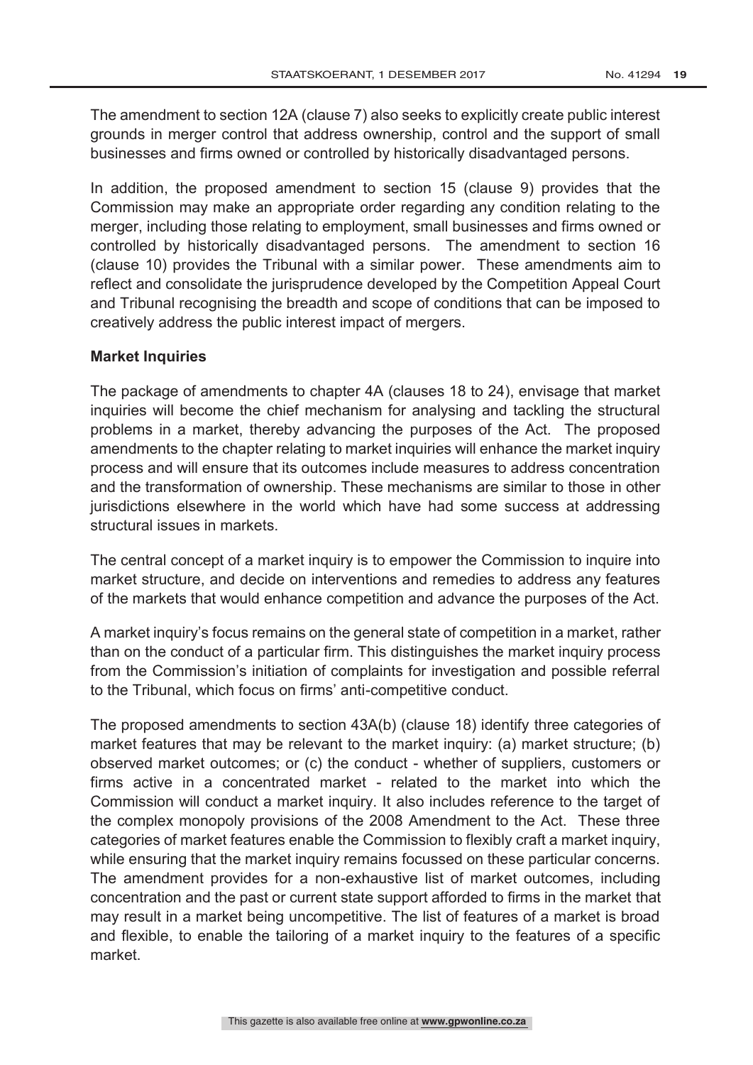The amendment to section 12A (clause 7) also seeks to explicitly create public interest grounds in merger control that address ownership, control and the support of small businesses and firms owned or controlled by historically disadvantaged persons.

In addition, the proposed amendment to section 15 (clause 9) provides that the Commission may make an appropriate order regarding any condition relating to the merger, including those relating to employment, small businesses and firms owned or controlled by historically disadvantaged persons. The amendment to section 16 (clause 10) provides the Tribunal with a similar power. These amendments aim to reflect and consolidate the jurisprudence developed by the Competition Appeal Court and Tribunal recognising the breadth and scope of conditions that can be imposed to creatively address the public interest impact of mergers.

**Market Inquiries**

The package of amendments to chapter 4A (clauses 18 to 24), envisage that market inquiries will become the chief mechanism for analysing and tackling the structural problems in a market, thereby advancing the purposes of the Act. The proposed amendments to the chapter relating to market inquiries will enhance the market inquiry process and will ensure that its outcomes include measures to address concentration and the transformation of ownership. These mechanisms are similar to those in other jurisdictions elsewhere in the world which have had some success at addressing structural issues in markets.

The central concept of a market inquiry is to empower the Commission to inquire into market structure, and decide on interventions and remedies to address any features of the markets that would enhance competition and advance the purposes of the Act.

A market inquiry's focus remains on the general state of competition in a market, rather than on the conduct of a particular firm. This distinguishes the market inquiry process from the Commission's initiation of complaints for investigation and possible referral to the Tribunal, which focus on firms' anti-competitive conduct.

The proposed amendments to section 43A(b) (clause 18) identify three categories of market features that may be relevant to the market inquiry: (a) market structure; (b) observed market outcomes; or (c) the conduct - whether of suppliers, customers or firms active in a concentrated market - related to the market into which the Commission will conduct a market inquiry. It also includes reference to the target of the complex monopoly provisions of the 2008 Amendment to the Act. These three categories of market features enable the Commission to flexibly craft a market inquiry, while ensuring that the market inquiry remains focussed on these particular concerns. The amendment provides for a non-exhaustive list of market outcomes, including concentration and the past or current state support afforded to firms in the market that may result in a market being uncompetitive. The list of features of a market is broad and flexible, to enable the tailoring of a market inquiry to the features of a specific market.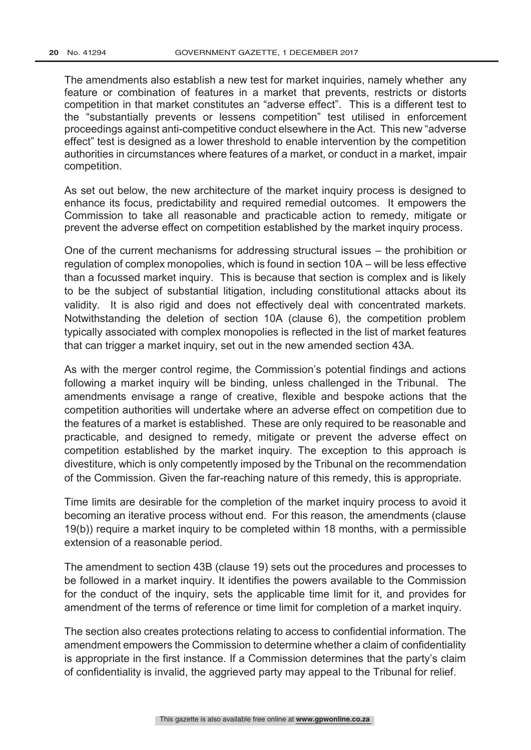The amendments also establish a new test for market inquiries, namely whether any feature or combination of features in a market that prevents, restricts or distorts competition in that market constitutes an "adverse effect". This is a different test to the "substantially prevents or lessens competition" test utilised in enforcement proceedings against anti-competitive conduct elsewhere in the Act. This new "adverse effect" test is designed as a lower threshold to enable intervention by the competition authorities in circumstances where features of a market, or conduct in a market, impair competition.

As set out below, the new architecture of the market inquiry process is designed to enhance its focus, predictability and required remedial outcomes. It empowers the Commission to take all reasonable and practicable action to remedy, mitigate or prevent the adverse effect on competition established by the market inquiry process.

One of the current mechanisms for addressing structural issues – the prohibition or regulation of complex monopolies, which is found in section 10A – will be less effective than a focussed market inquiry. This is because that section is complex and is likely to be the subject of substantial litigation, including constitutional attacks about its validity. It is also rigid and does not effectively deal with concentrated markets. Notwithstanding the deletion of section 10A (clause 6), the competition problem typically associated with complex monopolies is reflected in the list of market features that can trigger a market inquiry, set out in the new amended section 43A.

As with the merger control regime, the Commission's potential findings and actions following a market inquiry will be binding, unless challenged in the Tribunal. The amendments envisage a range of creative, flexible and bespoke actions that the competition authorities will undertake where an adverse effect on competition due to the features of a market is established. These are only required to be reasonable and practicable, and designed to remedy, mitigate or prevent the adverse effect on competition established by the market inquiry. The exception to this approach is divestiture, which is only competently imposed by the Tribunal on the recommendation of the Commission. Given the far-reaching nature of this remedy, this is appropriate.

Time limits are desirable for the completion of the market inquiry process to avoid it becoming an iterative process without end. For this reason, the amendments (clause 19(b)) require a market inquiry to be completed within 18 months, with a permissible extension of a reasonable period.

The amendment to section 43B (clause 19) sets out the procedures and processes to be followed in a market inquiry. It identifies the powers available to the Commission for the conduct of the inquiry, sets the applicable time limit for it, and provides for amendment of the terms of reference or time limit for completion of a market inquiry.

The section also creates protections relating to access to confidential information. The amendment empowers the Commission to determine whether a claim of confidentiality is appropriate in the first instance. If a Commission determines that the party's claim of confidentiality is invalid, the aggrieved party may appeal to the Tribunal for relief.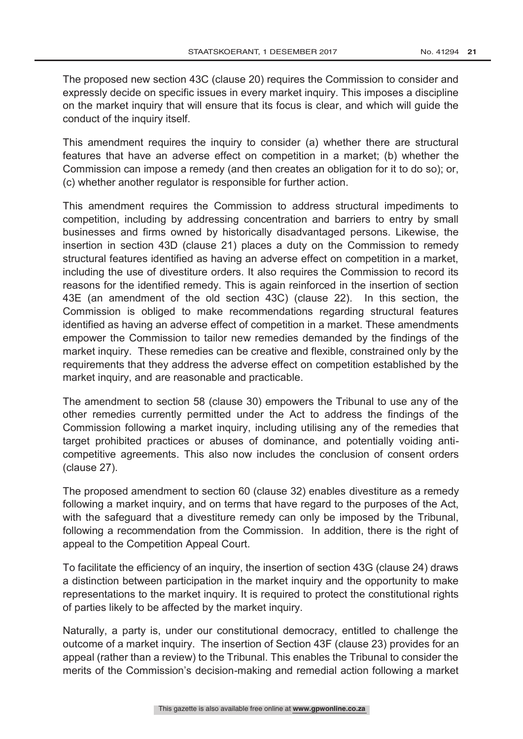The proposed new section 43C (clause 20) requires the Commission to consider and expressly decide on specific issues in every market inquiry. This imposes a discipline on the market inquiry that will ensure that its focus is clear, and which will guide the conduct of the inquiry itself.

This amendment requires the inquiry to consider (a) whether there are structural features that have an adverse effect on competition in a market; (b) whether the Commission can impose a remedy (and then creates an obligation for it to do so); or, (c) whether another regulator is responsible for further action.

This amendment requires the Commission to address structural impediments to competition, including by addressing concentration and barriers to entry by small businesses and firms owned by historically disadvantaged persons. Likewise, the insertion in section 43D (clause 21) places a duty on the Commission to remedy structural features identified as having an adverse effect on competition in a market, including the use of divestiture orders. It also requires the Commission to record its reasons for the identified remedy. This is again reinforced in the insertion of section 43E (an amendment of the old section 43C) (clause 22). In this section, the Commission is obliged to make recommendations regarding structural features identified as having an adverse effect of competition in a market. These amendments empower the Commission to tailor new remedies demanded by the findings of the market inquiry. These remedies can be creative and flexible, constrained only by the requirements that they address the adverse effect on competition established by the market inquiry, and are reasonable and practicable.

The amendment to section 58 (clause 30) empowers the Tribunal to use any of the other remedies currently permitted under the Act to address the findings of the Commission following a market inquiry, including utilising any of the remedies that target prohibited practices or abuses of dominance, and potentially voiding anti-competitive agreements. This also now includes the conclusion of consent orders (clause 27).

The proposed amendment to section 60 (clause 32) enables divestiture as a remedy following a market inquiry, and on terms that have regard to the purposes of the Act, with the safeguard that a divestiture remedy can only be imposed by the Tribunal, following a recommendation from the Commission. In addition, there is the right of appeal to the Competition Appeal Court.

To facilitate the efficiency of an inquiry, the insertion of section 43G (clause 24) draws a distinction between participation in the market inquiry and the opportunity to make representations to the market inquiry. It is required to protect the constitutional rights of parties likely to be affected by the market inquiry.

Naturally, a party is, under our constitutional democracy, entitled to challenge the outcome of a market inquiry. The insertion of Section 43F (clause 23) provides for an appeal (rather than a review) to the Tribunal. This enables the Tribunal to consider the merits of the Commission's decision-making and remedial action following a market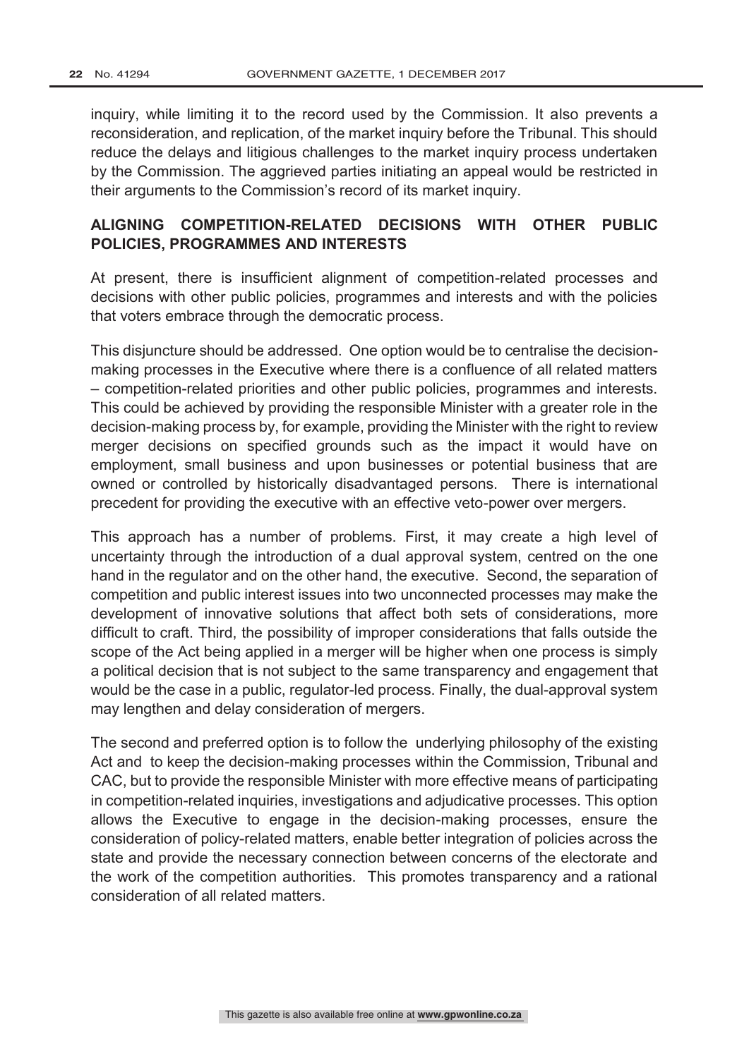inquiry, while limiting it to the record used by the Commission. It also prevents a reconsideration, and replication, of the market inquiry before the Tribunal. This should reduce the delays and litigious challenges to the market inquiry process undertaken by the Commission. The aggrieved parties initiating an appeal would be restricted in their arguments to the Commission's record of its market inquiry.

## ALIGNING COMPETITION-RELATED DECISIONS WITH OTHER PUBLIC POLICIES, PROGRAMMES AND INTERESTS

At present, there is insufficient alignment of competition-related processes and decisions with other public policies, programmes and interests and with the policies that voters embrace through the democratic process.

This disjuncture should be addressed. One option would be to centralise the decision-making processes in the Executive where there is a confluence of all related matters – competition-related priorities and other public policies, programmes and interests. This could be achieved by providing the responsible Minister with a greater role in the decision-making process by, for example, providing the Minister with the right to review merger decisions on specified grounds such as the impact it would have on employment, small business and upon businesses or potential business that are owned or controlled by historically disadvantaged persons. There is international precedent for providing the executive with an effective veto-power over mergers.

This approach has a number of problems. First, it may create a high level of uncertainty through the introduction of a dual approval system, centred on the one hand in the regulator and on the other hand, the executive. Second, the separation of competition and public interest issues into two unconnected processes may make the development of innovative solutions that affect both sets of considerations, more difficult to craft. Third, the possibility of improper considerations that falls outside the scope of the Act being applied in a merger will be higher when one process is simply a political decision that is not subject to the same transparency and engagement that would be the case in a public, regulator-led process. Finally, the dual-approval system may lengthen and delay consideration of mergers.

The second and preferred option is to follow the underlying philosophy of the existing Act and to keep the decision-making processes within the Commission, Tribunal and CAC, but to provide the responsible Minister with more effective means of participating in competition-related inquiries, investigations and adjudicative processes. This option allows the Executive to engage in the decision-making processes, ensure the consideration of policy-related matters, enable better integration of policies across the state and provide the necessary connection between concerns of the electorate and the work of the competition authorities. This promotes transparency and a rational consideration of all related matters.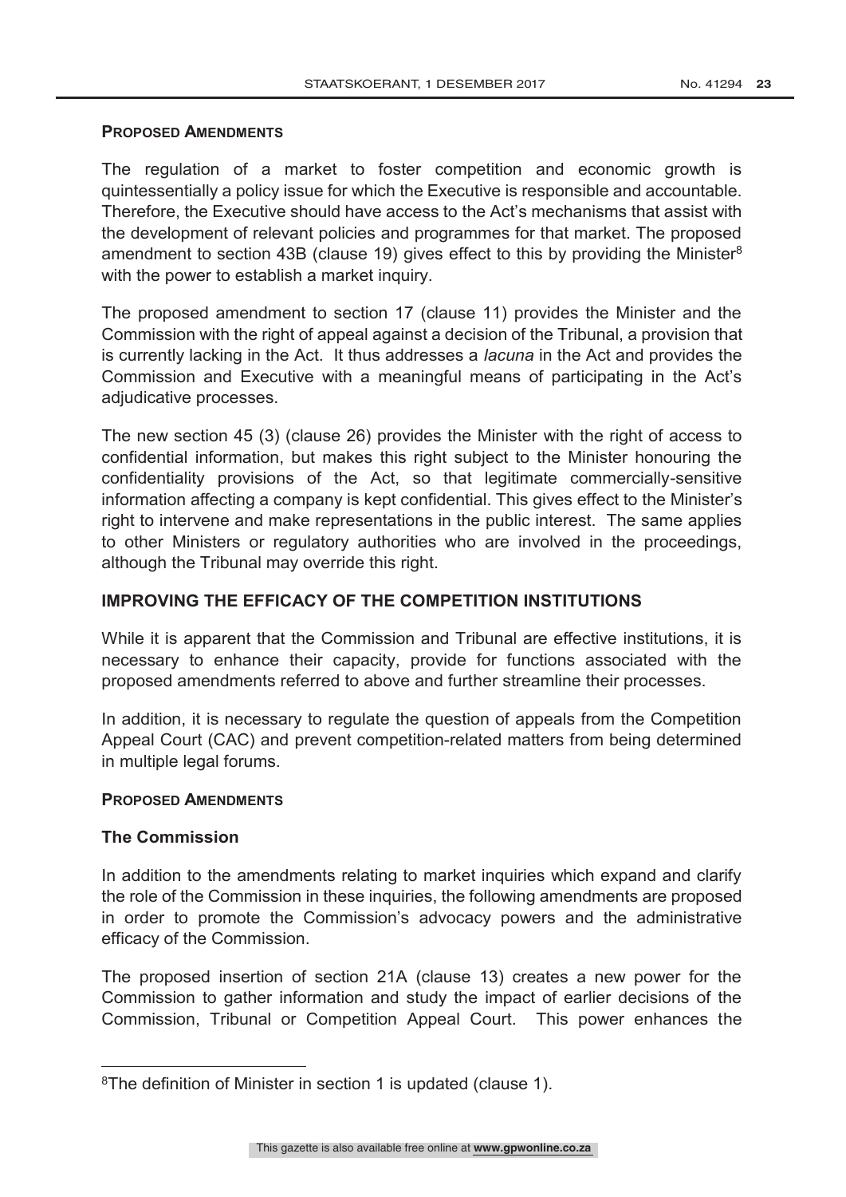**PROPOSED AMENDMENTS**

The regulation of a market to foster competition and economic growth is quintessentially a policy issue for which the Executive is responsible and accountable. Therefore, the Executive should have access to the Act's mechanisms that assist with the development of relevant policies and programmes for that market. The proposed amendment to section 43B (clause 19) gives effect to this by providing the Minister[8] with the power to establish a market inquiry.

The proposed amendment to section 17 (clause 11) provides the Minister and the Commission with the right of appeal against a decision of the Tribunal, a provision that is currently lacking in the Act. It thus addresses a *lacuna* in the Act and provides the Commission and Executive with a meaningful means of participating in the Act's adjudicative processes.

The new section 45 (3) (clause 26) provides the Minister with the right of access to confidential information, but makes this right subject to the Minister honouring the confidentiality provisions of the Act, so that legitimate commercially-sensitive information affecting a company is kept confidential. This gives effect to the Minister's right to intervene and make representations in the public interest. The same applies to other Ministers or regulatory authorities who are involved in the proceedings, although the Tribunal may override this right.

## IMPROVING THE EFFICACY OF THE COMPETITION INSTITUTIONS

While it is apparent that the Commission and Tribunal are effective institutions, it is necessary to enhance their capacity, provide for functions associated with the proposed amendments referred to above and further streamline their processes.

In addition, it is necessary to regulate the question of appeals from the Competition Appeal Court (CAC) and prevent competition-related matters from being determined in multiple legal forums.

**PROPOSED AMENDMENTS**

### The Commission

In addition to the amendments relating to market inquiries which expand and clarify the role of the Commission in these inquiries, the following amendments are proposed in order to promote the Commission's advocacy powers and the administrative efficacy of the Commission.

The proposed insertion of section 21A (clause 13) creates a new power for the Commission to gather information and study the impact of earlier decisions of the Commission, Tribunal or Competition Appeal Court. This power enhances the

[8]The definition of Minister in section 1 is updated (clause 1).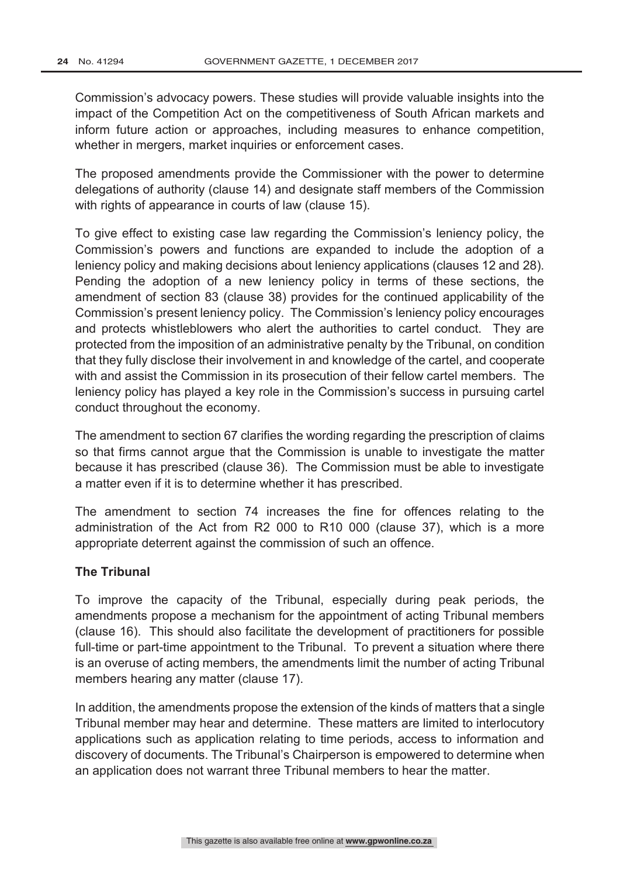Commission's advocacy powers. These studies will provide valuable insights into the impact of the Competition Act on the competitiveness of South African markets and inform future action or approaches, including measures to enhance competition, whether in mergers, market inquiries or enforcement cases.

The proposed amendments provide the Commissioner with the power to determine delegations of authority (clause 14) and designate staff members of the Commission with rights of appearance in courts of law (clause 15).

To give effect to existing case law regarding the Commission's leniency policy, the Commission's powers and functions are expanded to include the adoption of a leniency policy and making decisions about leniency applications (clauses 12 and 28). Pending the adoption of a new leniency policy in terms of these sections, the amendment of section 83 (clause 38) provides for the continued applicability of the Commission's present leniency policy. The Commission's leniency policy encourages and protects whistleblowers who alert the authorities to cartel conduct. They are protected from the imposition of an administrative penalty by the Tribunal, on condition that they fully disclose their involvement in and knowledge of the cartel, and cooperate with and assist the Commission in its prosecution of their fellow cartel members. The leniency policy has played a key role in the Commission's success in pursuing cartel conduct throughout the economy.

The amendment to section 67 clarifies the wording regarding the prescription of claims so that firms cannot argue that the Commission is unable to investigate the matter because it has prescribed (clause 36). The Commission must be able to investigate a matter even if it is to determine whether it has prescribed.

The amendment to section 74 increases the fine for offences relating to the administration of the Act from R2 000 to R10 000 (clause 37), which is a more appropriate deterrent against the commission of such an offence.

**The Tribunal**

To improve the capacity of the Tribunal, especially during peak periods, the amendments propose a mechanism for the appointment of acting Tribunal members (clause 16). This should also facilitate the development of practitioners for possible full-time or part-time appointment to the Tribunal. To prevent a situation where there is an overuse of acting members, the amendments limit the number of acting Tribunal members hearing any matter (clause 17).

In addition, the amendments propose the extension of the kinds of matters that a single Tribunal member may hear and determine. These matters are limited to interlocutory applications such as application relating to time periods, access to information and discovery of documents. The Tribunal's Chairperson is empowered to determine when an application does not warrant three Tribunal members to hear the matter.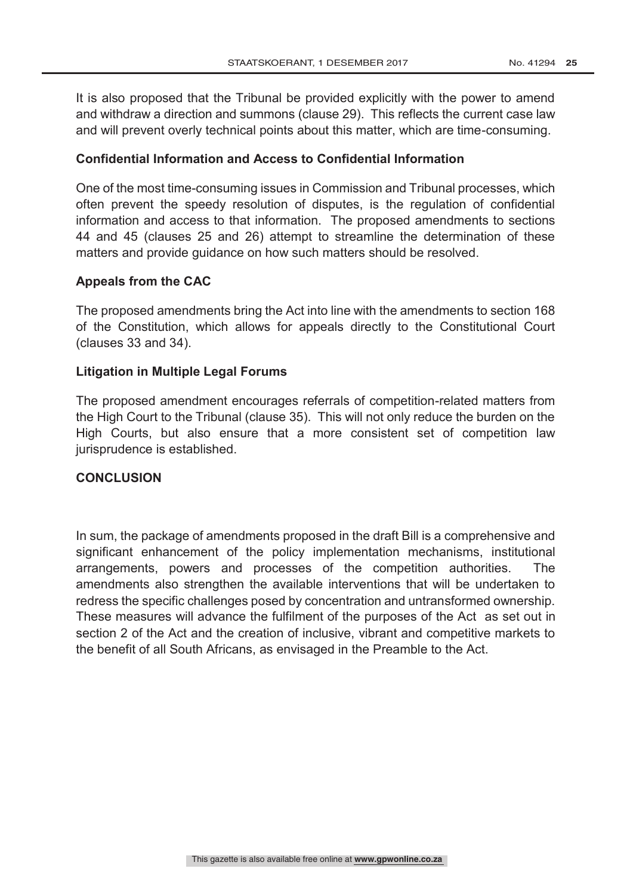It is also proposed that the Tribunal be provided explicitly with the power to amend and withdraw a direction and summons (clause 29). This reflects the current case law and will prevent overly technical points about this matter, which are time-consuming.

**Confidential Information and Access to Confidential Information**

One of the most time-consuming issues in Commission and Tribunal processes, which often prevent the speedy resolution of disputes, is the regulation of confidential information and access to that information. The proposed amendments to sections 44 and 45 (clauses 25 and 26) attempt to streamline the determination of these matters and provide guidance on how such matters should be resolved.

**Appeals from the CAC**

The proposed amendments bring the Act into line with the amendments to section 168 of the Constitution, which allows for appeals directly to the Constitutional Court (clauses 33 and 34).

**Litigation in Multiple Legal Forums**

The proposed amendment encourages referrals of competition-related matters from the High Court to the Tribunal (clause 35). This will not only reduce the burden on the High Courts, but also ensure that a more consistent set of competition law jurisprudence is established.

**CONCLUSION**

In sum, the package of amendments proposed in the draft Bill is a comprehensive and significant enhancement of the policy implementation mechanisms, institutional arrangements, powers and processes of the competition authorities. The amendments also strengthen the available interventions that will be undertaken to redress the specific challenges posed by concentration and untransformed ownership. These measures will advance the fulfilment of the purposes of the Act as set out in section 2 of the Act and the creation of inclusive, vibrant and competitive markets to the benefit of all South Africans, as envisaged in the Preamble to the Act.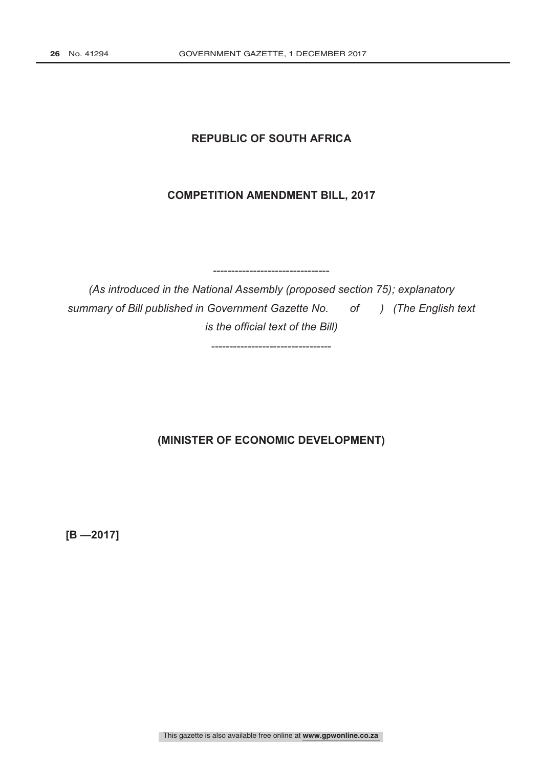**REPUBLIC OF SOUTH AFRICA**

**COMPETITION AMENDMENT BILL, 2017**

--------------------------------

*(As introduced in the National Assembly (proposed section 75); explanatory summary of Bill published in Government Gazette No. of ) (The English text is the official text of the Bill)*

---------------------------------

**(MINISTER OF ECONOMIC DEVELOPMENT)**

**[B —2017]**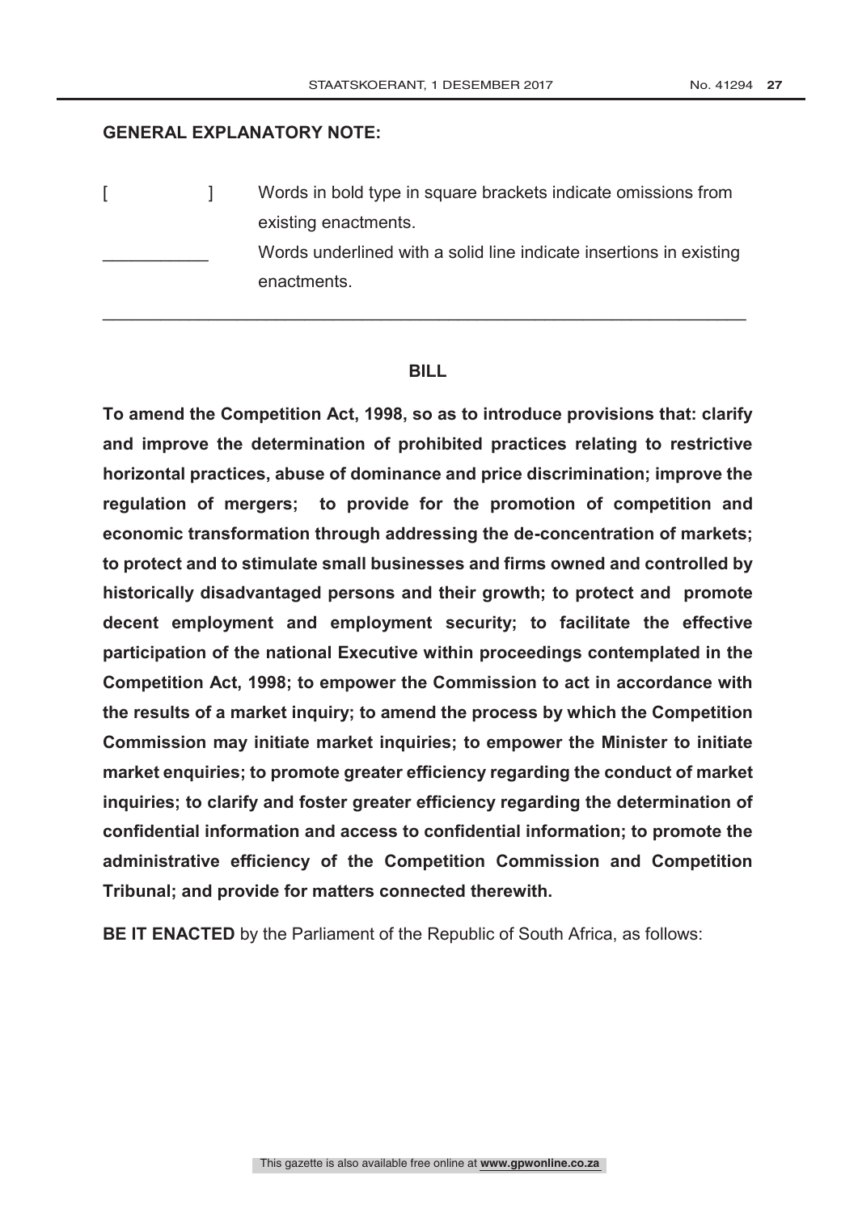**GENERAL EXPLANATORY NOTE:**

[ ] Words in bold type in square brackets indicate omissions from existing enactments.

\_\_\_\_\_\_\_\_\_\_\_ Words underlined with a solid line indicate insertions in existing enactments.

---

## BILL

**To amend the Competition Act, 1998, so as to introduce provisions that: clarify and improve the determination of prohibited practices relating to restrictive horizontal practices, abuse of dominance and price discrimination; improve the regulation of mergers; to provide for the promotion of competition and economic transformation through addressing the de-concentration of markets; to protect and to stimulate small businesses and firms owned and controlled by historically disadvantaged persons and their growth; to protect and promote decent employment and employment security; to facilitate the effective participation of the national Executive within proceedings contemplated in the Competition Act, 1998; to empower the Commission to act in accordance with the results of a market inquiry; to amend the process by which the Competition Commission may initiate market inquiries; to empower the Minister to initiate market enquiries; to promote greater efficiency regarding the conduct of market inquiries; to clarify and foster greater efficiency regarding the determination of confidential information and access to confidential information; to promote the administrative efficiency of the Competition Commission and Competition Tribunal; and provide for matters connected therewith.**

**BE IT ENACTED** by the Parliament of the Republic of South Africa, as follows: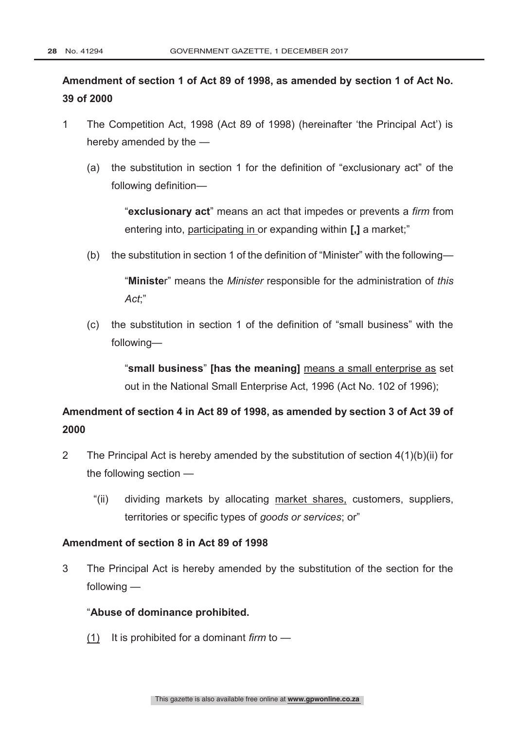**Amendment of section 1 of Act 89 of 1998, as amended by section 1 of Act No. 39 of 2000**

1 The Competition Act, 1998 (Act 89 of 1998) (hereinafter 'the Principal Act') is hereby amended by the —

(a) the substitution in section 1 for the definition of "exclusionary act" of the following definition—

"**exclusionary act**" means an act that impedes or prevents a *firm* from entering into, <u>participating in</u> or expanding within **[,]** a market;"

(b) the substitution in section 1 of the definition of "Minister" with the following—

"**Ministe**r" means the *Minister* responsible for the administration of *this Act*;"

(c) the substitution in section 1 of the definition of "small business" with the following—

"**small business**" **[has the meaning]** <u>means a small enterprise as</u> set out in the National Small Enterprise Act, 1996 (Act No. 102 of 1996);

**Amendment of section 4 in Act 89 of 1998, as amended by section 3 of Act 39 of 2000**

2 The Principal Act is hereby amended by the substitution of section 4(1)(b)(ii) for the following section —

"(ii) dividing markets by allocating <u>market shares,</u> customers, suppliers, territories or specific types of *goods or services*; or"

**Amendment of section 8 in Act 89 of 1998**

3 The Principal Act is hereby amended by the substitution of the section for the following —

"**Abuse of dominance prohibited.**

<u>(1)</u> It is prohibited for a dominant *firm* to —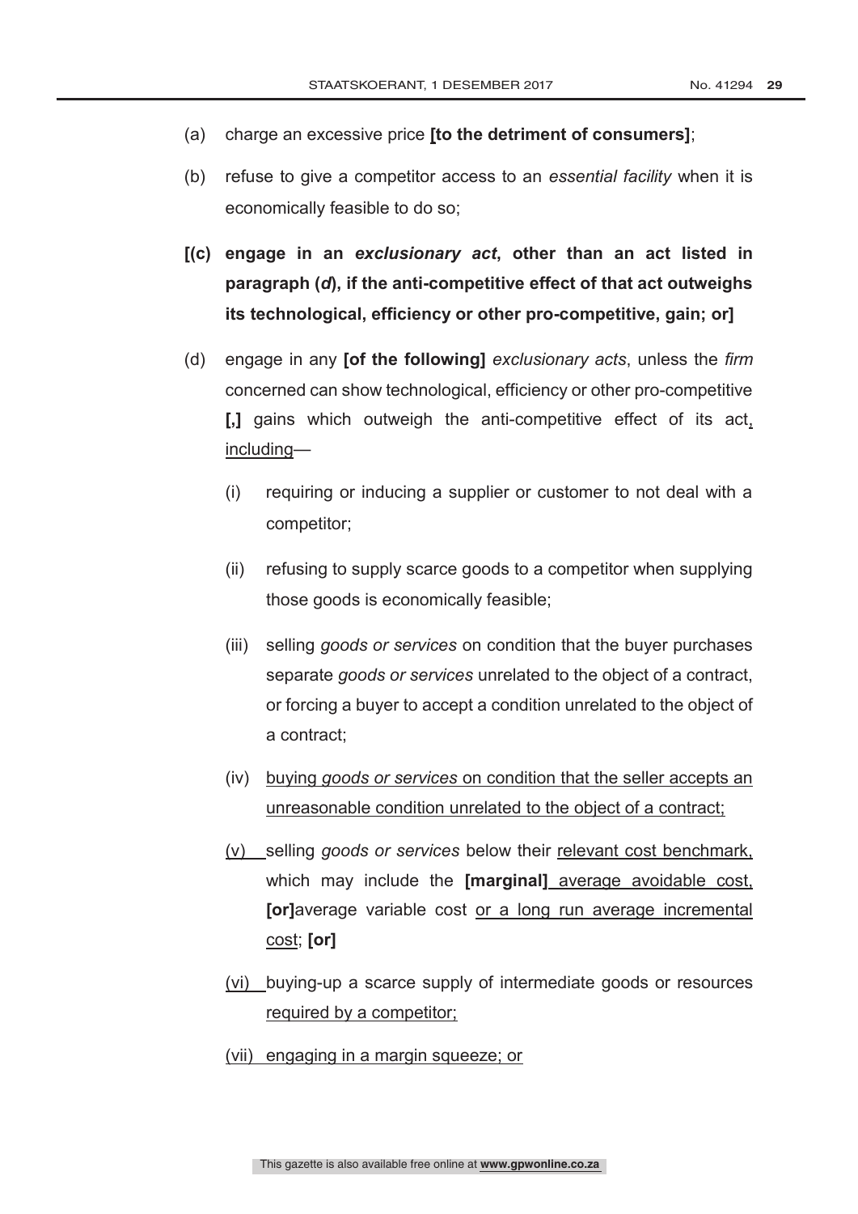(a) charge an excessive price **[to the detriment of consumers]**;

(b) refuse to give a competitor access to an *essential facility* when it is economically feasible to do so;

**[(c) engage in an *exclusionary act*, other than an act listed in paragraph (*d*), if the anti-competitive effect of that act outweighs its technological, efficiency or other pro-competitive, gain; or]**

(d) engage in any **[of the following]** *exclusionary acts*, unless the *firm* concerned can show technological, efficiency or other pro-competitive **[,]** gains which outweigh the anti-competitive effect of its act<u>, including</u>—

  (i) requiring or inducing a supplier or customer to not deal with a competitor;

  (ii) refusing to supply scarce goods to a competitor when supplying those goods is economically feasible;

  (iii) selling *goods or services* on condition that the buyer purchases separate *goods or services* unrelated to the object of a contract, or forcing a buyer to accept a condition unrelated to the object of a contract;

  (iv) <u>buying *goods or services* on condition that the seller accepts an unreasonable condition unrelated to the object of a contract;</u>

  <u>(v)</u> selling *goods or services* below their <u>relevant cost benchmark,</u> which may include the **[marginal]** <u>average avoidable cost,</u> **[or]** average variable cost <u>or a long run average incremental cost</u>; **[or]**

  <u>(vi)</u> buying-up a scarce supply of intermediate goods or resources <u>required by a competitor;</u>

  <u>(vii) engaging in a margin squeeze; or</u>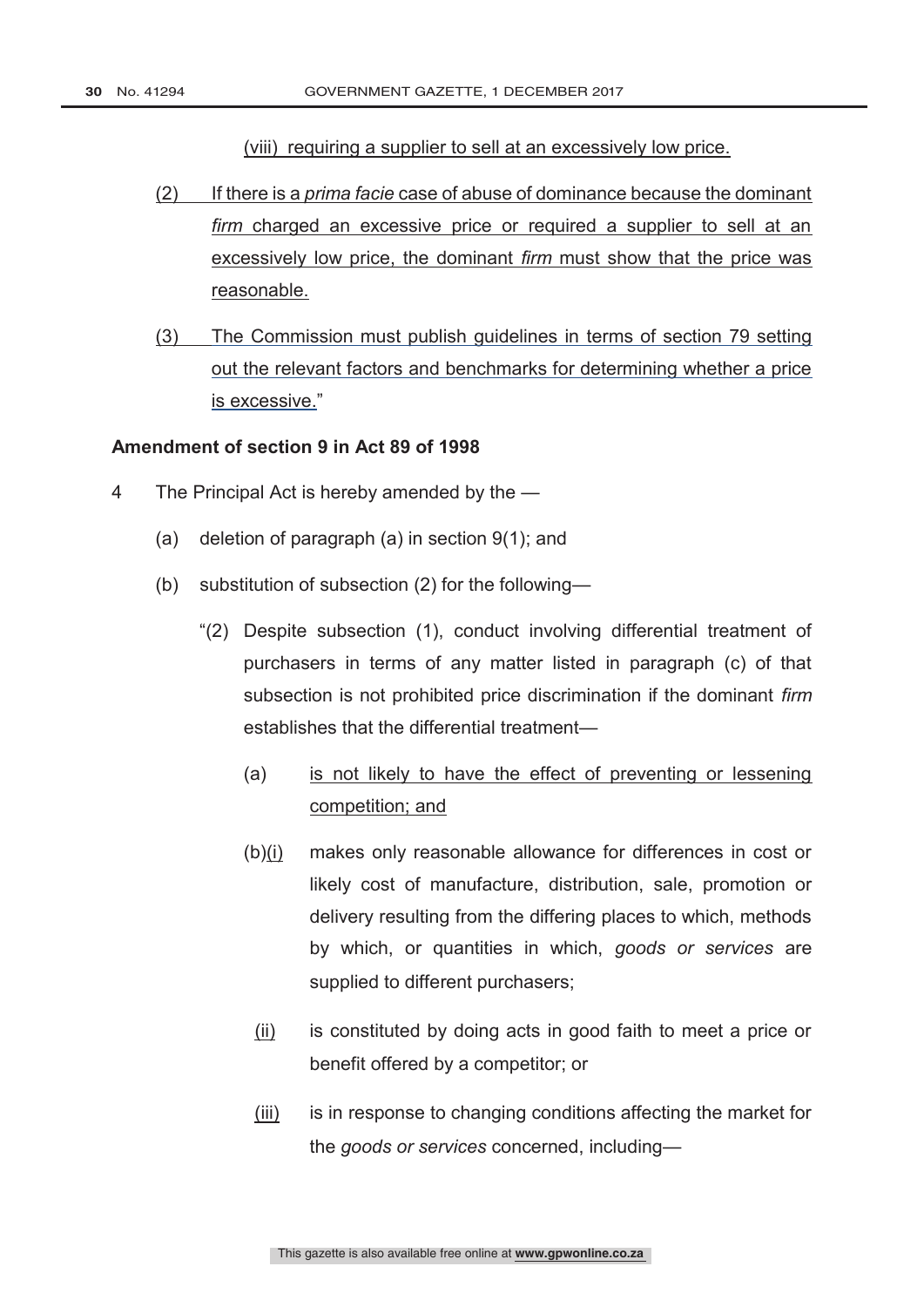(viii) requiring a supplier to sell at an excessively low price.

(2) If there is a *prima facie* case of abuse of dominance because the dominant *firm* charged an excessive price or required a supplier to sell at an excessively low price, the dominant *firm* must show that the price was reasonable.

(3) The Commission must publish guidelines in terms of section 79 setting out the relevant factors and benchmarks for determining whether a price is excessive."

**Amendment of section 9 in Act 89 of 1998**

4 The Principal Act is hereby amended by the —

(a) deletion of paragraph (a) in section 9(1); and

(b) substitution of subsection (2) for the following—

"(2) Despite subsection (1), conduct involving differential treatment of purchasers in terms of any matter listed in paragraph (c) of that subsection is not prohibited price discrimination if the dominant *firm* establishes that the differential treatment—

(a) is not likely to have the effect of preventing or lessening competition; and

(b)(i) makes only reasonable allowance for differences in cost or likely cost of manufacture, distribution, sale, promotion or delivery resulting from the differing places to which, methods by which, or quantities in which, *goods or services* are supplied to different purchasers;

(ii) is constituted by doing acts in good faith to meet a price or benefit offered by a competitor; or

(iii) is in response to changing conditions affecting the market for the *goods or services* concerned, including—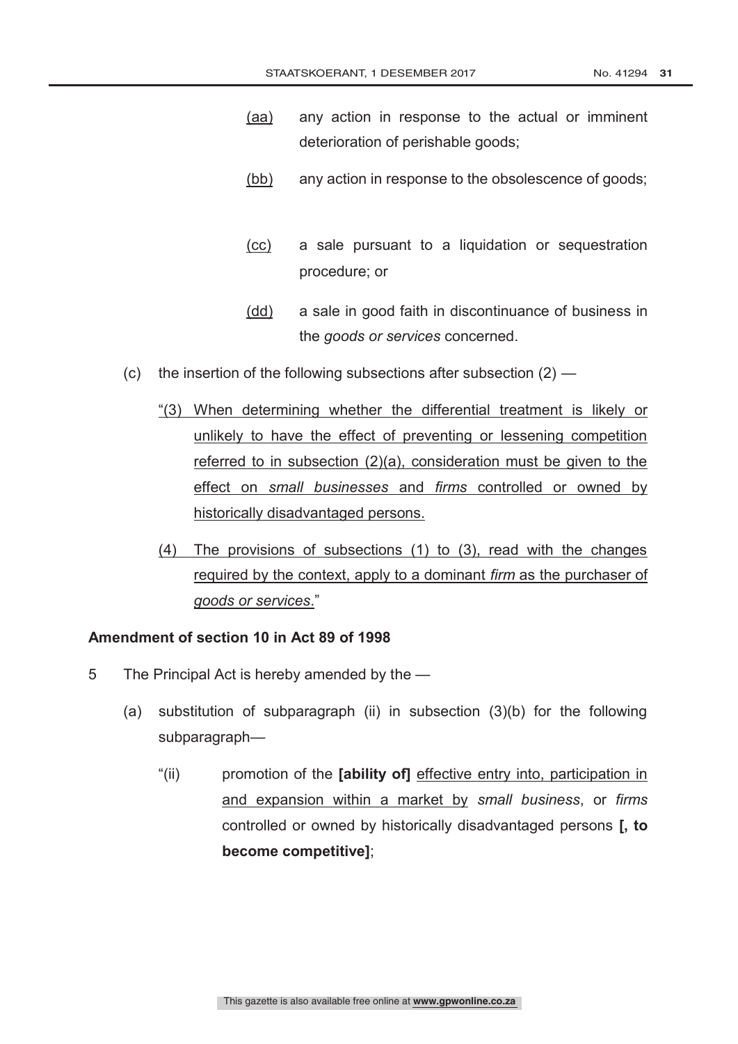(aa) any action in response to the actual or imminent deterioration of perishable goods;

(bb) any action in response to the obsolescence of goods;

(cc) a sale pursuant to a liquidation or sequestration procedure; or

(dd) a sale in good faith in discontinuance of business in the *goods or services* concerned.

(c) the insertion of the following subsections after subsection (2) —

"(3) When determining whether the differential treatment is likely or unlikely to have the effect of preventing or lessening competition referred to in subsection (2)(a), consideration must be given to the effect on *small businesses* and *firms* controlled or owned by historically disadvantaged persons.

(4) The provisions of subsections (1) to (3), read with the changes required by the context, apply to a dominant *firm* as the purchaser of *goods or services*."

**Amendment of section 10 in Act 89 of 1998**

5 The Principal Act is hereby amended by the —

(a) substitution of subparagraph (ii) in subsection (3)(b) for the following subparagraph—

"(ii) promotion of the **[ability of]** effective entry into, participation in and expansion within a market by *small business*, or *firms* controlled or owned by historically disadvantaged persons **[, to become competitive]**;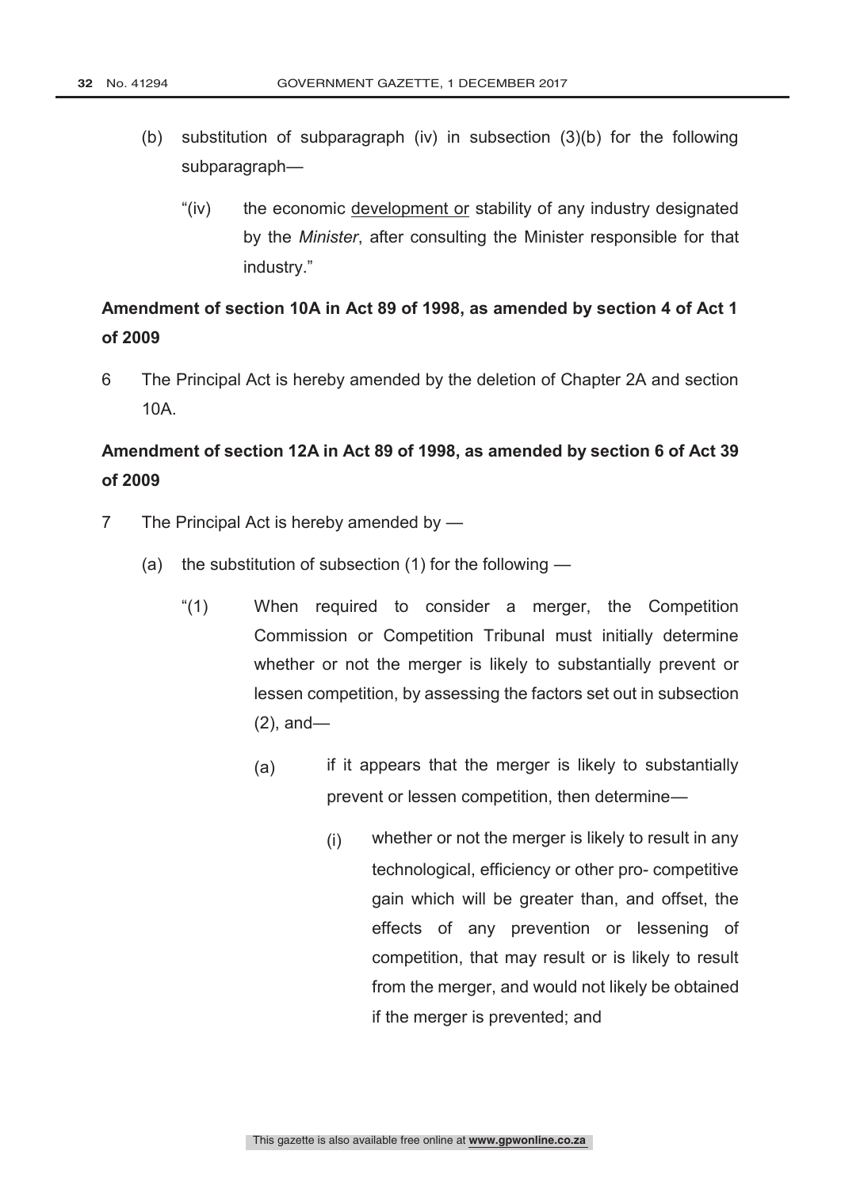(b) substitution of subparagraph (iv) in subsection (3)(b) for the following subparagraph—

"(iv) the economic development or stability of any industry designated by the *Minister*, after consulting the Minister responsible for that industry."

**Amendment of section 10A in Act 89 of 1998, as amended by section 4 of Act 1 of 2009**

6 The Principal Act is hereby amended by the deletion of Chapter 2A and section 10A.

**Amendment of section 12A in Act 89 of 1998, as amended by section 6 of Act 39 of 2009**

7 The Principal Act is hereby amended by —

(a) the substitution of subsection (1) for the following —

"(1) When required to consider a merger, the Competition Commission or Competition Tribunal must initially determine whether or not the merger is likely to substantially prevent or lessen competition, by assessing the factors set out in subsection (2), and—

(a) if it appears that the merger is likely to substantially prevent or lessen competition, then determine—

(i) whether or not the merger is likely to result in any technological, efficiency or other pro- competitive gain which will be greater than, and offset, the effects of any prevention or lessening of competition, that may result or is likely to result from the merger, and would not likely be obtained if the merger is prevented; and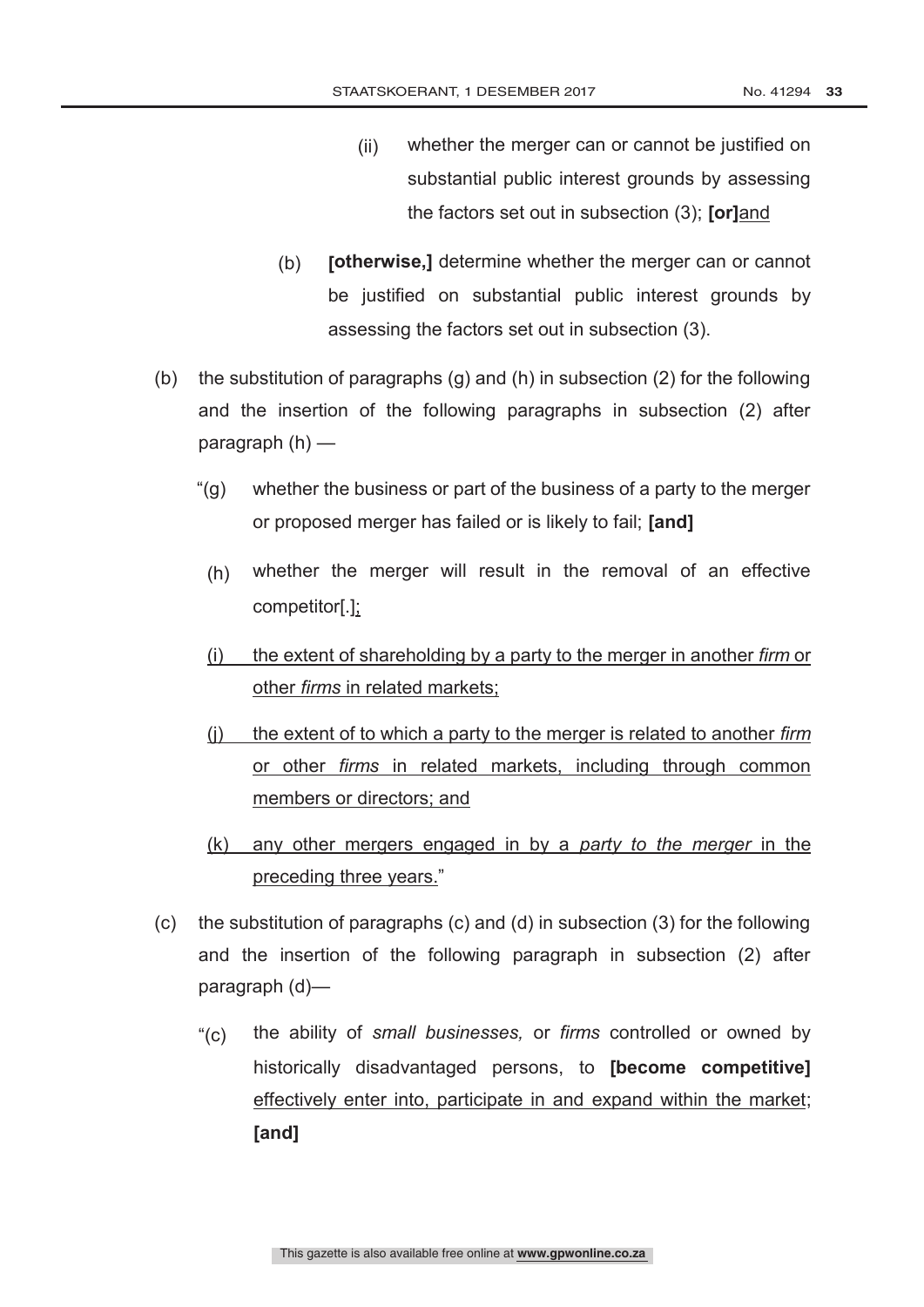(ii) whether the merger can or cannot be justified on substantial public interest grounds by assessing the factors set out in subsection (3); **[or]**<u>and</u>

(b) **[otherwise,]** determine whether the merger can or cannot be justified on substantial public interest grounds by assessing the factors set out in subsection (3).

(b) the substitution of paragraphs (g) and (h) in subsection (2) for the following and the insertion of the following paragraphs in subsection (2) after paragraph (h) —

"(g) whether the business or part of the business of a party to the merger or proposed merger has failed or is likely to fail; **[and]**

(h) whether the merger will result in the removal of an effective competitor[.]<u>;</u>

<u>(i) the extent of shareholding by a party to the merger in another *firm* or other *firms* in related markets;</u>

<u>(j) the extent of to which a party to the merger is related to another *firm* or other *firms* in related markets, including through common members or directors; and</u>

<u>(k) any other mergers engaged in by a *party to the merger* in the preceding three years.</u>"

(c) the substitution of paragraphs (c) and (d) in subsection (3) for the following and the insertion of the following paragraph in subsection (2) after paragraph (d)—

"(c) the ability of *small businesses,* or *firms* controlled or owned by historically disadvantaged persons, to **[become competitive]** <u>effectively enter into, participate in and expand within the market</u>; **[and]**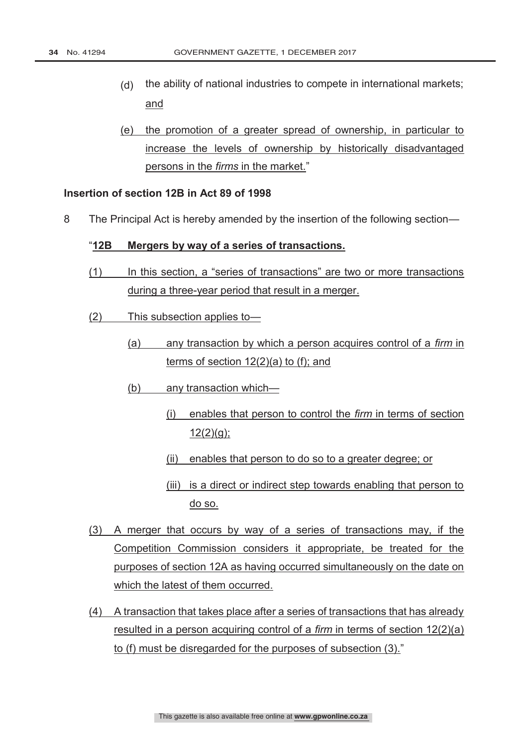(d) the ability of national industries to compete in international markets; and

(e) the promotion of a greater spread of ownership, in particular to increase the levels of ownership by historically disadvantaged persons in the *firms* in the market."

**Insertion of section 12B in Act 89 of 1998**

8 The Principal Act is hereby amended by the insertion of the following section—

"**12B Mergers by way of a series of transactions.**

(1) In this section, a "series of transactions" are two or more transactions during a three-year period that result in a merger.

(2) This subsection applies to—

(a) any transaction by which a person acquires control of a *firm* in terms of section 12(2)(a) to (f); and

(b) any transaction which—

(i) enables that person to control the *firm* in terms of section 12(2)(g);

(ii) enables that person to do so to a greater degree; or

(iii) is a direct or indirect step towards enabling that person to do so.

(3) A merger that occurs by way of a series of transactions may, if the Competition Commission considers it appropriate, be treated for the purposes of section 12A as having occurred simultaneously on the date on which the latest of them occurred.

(4) A transaction that takes place after a series of transactions that has already resulted in a person acquiring control of a *firm* in terms of section 12(2)(a) to (f) must be disregarded for the purposes of subsection (3)."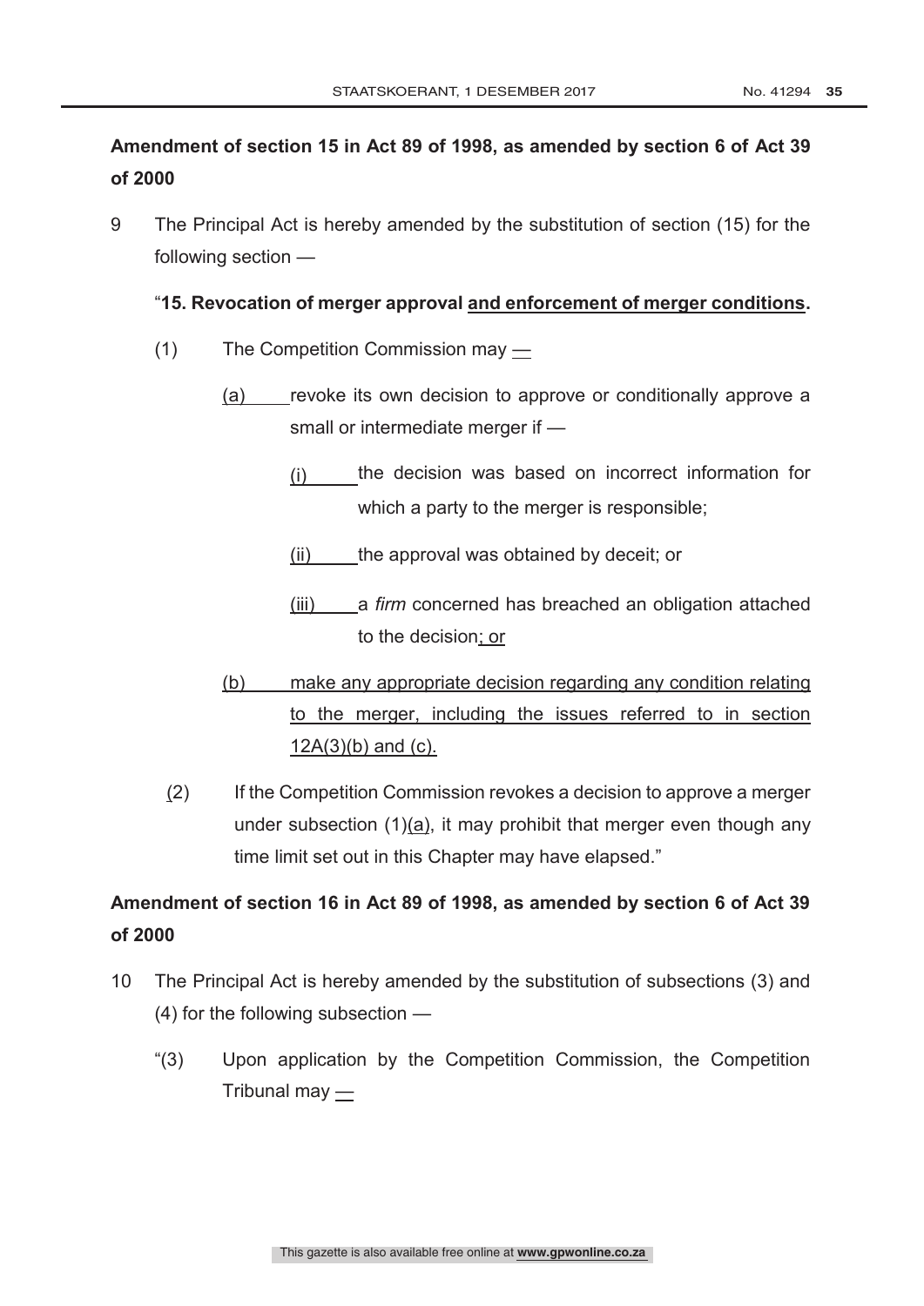**Amendment of section 15 in Act 89 of 1998, as amended by section 6 of Act 39 of 2000**

9 The Principal Act is hereby amended by the substitution of section (15) for the following section —

"**15. Revocation of merger approval and enforcement of merger conditions.**

(1) The Competition Commission may —

(a) revoke its own decision to approve or conditionally approve a small or intermediate merger if —

(i) the decision was based on incorrect information for which a party to the merger is responsible;

(ii) the approval was obtained by deceit; or

(iii) a *firm* concerned has breached an obligation attached to the decision; or

(b) make any appropriate decision regarding any condition relating to the merger, including the issues referred to in section 12A(3)(b) and (c).

(2) If the Competition Commission revokes a decision to approve a merger under subsection (1)(a), it may prohibit that merger even though any time limit set out in this Chapter may have elapsed."

**Amendment of section 16 in Act 89 of 1998, as amended by section 6 of Act 39 of 2000**

10 The Principal Act is hereby amended by the substitution of subsections (3) and (4) for the following subsection —

"(3) Upon application by the Competition Commission, the Competition Tribunal may —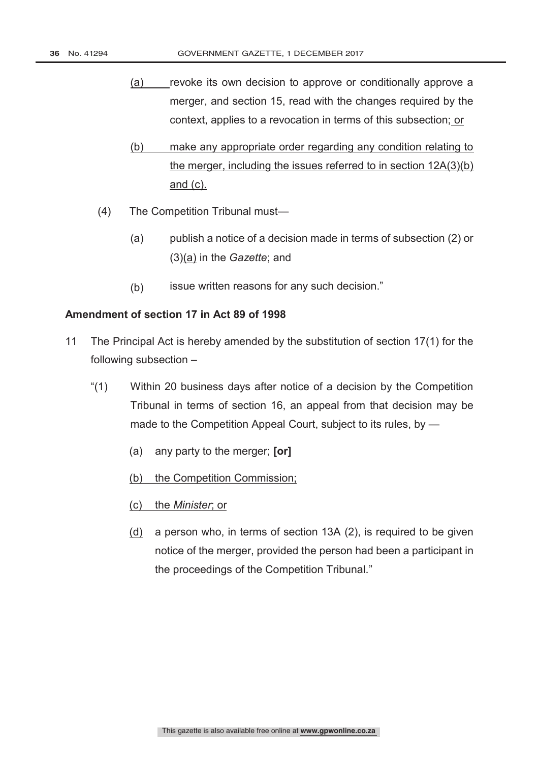(a) revoke its own decision to approve or conditionally approve a merger, and section 15, read with the changes required by the context, applies to a revocation in terms of this subsection; or

(b) make any appropriate order regarding any condition relating to the merger, including the issues referred to in section 12A(3)(b) and (c).

(4) The Competition Tribunal must—

(a) publish a notice of a decision made in terms of subsection (2) or (3)(a) in the *Gazette*; and

(b) issue written reasons for any such decision."

**Amendment of section 17 in Act 89 of 1998**

11 The Principal Act is hereby amended by the substitution of section 17(1) for the following subsection –

"(1) Within 20 business days after notice of a decision by the Competition Tribunal in terms of section 16, an appeal from that decision may be made to the Competition Appeal Court, subject to its rules, by —

(a) any party to the merger; **[or]**

(b) the Competition Commission;

(c) the *Minister*; or

(d) a person who, in terms of section 13A (2), is required to be given notice of the merger, provided the person had been a participant in the proceedings of the Competition Tribunal."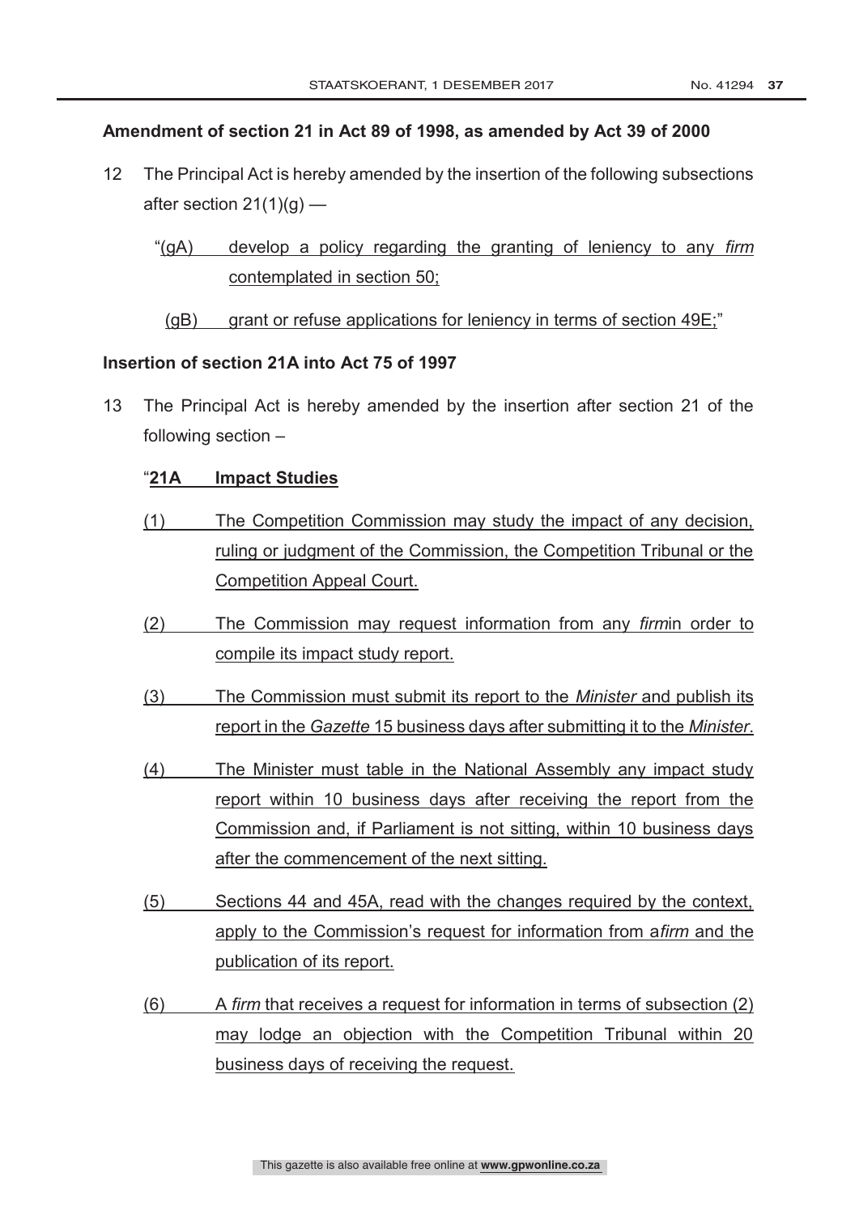**Amendment of section 21 in Act 89 of 1998, as amended by Act 39 of 2000**

12 The Principal Act is hereby amended by the insertion of the following subsections after section 21(1)(g) —

"<u>(gA) develop a policy regarding the granting of leniency to any *firm* contemplated in section 50;</u>

<u>(gB) grant or refuse applications for leniency in terms of section 49E;</u>"

**Insertion of section 21A into Act 75 of 1997**

13 The Principal Act is hereby amended by the insertion after section 21 of the following section –

"<u>**21A Impact Studies**</u>

<u>(1) The Competition Commission may study the impact of any decision, ruling or judgment of the Commission, the Competition Tribunal or the Competition Appeal Court.</u>

<u>(2) The Commission may request information from any *firm*in order to compile its impact study report.</u>

<u>(3) The Commission must submit its report to the *Minister* and publish its report in the *Gazette* 15 business days after submitting it to the *Minister*.</u>

<u>(4) The Minister must table in the National Assembly any impact study report within 10 business days after receiving the report from the Commission and, if Parliament is not sitting, within 10 business days after the commencement of the next sitting.</u>

<u>(5) Sections 44 and 45A, read with the changes required by the context, apply to the Commission's request for information from a*firm* and the publication of its report.</u>

<u>(6) A *firm* that receives a request for information in terms of subsection (2) may lodge an objection with the Competition Tribunal within 20 business days of receiving the request.</u>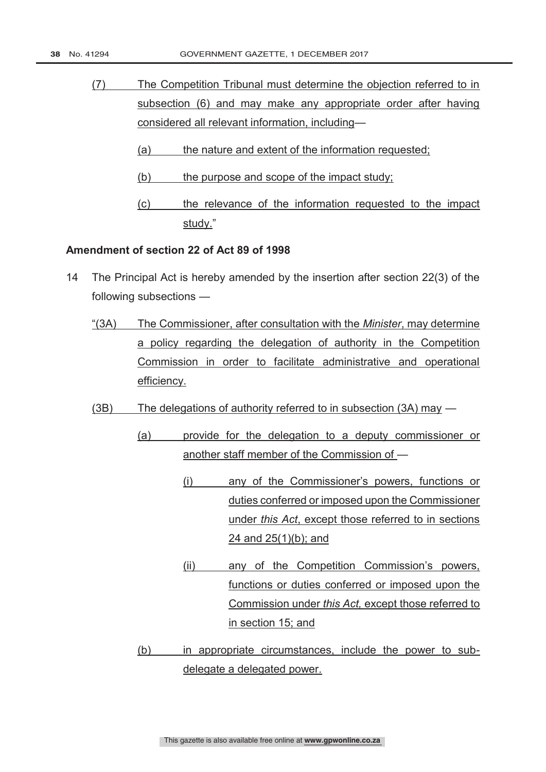(7) The Competition Tribunal must determine the objection referred to in subsection (6) and may make any appropriate order after having considered all relevant information, including—

(a) the nature and extent of the information requested;

(b) the purpose and scope of the impact study;

(c) the relevance of the information requested to the impact study."

**Amendment of section 22 of Act 89 of 1998**

14 The Principal Act is hereby amended by the insertion after section 22(3) of the following subsections —

"(3A) The Commissioner, after consultation with the *Minister*, may determine a policy regarding the delegation of authority in the Competition Commission in order to facilitate administrative and operational efficiency.

(3B) The delegations of authority referred to in subsection (3A) may —

(a) provide for the delegation to a deputy commissioner or another staff member of the Commission of —

(i) any of the Commissioner's powers, functions or duties conferred or imposed upon the Commissioner under *this Act*, except those referred to in sections 24 and 25(1)(b); and

(ii) any of the Competition Commission's powers, functions or duties conferred or imposed upon the Commission under *this Act*, except those referred to in section 15; and

(b) in appropriate circumstances, include the power to sub-delegate a delegated power.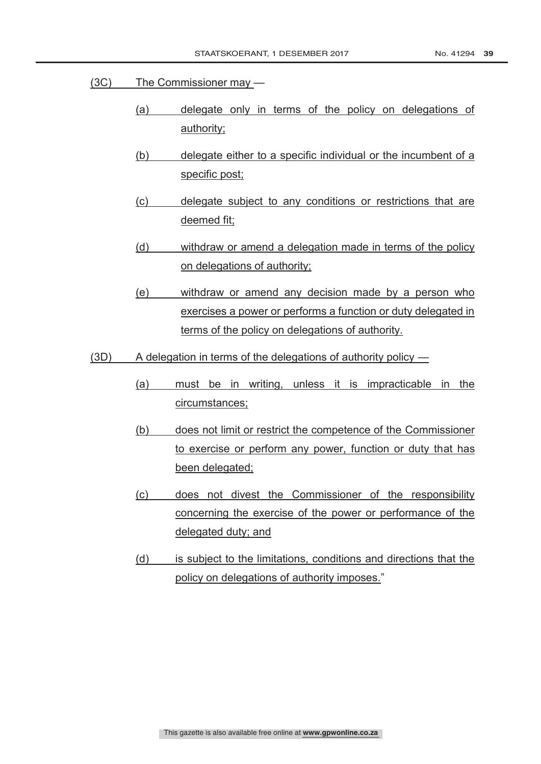(3C) The Commissioner may —

(a) delegate only in terms of the policy on delegations of authority;

(b) delegate either to a specific individual or the incumbent of a specific post;

(c) delegate subject to any conditions or restrictions that are deemed fit;

(d) withdraw or amend a delegation made in terms of the policy on delegations of authority;

(e) withdraw or amend any decision made by a person who exercises a power or performs a function or duty delegated in terms of the policy on delegations of authority.

(3D) A delegation in terms of the delegations of authority policy —

(a) must be in writing, unless it is impracticable in the circumstances;

(b) does not limit or restrict the competence of the Commissioner to exercise or perform any power, function or duty that has been delegated;

(c) does not divest the Commissioner of the responsibility concerning the exercise of the power or performance of the delegated duty; and

(d) is subject to the limitations, conditions and directions that the policy on delegations of authority imposes."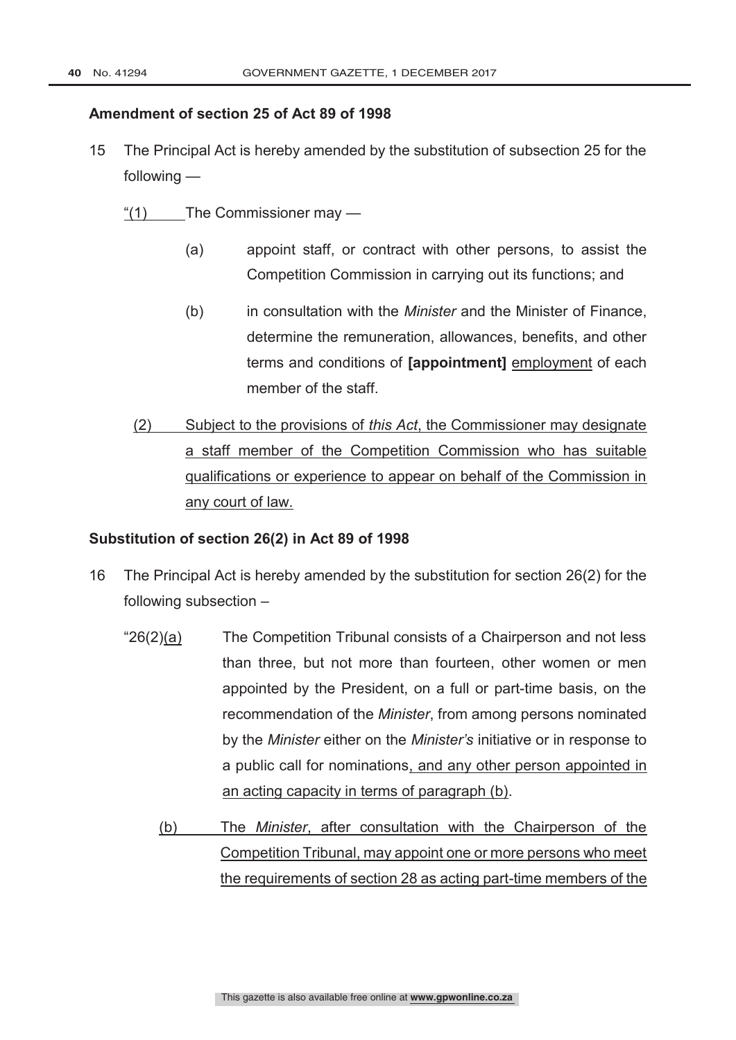**Amendment of section 25 of Act 89 of 1998**

15 The Principal Act is hereby amended by the substitution of subsection 25 for the following —

<u>"(1)</u> The Commissioner may —

(a) appoint staff, or contract with other persons, to assist the Competition Commission in carrying out its functions; and

(b) in consultation with the *Minister* and the Minister of Finance, determine the remuneration, allowances, benefits, and other terms and conditions of **[appointment]** <u>employment</u> of each member of the staff.

<u>(2) Subject to the provisions of *this Act*, the Commissioner may designate a staff member of the Competition Commission who has suitable qualifications or experience to appear on behalf of the Commission in any court of law.</u>

**Substitution of section 26(2) in Act 89 of 1998**

16 The Principal Act is hereby amended by the substitution for section 26(2) for the following subsection –

"26(2)<u>(a)</u> The Competition Tribunal consists of a Chairperson and not less than three, but not more than fourteen, other women or men appointed by the President, on a full or part-time basis, on the recommendation of the *Minister*, from among persons nominated by the *Minister* either on the *Minister's* initiative or in response to a public call for nominations<u>, and any other person appointed in an acting capacity in terms of paragraph (b)</u>.

<u>(b) The *Minister*, after consultation with the Chairperson of the Competition Tribunal, may appoint one or more persons who meet the requirements of section 28 as acting part-time members of the</u>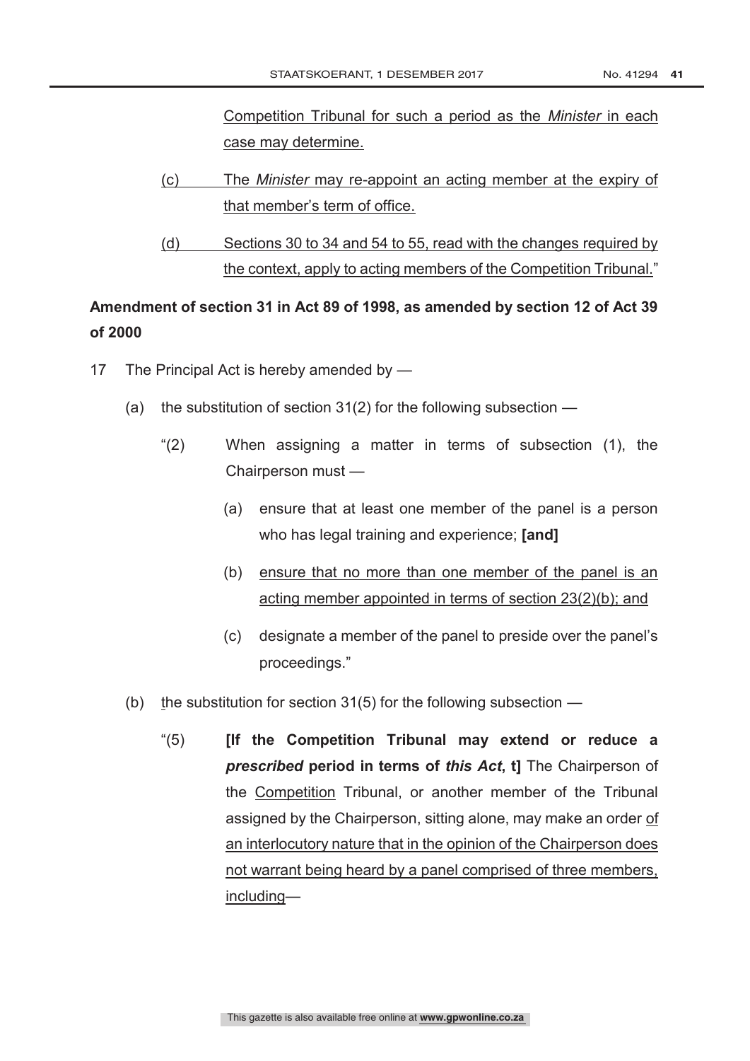Competition Tribunal for such a period as the *Minister* in each case may determine.

(c) The *Minister* may re-appoint an acting member at the expiry of that member's term of office.

(d) Sections 30 to 34 and 54 to 55, read with the changes required by the context, apply to acting members of the Competition Tribunal."

**Amendment of section 31 in Act 89 of 1998, as amended by section 12 of Act 39 of 2000**

17 The Principal Act is hereby amended by —

(a) the substitution of section 31(2) for the following subsection —

"(2) When assigning a matter in terms of subsection (1), the Chairperson must —

(a) ensure that at least one member of the panel is a person who has legal training and experience; **[and]**

(b) ensure that no more than one member of the panel is an acting member appointed in terms of section 23(2)(b); and

(c) designate a member of the panel to preside over the panel's proceedings."

(b) the substitution for section 31(5) for the following subsection —

"(5) **[If the Competition Tribunal may extend or reduce a *prescribed* period in terms of *this Act*, t]** The Chairperson of the Competition Tribunal, or another member of the Tribunal assigned by the Chairperson, sitting alone, may make an order of an interlocutory nature that in the opinion of the Chairperson does not warrant being heard by a panel comprised of three members, including—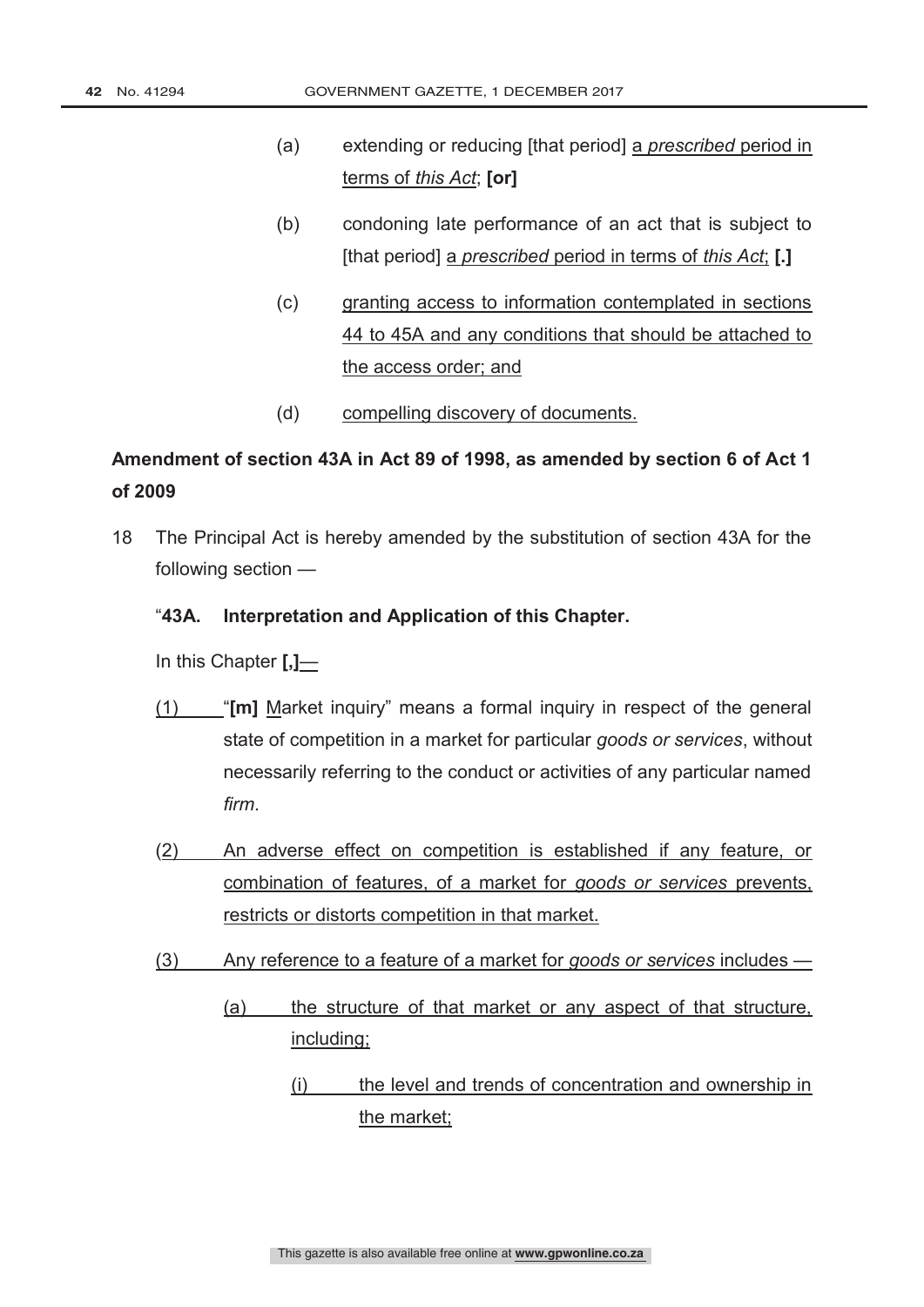(a) extending or reducing [that period] a *prescribed* period in terms of *this Act*; **[or]**

(b) condoning late performance of an act that is subject to [that period] a *prescribed* period in terms of *this Act*; **[.]**

(c) granting access to information contemplated in sections 44 to 45A and any conditions that should be attached to the access order; and

(d) compelling discovery of documents.

**Amendment of section 43A in Act 89 of 1998, as amended by section 6 of Act 1 of 2009**

18 The Principal Act is hereby amended by the substitution of section 43A for the following section —

"**43A. Interpretation and Application of this Chapter.**

In this Chapter **[,]**—

(1) "**[m]** Market inquiry" means a formal inquiry in respect of the general state of competition in a market for particular *goods or services*, without necessarily referring to the conduct or activities of any particular named *firm*.

(2) An adverse effect on competition is established if any feature, or combination of features, of a market for *goods or services* prevents, restricts or distorts competition in that market.

(3) Any reference to a feature of a market for *goods or services* includes —

(a) the structure of that market or any aspect of that structure, including;

(i) the level and trends of concentration and ownership in the market;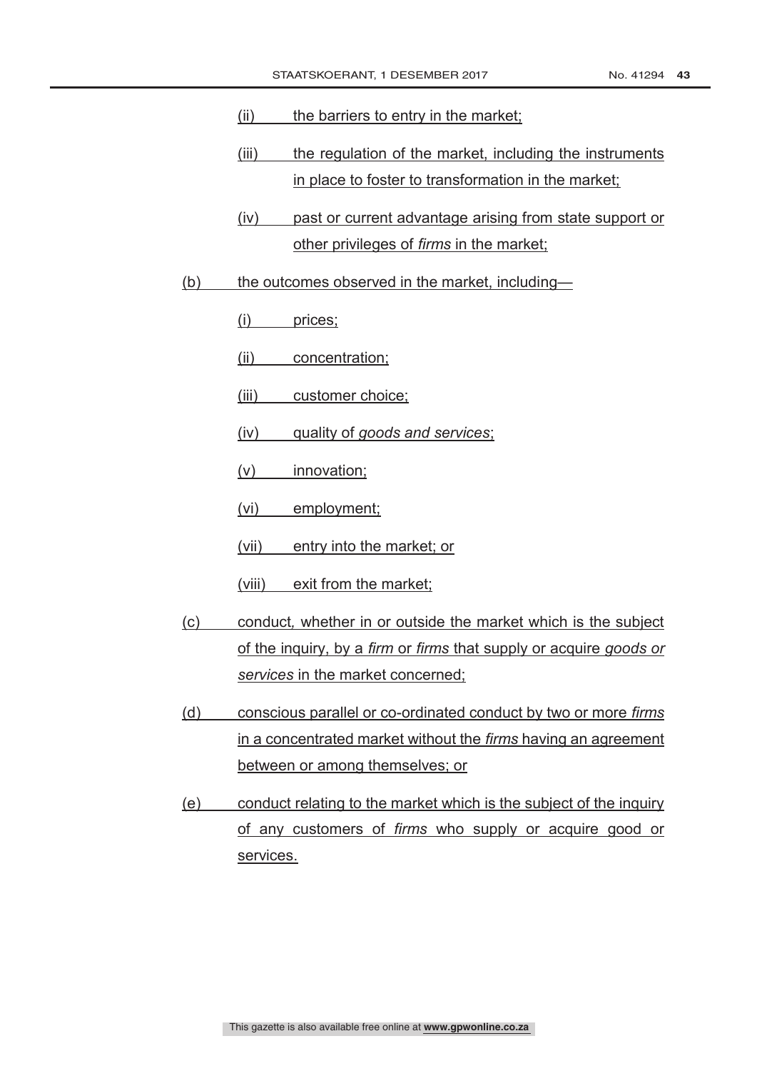(ii) the barriers to entry in the market;

(iii) the regulation of the market, including the instruments in place to foster to transformation in the market;

(iv) past or current advantage arising from state support or other privileges of *firms* in the market;

(b) the outcomes observed in the market, including—

(i) prices;

(ii) concentration;

(iii) customer choice;

(iv) quality of *goods and services*;

(v) innovation;

(vi) employment;

(vii) entry into the market; or

(viii) exit from the market;

(c) conduct, whether in or outside the market which is the subject of the inquiry, by a *firm* or *firms* that supply or acquire *goods or services* in the market concerned;

(d) conscious parallel or co-ordinated conduct by two or more *firms* in a concentrated market without the *firms* having an agreement between or among themselves; or

(e) conduct relating to the market which is the subject of the inquiry of any customers of *firms* who supply or acquire good or services.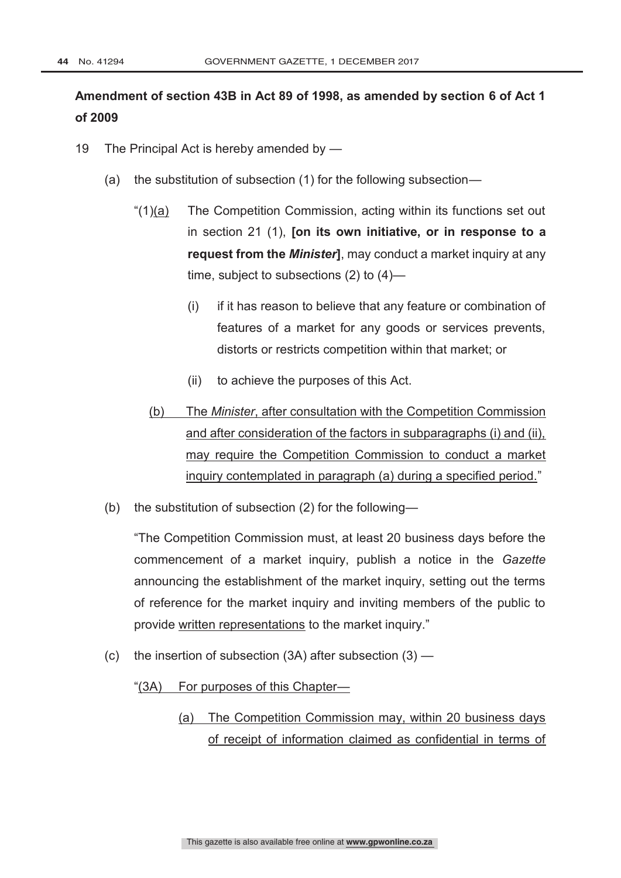**Amendment of section 43B in Act 89 of 1998, as amended by section 6 of Act 1 of 2009**

19 The Principal Act is hereby amended by —

(a) the substitution of subsection (1) for the following subsection—

"(1)(a) The Competition Commission, acting within its functions set out in section 21 (1), **[on its own initiative, or in response to a request from the *Minister*]**, may conduct a market inquiry at any time, subject to subsections (2) to (4)—

(i) if it has reason to believe that any feature or combination of features of a market for any goods or services prevents, distorts or restricts competition within that market; or

(ii) to achieve the purposes of this Act.

(b) The *Minister*, after consultation with the Competition Commission and after consideration of the factors in subparagraphs (i) and (ii), may require the Competition Commission to conduct a market inquiry contemplated in paragraph (a) during a specified period."

(b) the substitution of subsection (2) for the following—

"The Competition Commission must, at least 20 business days before the commencement of a market inquiry, publish a notice in the *Gazette* announcing the establishment of the market inquiry, setting out the terms of reference for the market inquiry and inviting members of the public to provide written representations to the market inquiry."

(c) the insertion of subsection (3A) after subsection (3) —

"(3A) For purposes of this Chapter—

(a) The Competition Commission may, within 20 business days of receipt of information claimed as confidential in terms of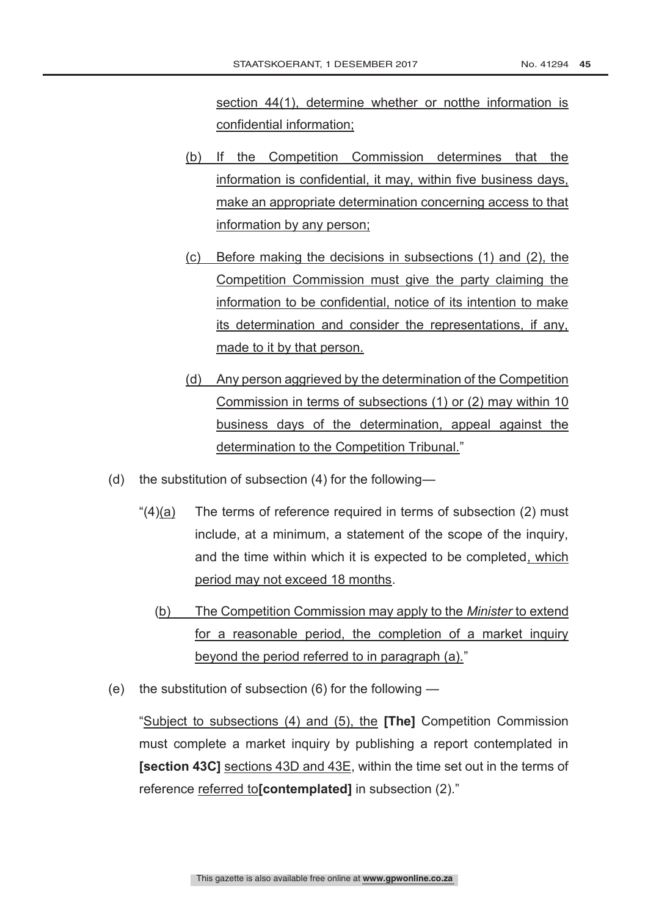section 44(1), determine whether or notthe information is confidential information;

(b) If the Competition Commission determines that the information is confidential, it may, within five business days, make an appropriate determination concerning access to that information by any person;

(c) Before making the decisions in subsections (1) and (2), the Competition Commission must give the party claiming the information to be confidential, notice of its intention to make its determination and consider the representations, if any, made to it by that person.

(d) Any person aggrieved by the determination of the Competition Commission in terms of subsections (1) or (2) may within 10 business days of the determination, appeal against the determination to the Competition Tribunal."

(d) the substitution of subsection (4) for the following—

"(4)(a) The terms of reference required in terms of subsection (2) must include, at a minimum, a statement of the scope of the inquiry, and the time within which it is expected to be completed, which period may not exceed 18 months.

(b) The Competition Commission may apply to the *Minister* to extend for a reasonable period, the completion of a market inquiry beyond the period referred to in paragraph (a)."

(e) the substitution of subsection (6) for the following —

"Subject to subsections (4) and (5), the **[The]** Competition Commission must complete a market inquiry by publishing a report contemplated in **[section 43C]** sections 43D and 43E, within the time set out in the terms of reference referred to**[contemplated]** in subsection (2)."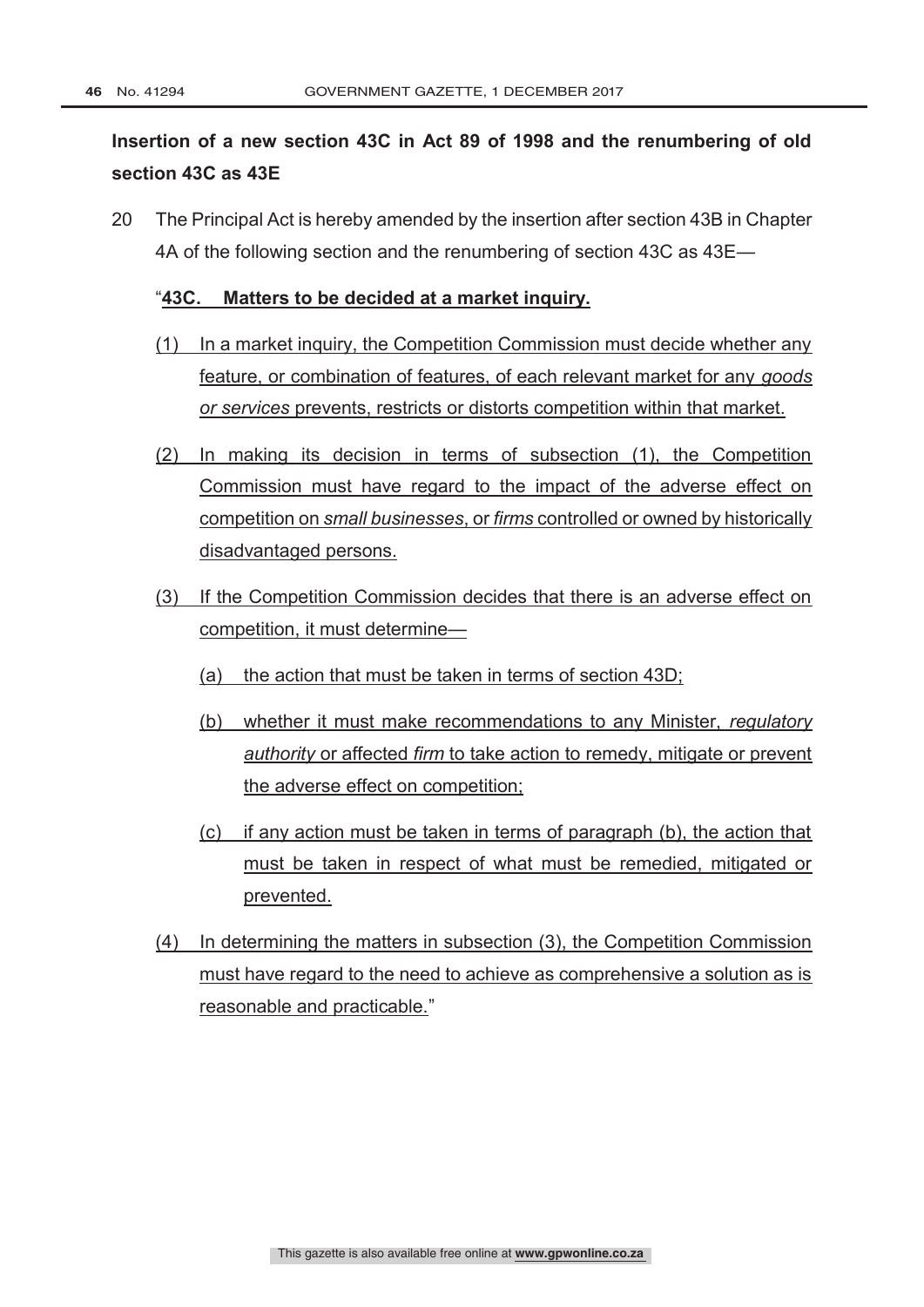**Insertion of a new section 43C in Act 89 of 1998 and the renumbering of old section 43C as 43E**

20 The Principal Act is hereby amended by the insertion after section 43B in Chapter 4A of the following section and the renumbering of section 43C as 43E—

"**43C. Matters to be decided at a market inquiry.**

(1) In a market inquiry, the Competition Commission must decide whether any feature, or combination of features, of each relevant market for any *goods or services* prevents, restricts or distorts competition within that market.

(2) In making its decision in terms of subsection (1), the Competition Commission must have regard to the impact of the adverse effect on competition on *small businesses*, or *firms* controlled or owned by historically disadvantaged persons.

(3) If the Competition Commission decides that there is an adverse effect on competition, it must determine—

(a) the action that must be taken in terms of section 43D;

(b) whether it must make recommendations to any Minister, *regulatory authority* or affected *firm* to take action to remedy, mitigate or prevent the adverse effect on competition;

(c) if any action must be taken in terms of paragraph (b), the action that must be taken in respect of what must be remedied, mitigated or prevented.

(4) In determining the matters in subsection (3), the Competition Commission must have regard to the need to achieve as comprehensive a solution as is reasonable and practicable."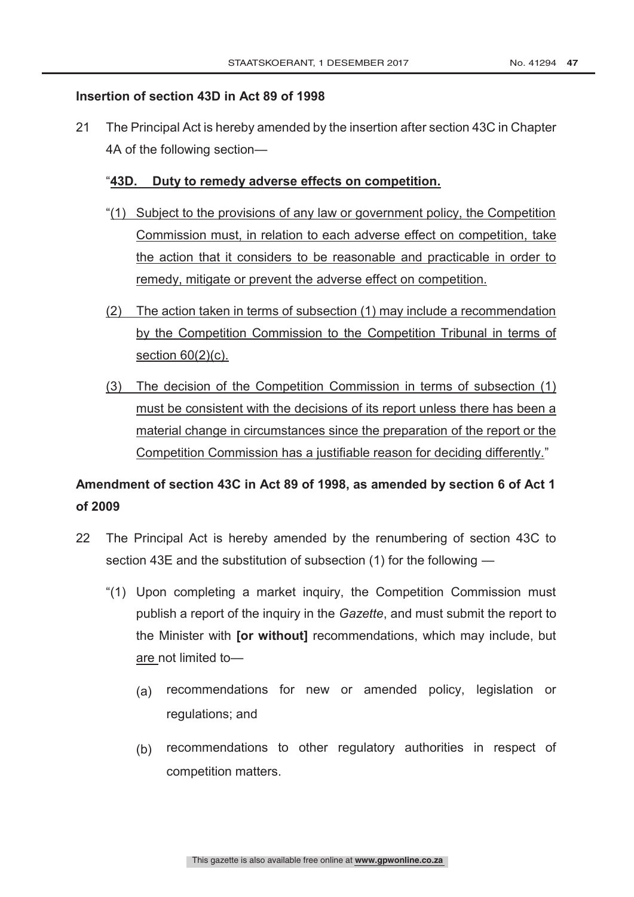**Insertion of section 43D in Act 89 of 1998**

21 The Principal Act is hereby amended by the insertion after section 43C in Chapter 4A of the following section—

"**43D. Duty to remedy adverse effects on competition.**

"(1) Subject to the provisions of any law or government policy, the Competition Commission must, in relation to each adverse effect on competition, take the action that it considers to be reasonable and practicable in order to remedy, mitigate or prevent the adverse effect on competition.

(2) The action taken in terms of subsection (1) may include a recommendation by the Competition Commission to the Competition Tribunal in terms of section 60(2)(c).

(3) The decision of the Competition Commission in terms of subsection (1) must be consistent with the decisions of its report unless there has been a material change in circumstances since the preparation of the report or the Competition Commission has a justifiable reason for deciding differently."

**Amendment of section 43C in Act 89 of 1998, as amended by section 6 of Act 1 of 2009**

22 The Principal Act is hereby amended by the renumbering of section 43C to section 43E and the substitution of subsection (1) for the following —

"(1) Upon completing a market inquiry, the Competition Commission must publish a report of the inquiry in the *Gazette*, and must submit the report to the Minister with **[or without]** recommendations, which may include, but are not limited to—

(a) recommendations for new or amended policy, legislation or regulations; and

(b) recommendations to other regulatory authorities in respect of competition matters.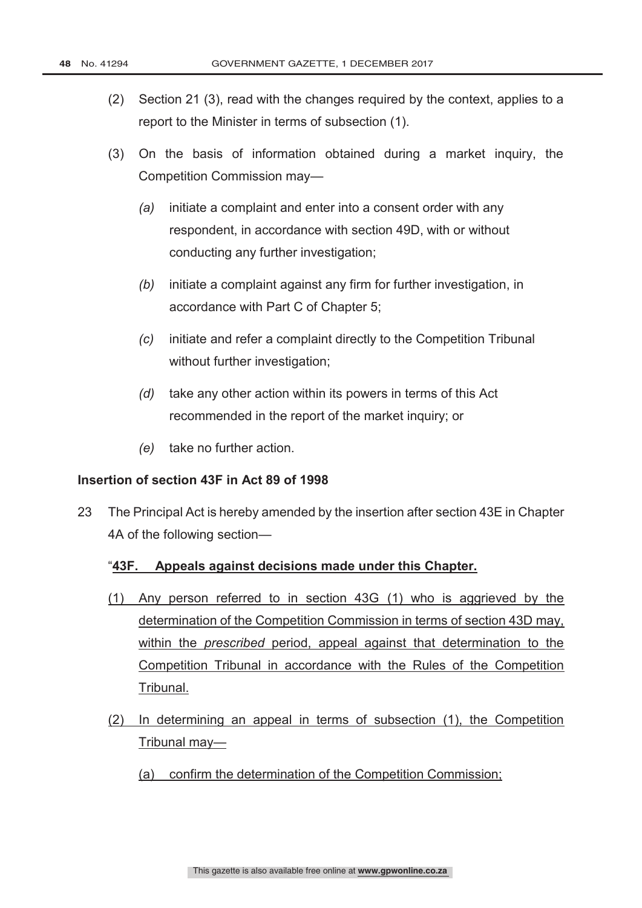(2) Section 21 (3), read with the changes required by the context, applies to a report to the Minister in terms of subsection (1).

(3) On the basis of information obtained during a market inquiry, the Competition Commission may—

*(a)* initiate a complaint and enter into a consent order with any respondent, in accordance with section 49D, with or without conducting any further investigation;

*(b)* initiate a complaint against any firm for further investigation, in accordance with Part C of Chapter 5;

*(c)* initiate and refer a complaint directly to the Competition Tribunal without further investigation;

*(d)* take any other action within its powers in terms of this Act recommended in the report of the market inquiry; or

*(e)* take no further action.

**Insertion of section 43F in Act 89 of 1998**

23 The Principal Act is hereby amended by the insertion after section 43E in Chapter 4A of the following section—

"**43F. Appeals against decisions made under this Chapter.**

(1) Any person referred to in section 43G (1) who is aggrieved by the determination of the Competition Commission in terms of section 43D may, within the *prescribed* period, appeal against that determination to the Competition Tribunal in accordance with the Rules of the Competition Tribunal.

(2) In determining an appeal in terms of subsection (1), the Competition Tribunal may—

(a) confirm the determination of the Competition Commission;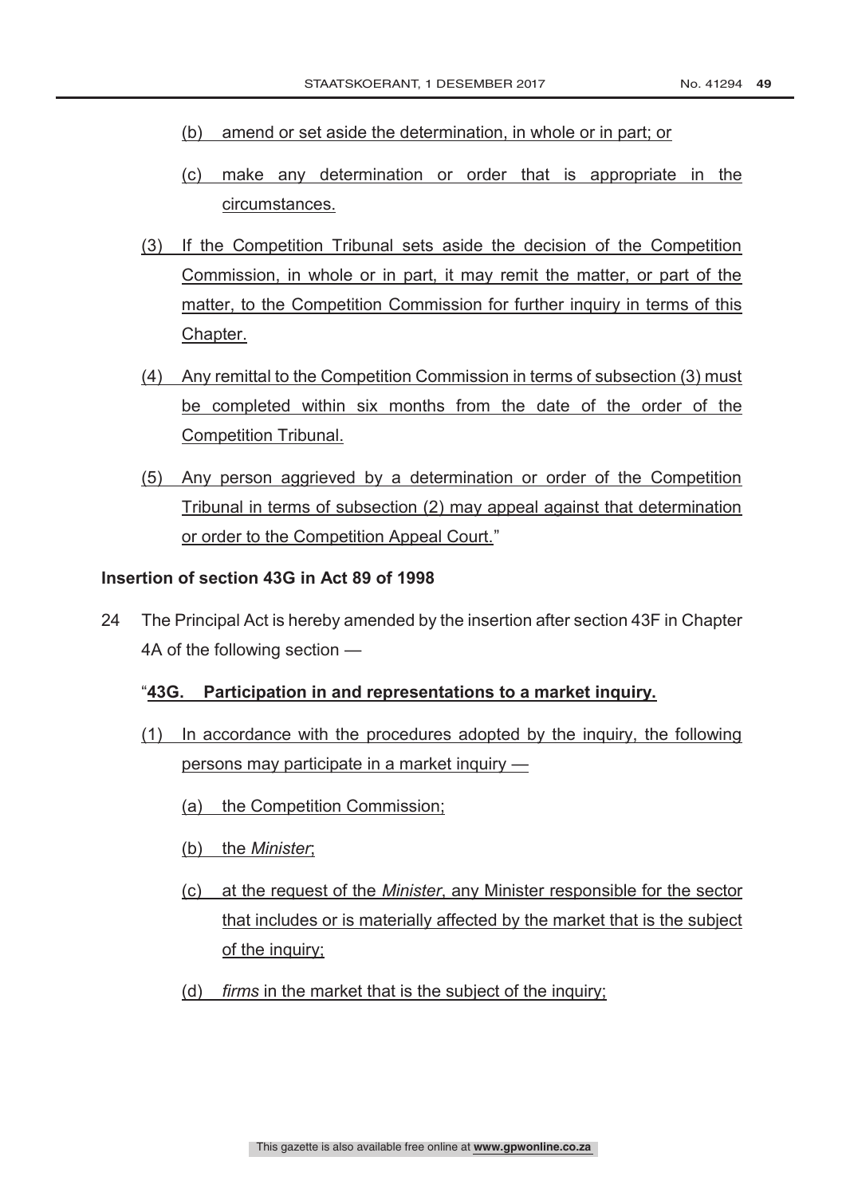(b) amend or set aside the determination, in whole or in part; or

(c) make any determination or order that is appropriate in the circumstances.

(3) If the Competition Tribunal sets aside the decision of the Competition Commission, in whole or in part, it may remit the matter, or part of the matter, to the Competition Commission for further inquiry in terms of this Chapter.

(4) Any remittal to the Competition Commission in terms of subsection (3) must be completed within six months from the date of the order of the Competition Tribunal.

(5) Any person aggrieved by a determination or order of the Competition Tribunal in terms of subsection (2) may appeal against that determination or order to the Competition Appeal Court."

**Insertion of section 43G in Act 89 of 1998**

24 The Principal Act is hereby amended by the insertion after section 43F in Chapter 4A of the following section —

"**43G. Participation in and representations to a market inquiry.**

(1) In accordance with the procedures adopted by the inquiry, the following persons may participate in a market inquiry —

(a) the Competition Commission;

(b) the *Minister*;

(c) at the request of the *Minister*, any Minister responsible for the sector that includes or is materially affected by the market that is the subject of the inquiry;

(d) *firms* in the market that is the subject of the inquiry;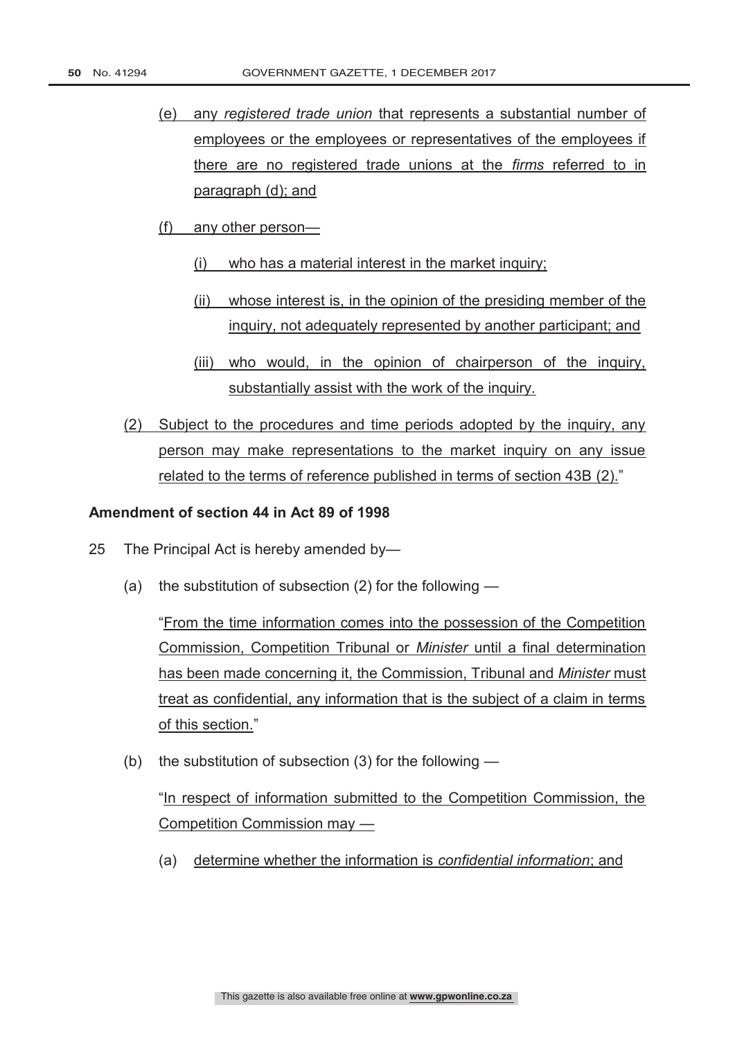(e) any *registered trade union* that represents a substantial number of employees or the employees or representatives of the employees if there are no registered trade unions at the *firms* referred to in paragraph (d); and

(f) any other person—

(i) who has a material interest in the market inquiry;

(ii) whose interest is, in the opinion of the presiding member of the inquiry, not adequately represented by another participant; and

(iii) who would, in the opinion of chairperson of the inquiry, substantially assist with the work of the inquiry.

(2) Subject to the procedures and time periods adopted by the inquiry, any person may make representations to the market inquiry on any issue related to the terms of reference published in terms of section 43B (2)."

**Amendment of section 44 in Act 89 of 1998**

25 The Principal Act is hereby amended by—

(a) the substitution of subsection (2) for the following —

"From the time information comes into the possession of the Competition Commission, Competition Tribunal or *Minister* until a final determination has been made concerning it, the Commission, Tribunal and *Minister* must treat as confidential, any information that is the subject of a claim in terms of this section."

(b) the substitution of subsection (3) for the following —

"In respect of information submitted to the Competition Commission, the Competition Commission may —

(a) determine whether the information is *confidential information*; and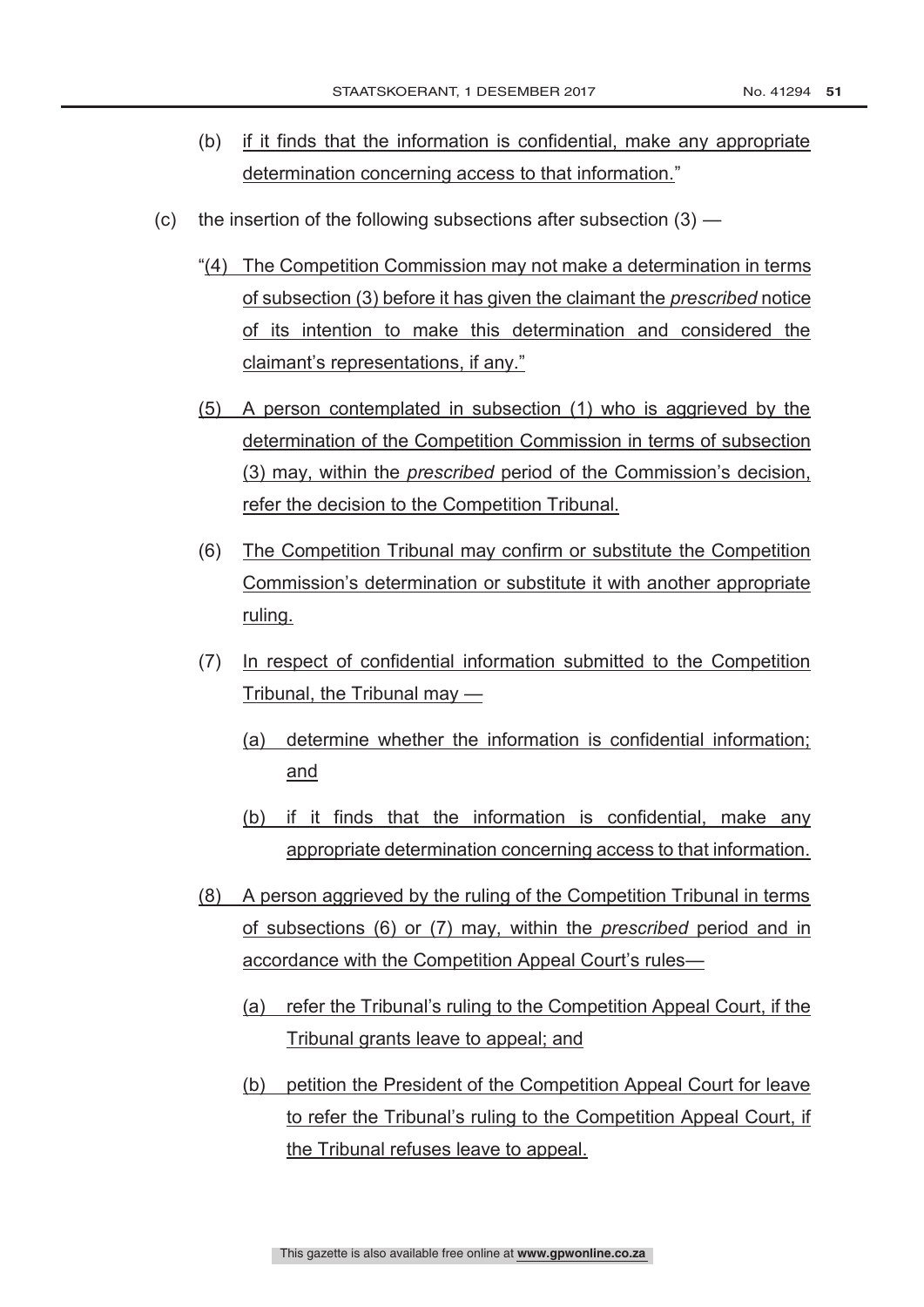(b) if it finds that the information is confidential, make any appropriate determination concerning access to that information."

(c) the insertion of the following subsections after subsection (3) —

"(4) The Competition Commission may not make a determination in terms of subsection (3) before it has given the claimant the *prescribed* notice of its intention to make this determination and considered the claimant's representations, if any."

(5) A person contemplated in subsection (1) who is aggrieved by the determination of the Competition Commission in terms of subsection (3) may, within the *prescribed* period of the Commission's decision, refer the decision to the Competition Tribunal.

(6) The Competition Tribunal may confirm or substitute the Competition Commission's determination or substitute it with another appropriate ruling.

(7) In respect of confidential information submitted to the Competition Tribunal, the Tribunal may —

(a) determine whether the information is confidential information; and

(b) if it finds that the information is confidential, make any appropriate determination concerning access to that information.

(8) A person aggrieved by the ruling of the Competition Tribunal in terms of subsections (6) or (7) may, within the *prescribed* period and in accordance with the Competition Appeal Court's rules—

(a) refer the Tribunal's ruling to the Competition Appeal Court, if the Tribunal grants leave to appeal; and

(b) petition the President of the Competition Appeal Court for leave to refer the Tribunal's ruling to the Competition Appeal Court, if the Tribunal refuses leave to appeal.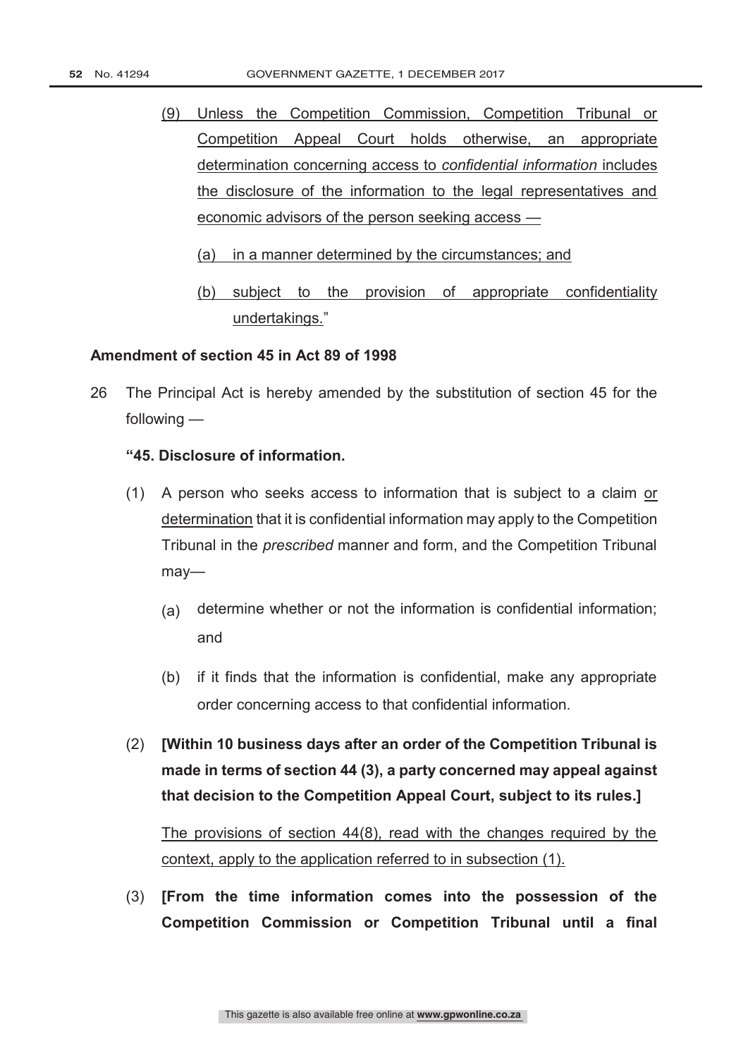(9) <u>Unless the Competition Commission, Competition Tribunal or Competition Appeal Court holds otherwise, an appropriate determination concerning access to *confidential information* includes the disclosure of the information to the legal representatives and economic advisors of the person seeking access —</u>

(a) <u>in a manner determined by the circumstances; and</u>

(b) <u>subject to the provision of appropriate confidentiality undertakings.</u>"

**Amendment of section 45 in Act 89 of 1998**

26 The Principal Act is hereby amended by the substitution of section 45 for the following —

**"45. Disclosure of information.**

(1) A person who seeks access to information that is subject to a claim <u>or determination</u> that it is confidential information may apply to the Competition Tribunal in the *prescribed* manner and form, and the Competition Tribunal may—

(a) determine whether or not the information is confidential information; and

(b) if it finds that the information is confidential, make any appropriate order concerning access to that confidential information.

(2) **[Within 10 business days after an order of the Competition Tribunal is made in terms of section 44 (3), a party concerned may appeal against that decision to the Competition Appeal Court, subject to its rules.]**

<u>The provisions of section 44(8), read with the changes required by the context, apply to the application referred to in subsection (1).</u>

(3) **[From the time information comes into the possession of the Competition Commission or Competition Tribunal until a final**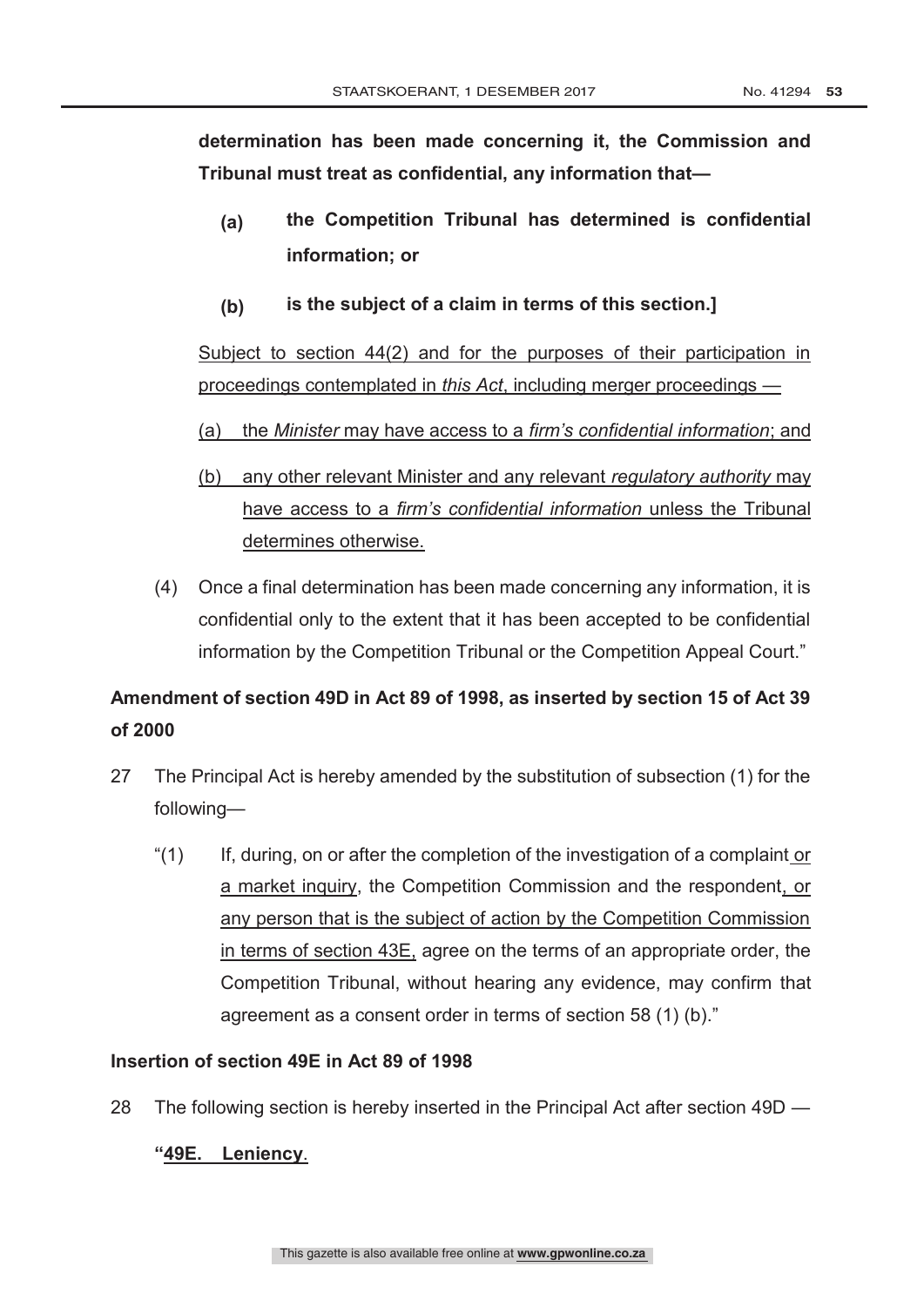**determination has been made concerning it, the Commission and Tribunal must treat as confidential, any information that—**

**(a) the Competition Tribunal has determined is confidential information; or**

**(b) is the subject of a claim in terms of this section.]**

<u>Subject to section 44(2) and for the purposes of their participation in proceedings contemplated in *this Act*, including merger proceedings —</u>

<u>(a) the *Minister* may have access to a *firm's confidential information*; and</u>

<u>(b) any other relevant Minister and any relevant *regulatory authority* may have access to a *firm's confidential information* unless the Tribunal determines otherwise.</u>

(4) Once a final determination has been made concerning any information, it is confidential only to the extent that it has been accepted to be confidential information by the Competition Tribunal or the Competition Appeal Court."

**Amendment of section 49D in Act 89 of 1998, as inserted by section 15 of Act 39 of 2000**

27 The Principal Act is hereby amended by the substitution of subsection (1) for the following—

"(1) If, during, on or after the completion of the investigation of a complaint <u>or a market inquiry</u>, the Competition Commission and the respondent<u>, or any person that is the subject of action by the Competition Commission in terms of section 43E,</u> agree on the terms of an appropriate order, the Competition Tribunal, without hearing any evidence, may confirm that agreement as a consent order in terms of section 58 (1) (b)."

**Insertion of section 49E in Act 89 of 1998**

28 The following section is hereby inserted in the Principal Act after section 49D —

**"<u>49E. Leniency</u>**.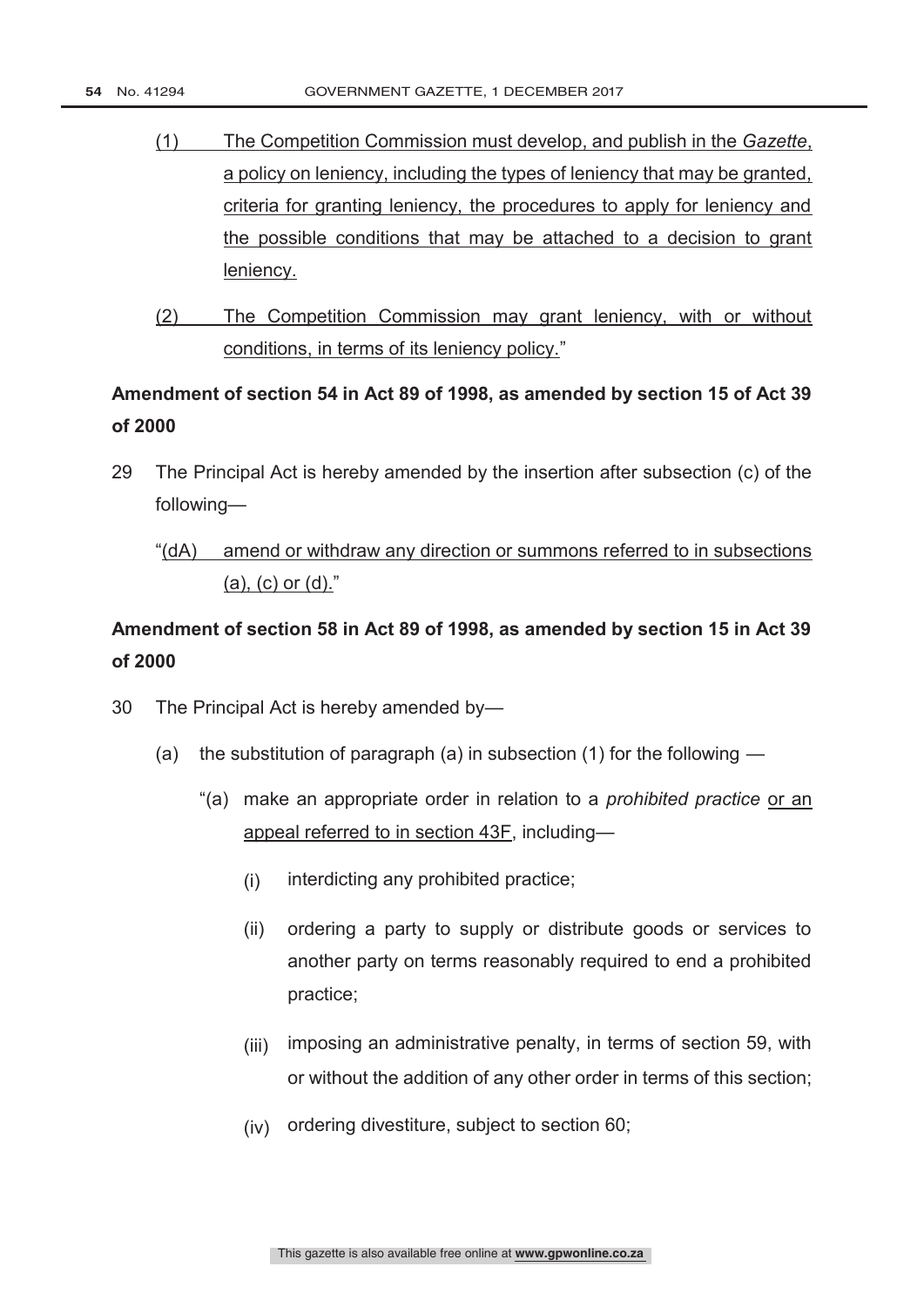(1) The Competition Commission must develop, and publish in the *Gazette*, a policy on leniency, including the types of leniency that may be granted, criteria for granting leniency, the procedures to apply for leniency and the possible conditions that may be attached to a decision to grant leniency.

(2) The Competition Commission may grant leniency, with or without conditions, in terms of its leniency policy."

**Amendment of section 54 in Act 89 of 1998, as amended by section 15 of Act 39 of 2000**

29 The Principal Act is hereby amended by the insertion after subsection (c) of the following—

"(dA) amend or withdraw any direction or summons referred to in subsections (a), (c) or (d)."

**Amendment of section 58 in Act 89 of 1998, as amended by section 15 in Act 39 of 2000**

30 The Principal Act is hereby amended by—

(a) the substitution of paragraph (a) in subsection (1) for the following —

"(a) make an appropriate order in relation to a *prohibited practice* or an appeal referred to in section 43F, including—

(i) interdicting any prohibited practice;

(ii) ordering a party to supply or distribute goods or services to another party on terms reasonably required to end a prohibited practice;

(iii) imposing an administrative penalty, in terms of section 59, with or without the addition of any other order in terms of this section;

(iv) ordering divestiture, subject to section 60;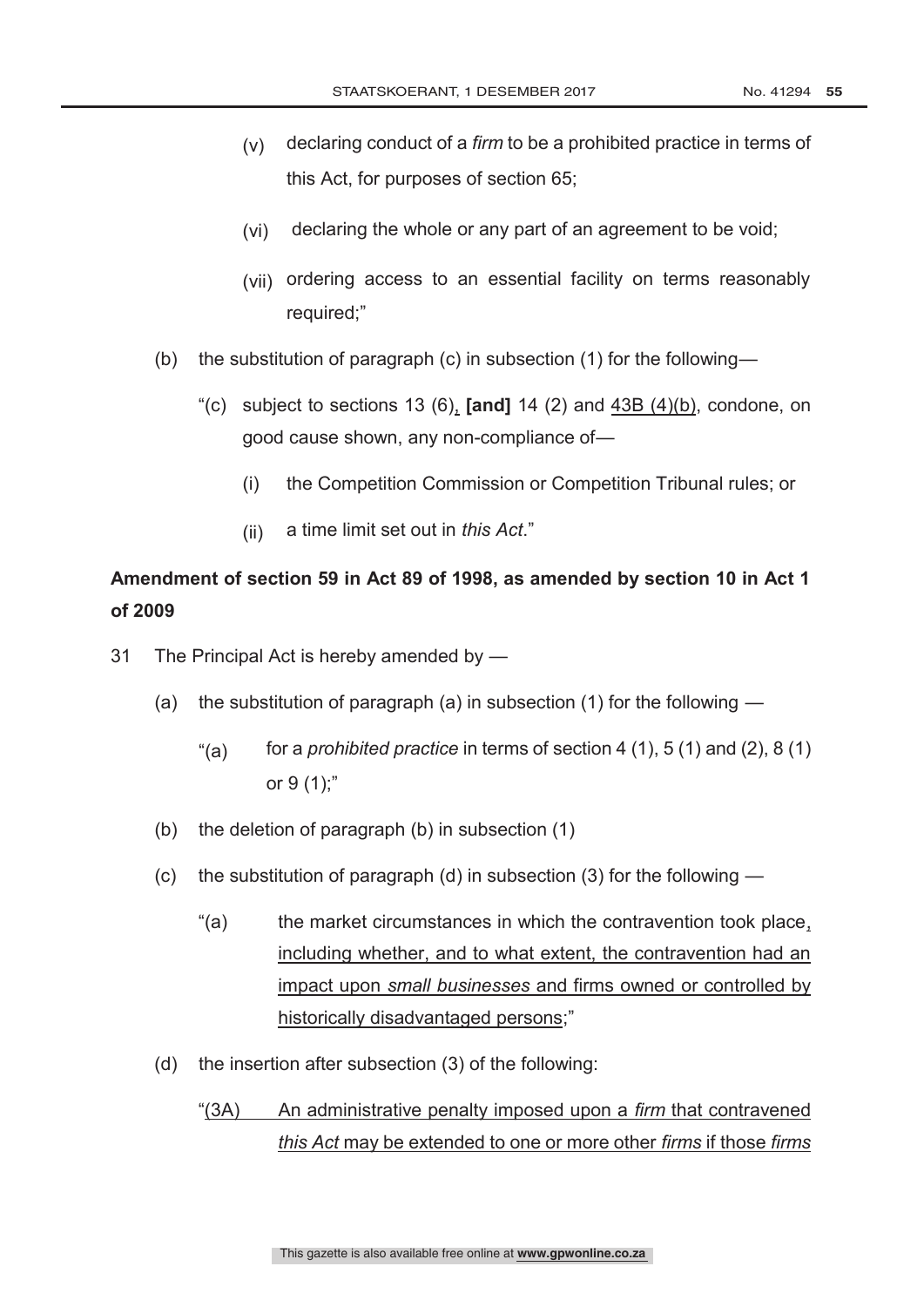(v) declaring conduct of a *firm* to be a prohibited practice in terms of this Act, for purposes of section 65;

(vi) declaring the whole or any part of an agreement to be void;

(vii) ordering access to an essential facility on terms reasonably required;"

(b) the substitution of paragraph (c) in subsection (1) for the following—

"(c) subject to sections 13 (6), **[and]** 14 (2) and 43B (4)(b), condone, on good cause shown, any non-compliance of—

(i) the Competition Commission or Competition Tribunal rules; or

(ii) a time limit set out in *this Act*."

**Amendment of section 59 in Act 89 of 1998, as amended by section 10 in Act 1 of 2009**

31 The Principal Act is hereby amended by —

(a) the substitution of paragraph (a) in subsection (1) for the following —

"(a) for a *prohibited practice* in terms of section 4 (1), 5 (1) and (2), 8 (1) or 9 (1);"

(b) the deletion of paragraph (b) in subsection (1)

(c) the substitution of paragraph (d) in subsection (3) for the following —

"(a) the market circumstances in which the contravention took place, including whether, and to what extent, the contravention had an impact upon *small businesses* and firms owned or controlled by historically disadvantaged persons;"

(d) the insertion after subsection (3) of the following:

"(3A) An administrative penalty imposed upon a *firm* that contravened *this Act* may be extended to one or more other *firms* if those *firms*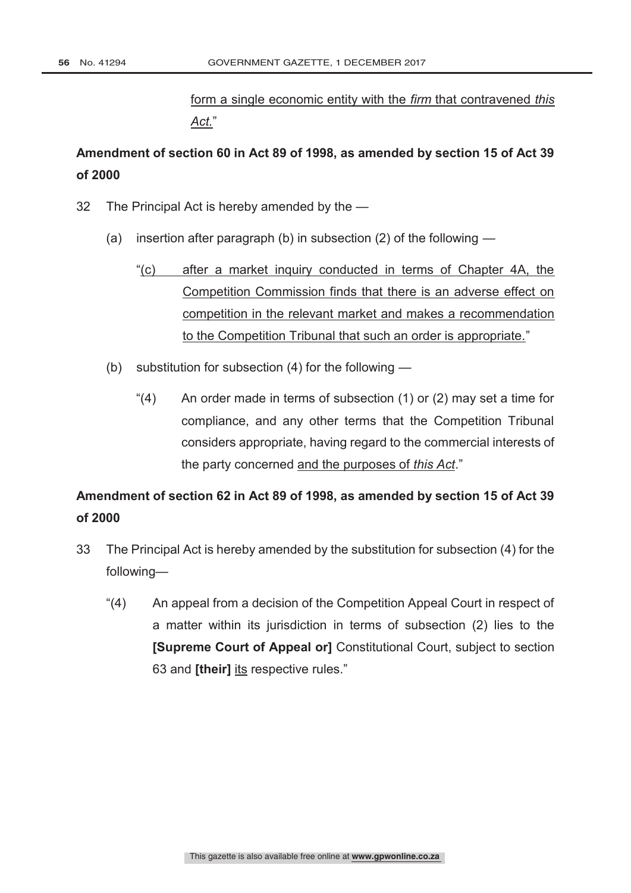form a single economic entity with the *firm* that contravened *this Act*."

**Amendment of section 60 in Act 89 of 1998, as amended by section 15 of Act 39 of 2000**

32 The Principal Act is hereby amended by the —

(a) insertion after paragraph (b) in subsection (2) of the following —

"(c) after a market inquiry conducted in terms of Chapter 4A, the Competition Commission finds that there is an adverse effect on competition in the relevant market and makes a recommendation to the Competition Tribunal that such an order is appropriate."

(b) substitution for subsection (4) for the following —

"(4) An order made in terms of subsection (1) or (2) may set a time for compliance, and any other terms that the Competition Tribunal considers appropriate, having regard to the commercial interests of the party concerned and the purposes of *this Act*."

**Amendment of section 62 in Act 89 of 1998, as amended by section 15 of Act 39 of 2000**

33 The Principal Act is hereby amended by the substitution for subsection (4) for the following—

"(4) An appeal from a decision of the Competition Appeal Court in respect of a matter within its jurisdiction in terms of subsection (2) lies to the **[Supreme Court of Appeal or]** Constitutional Court, subject to section 63 and **[their]** its respective rules."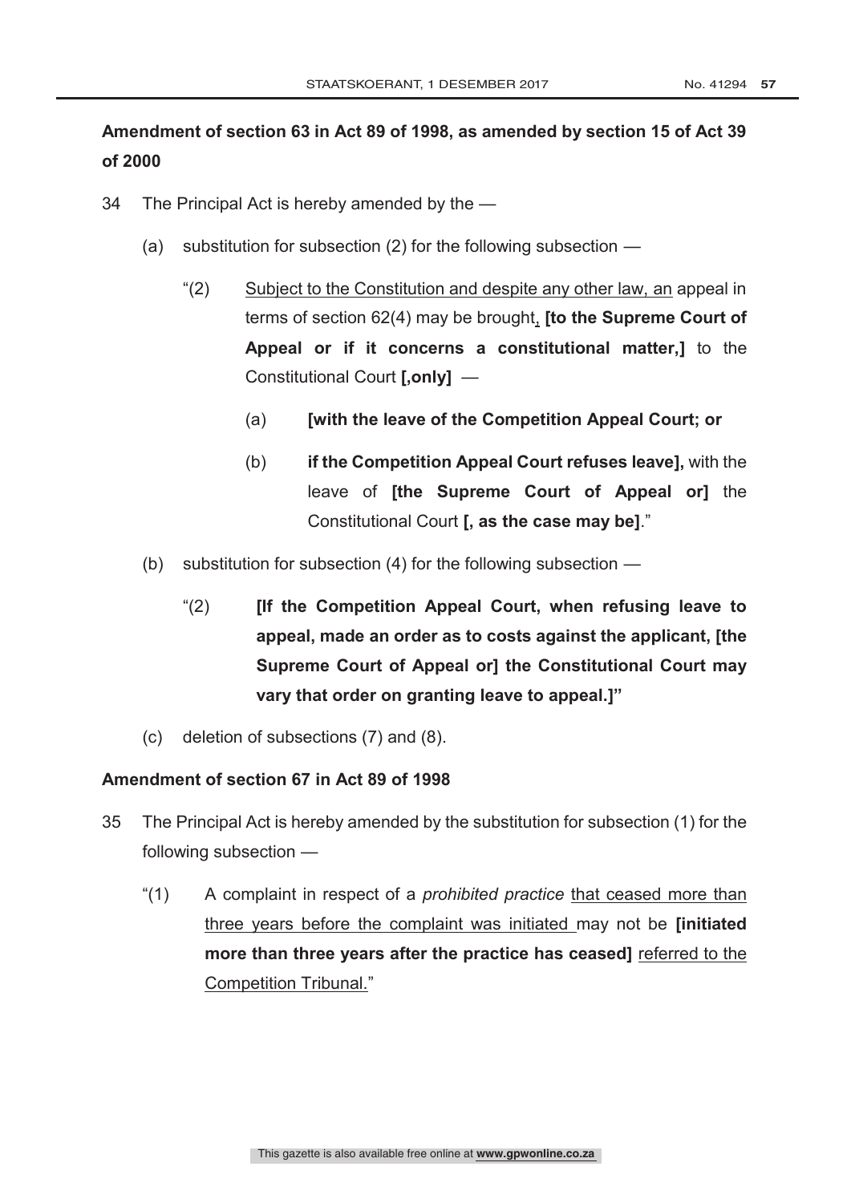**Amendment of section 63 in Act 89 of 1998, as amended by section 15 of Act 39 of 2000**

34 The Principal Act is hereby amended by the —

(a) substitution for subsection (2) for the following subsection —

"(2) <u>Subject to the Constitution and despite any other law, an</u> appeal in terms of section 62(4) may be brought<u>,</u> **[to the Supreme Court of Appeal or if it concerns a constitutional matter,]** to the Constitutional Court **[,only]** —

(a) **[with the leave of the Competition Appeal Court; or**

(b) **if the Competition Appeal Court refuses leave],** with the leave of **[the Supreme Court of Appeal or]** the Constitutional Court **[, as the case may be]**."

(b) substitution for subsection (4) for the following subsection —

"(2) **[If the Competition Appeal Court, when refusing leave to appeal, made an order as to costs against the applicant, [the Supreme Court of Appeal or] the Constitutional Court may vary that order on granting leave to appeal.]"**

(c) deletion of subsections (7) and (8).

**Amendment of section 67 in Act 89 of 1998**

35 The Principal Act is hereby amended by the substitution for subsection (1) for the following subsection —

"(1) A complaint in respect of a *prohibited practice* <u>that ceased more than three years before the complaint was initiated</u> may not be **[initiated more than three years after the practice has ceased]** <u>referred to the Competition Tribunal.</u>"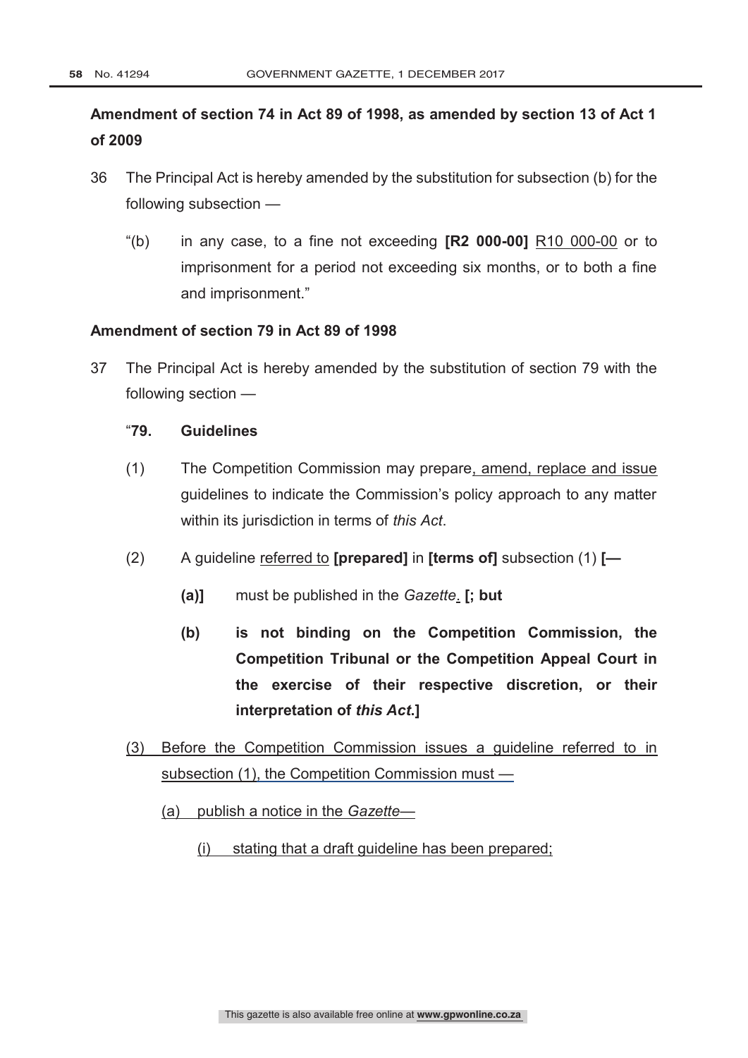**Amendment of section 74 in Act 89 of 1998, as amended by section 13 of Act 1 of 2009**

36 The Principal Act is hereby amended by the substitution for subsection (b) for the following subsection —

"(b) in any case, to a fine not exceeding **[R2 000-00]** <u>R10 000-00</u> or to imprisonment for a period not exceeding six months, or to both a fine and imprisonment."

**Amendment of section 79 in Act 89 of 1998**

37 The Principal Act is hereby amended by the substitution of section 79 with the following section —

"**79. Guidelines**

(1) The Competition Commission may prepare<u>, amend, replace and issue</u> guidelines to indicate the Commission's policy approach to any matter within its jurisdiction in terms of *this Act*.

(2) A guideline <u>referred to</u> **[prepared]** in **[terms of]** subsection (1) **[—**

**(a)]** must be published in the *Gazette*<u>.</u> **[; but**

**(b) is not binding on the Competition Commission, the Competition Tribunal or the Competition Appeal Court in the exercise of their respective discretion, or their interpretation of *this Act*.]**

<u>(3) Before the Competition Commission issues a guideline referred to in subsection (1), the Competition Commission must —</u>

<u>(a) publish a notice in the *Gazette*—</u>

<u>(i) stating that a draft guideline has been prepared;</u>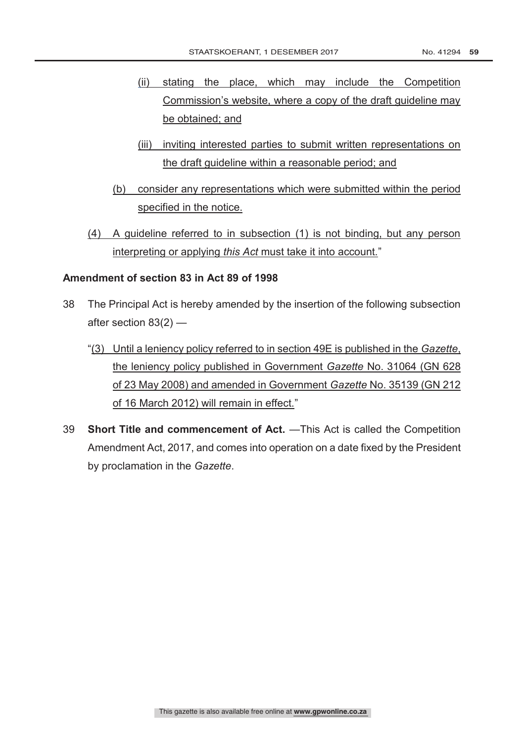(ii) stating the place, which may include the Competition Commission's website, where a copy of the draft guideline may be obtained; and

(iii) inviting interested parties to submit written representations on the draft guideline within a reasonable period; and

(b) consider any representations which were submitted within the period specified in the notice.

(4) A guideline referred to in subsection (1) is not binding, but any person interpreting or applying *this Act* must take it into account."

**Amendment of section 83 in Act 89 of 1998**

38 The Principal Act is hereby amended by the insertion of the following subsection after section 83(2) —

"(3) Until a leniency policy referred to in section 49E is published in the *Gazette*, the leniency policy published in Government *Gazette* No. 31064 (GN 628 of 23 May 2008) and amended in Government *Gazette* No. 35139 (GN 212 of 16 March 2012) will remain in effect."

39 **Short Title and commencement of Act.** —This Act is called the Competition Amendment Act, 2017, and comes into operation on a date fixed by the President by proclamation in the *Gazette*.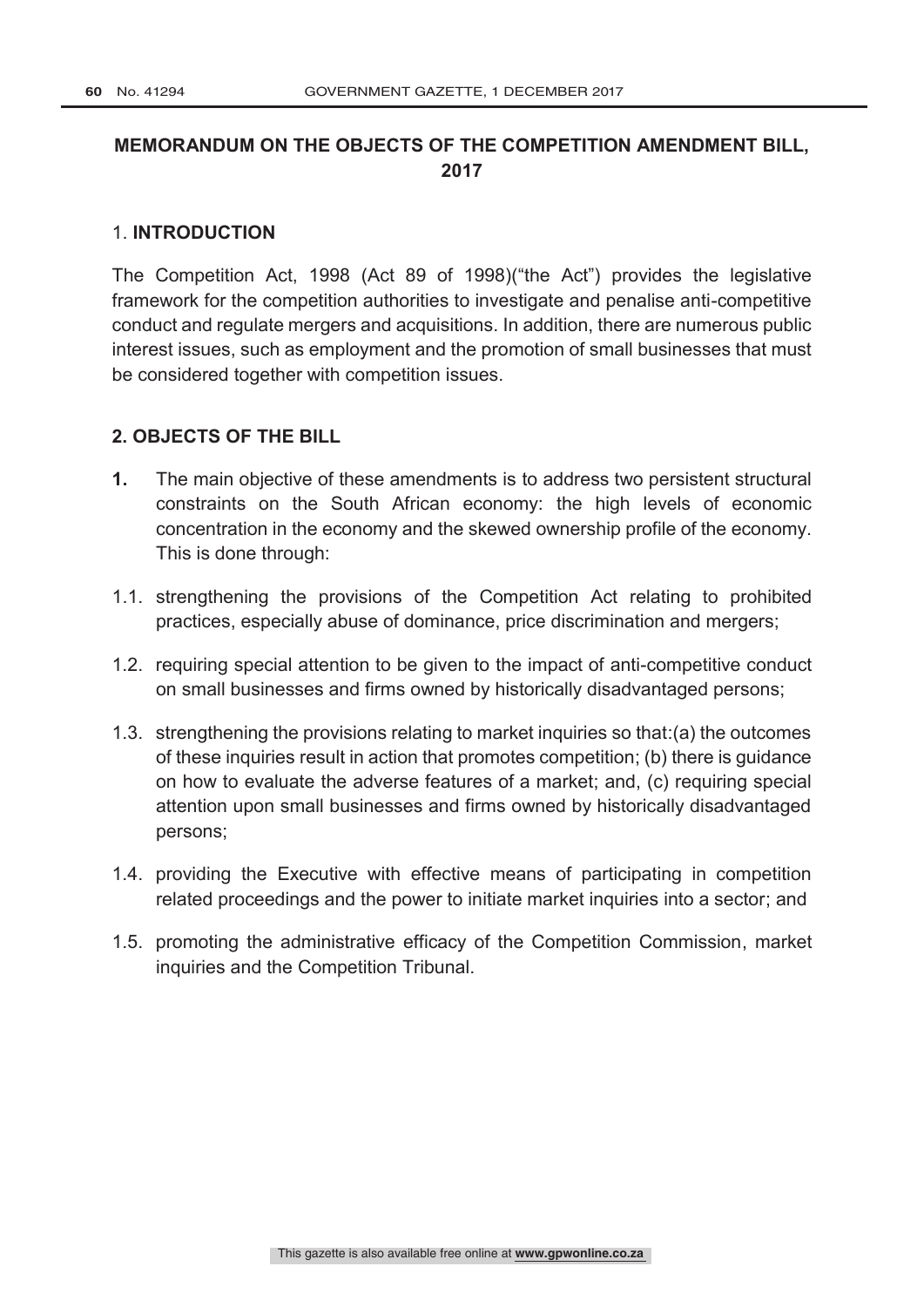## MEMORANDUM ON THE OBJECTS OF THE COMPETITION AMENDMENT BILL, 2017

### 1. INTRODUCTION

The Competition Act, 1998 (Act 89 of 1998)("the Act") provides the legislative framework for the competition authorities to investigate and penalise anti-competitive conduct and regulate mergers and acquisitions. In addition, there are numerous public interest issues, such as employment and the promotion of small businesses that must be considered together with competition issues.

### 2. OBJECTS OF THE BILL

**1.** The main objective of these amendments is to address two persistent structural constraints on the South African economy: the high levels of economic concentration in the economy and the skewed ownership profile of the economy. This is done through:

1.1. strengthening the provisions of the Competition Act relating to prohibited practices, especially abuse of dominance, price discrimination and mergers;

1.2. requiring special attention to be given to the impact of anti-competitive conduct on small businesses and firms owned by historically disadvantaged persons;

1.3. strengthening the provisions relating to market inquiries so that:(a) the outcomes of these inquiries result in action that promotes competition; (b) there is guidance on how to evaluate the adverse features of a market; and, (c) requiring special attention upon small businesses and firms owned by historically disadvantaged persons;

1.4. providing the Executive with effective means of participating in competition related proceedings and the power to initiate market inquiries into a sector; and

1.5. promoting the administrative efficacy of the Competition Commission, market inquiries and the Competition Tribunal.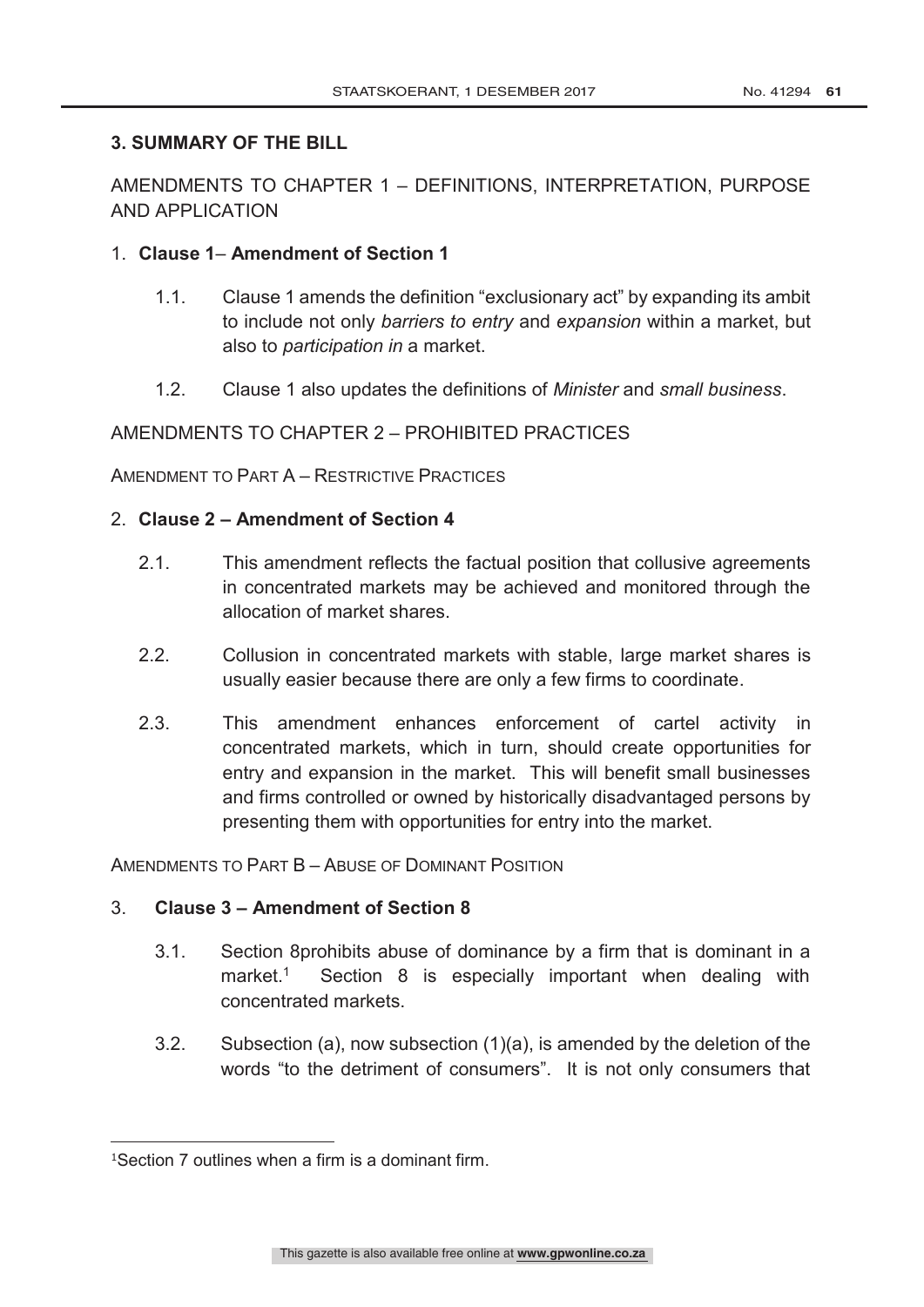### 3. SUMMARY OF THE BILL

AMENDMENTS TO CHAPTER 1 – DEFINITIONS, INTERPRETATION, PURPOSE AND APPLICATION

1. **Clause 1– Amendment of Section 1**

   1.1. Clause 1 amends the definition "exclusionary act" by expanding its ambit to include not only *barriers to entry* and *expansion* within a market, but also to *participation in* a market.

   1.2. Clause 1 also updates the definitions of *Minister* and *small business*.

AMENDMENTS TO CHAPTER 2 – PROHIBITED PRACTICES

AMENDMENT TO PART A – RESTRICTIVE PRACTICES

2. **Clause 2 – Amendment of Section 4**

   2.1. This amendment reflects the factual position that collusive agreements in concentrated markets may be achieved and monitored through the allocation of market shares.

   2.2. Collusion in concentrated markets with stable, large market shares is usually easier because there are only a few firms to coordinate.

   2.3. This amendment enhances enforcement of cartel activity in concentrated markets, which in turn, should create opportunities for entry and expansion in the market. This will benefit small businesses and firms controlled or owned by historically disadvantaged persons by presenting them with opportunities for entry into the market.

AMENDMENTS TO PART B – ABUSE OF DOMINANT POSITION

3. **Clause 3 – Amendment of Section 8**

   3.1. Section 8prohibits abuse of dominance by a firm that is dominant in a market.[1] Section 8 is especially important when dealing with concentrated markets.

   3.2. Subsection (a), now subsection (1)(a), is amended by the deletion of the words "to the detriment of consumers". It is not only consumers that

[1]Section 7 outlines when a firm is a dominant firm.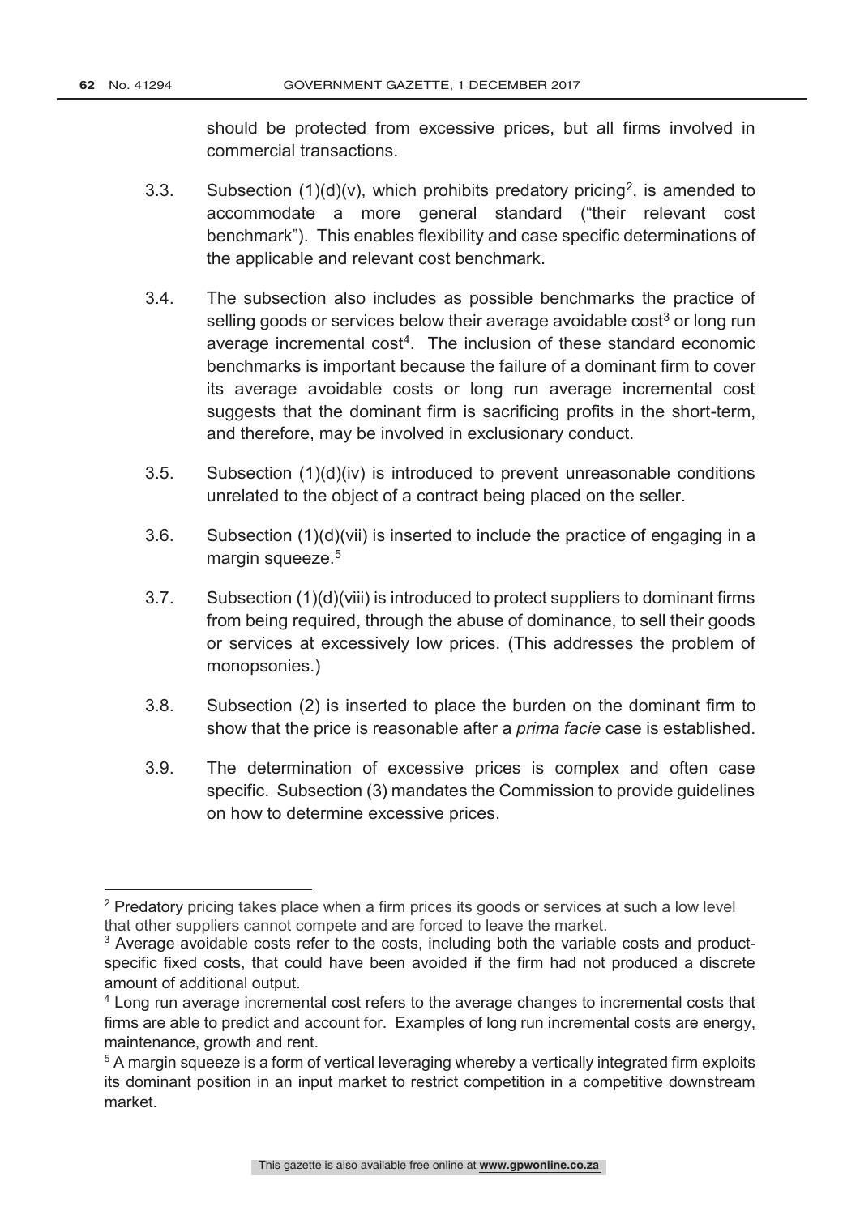should be protected from excessive prices, but all firms involved in commercial transactions.

3.3. Subsection (1)(d)(v), which prohibits predatory pricing[2], is amended to accommodate a more general standard ("their relevant cost benchmark"). This enables flexibility and case specific determinations of the applicable and relevant cost benchmark.

3.4. The subsection also includes as possible benchmarks the practice of selling goods or services below their average avoidable cost[3] or long run average incremental cost[4]. The inclusion of these standard economic benchmarks is important because the failure of a dominant firm to cover its average avoidable costs or long run average incremental cost suggests that the dominant firm is sacrificing profits in the short-term, and therefore, may be involved in exclusionary conduct.

3.5. Subsection (1)(d)(iv) is introduced to prevent unreasonable conditions unrelated to the object of a contract being placed on the seller.

3.6. Subsection (1)(d)(vii) is inserted to include the practice of engaging in a margin squeeze.[5]

3.7. Subsection (1)(d)(viii) is introduced to protect suppliers to dominant firms from being required, through the abuse of dominance, to sell their goods or services at excessively low prices. (This addresses the problem of monopsonies.)

3.8. Subsection (2) is inserted to place the burden on the dominant firm to show that the price is reasonable after a *prima facie* case is established.

3.9. The determination of excessive prices is complex and often case specific. Subsection (3) mandates the Commission to provide guidelines on how to determine excessive prices.

---

[2] Predatory pricing takes place when a firm prices its goods or services at such a low level that other suppliers cannot compete and are forced to leave the market.

[3] Average avoidable costs refer to the costs, including both the variable costs and product-specific fixed costs, that could have been avoided if the firm had not produced a discrete amount of additional output.

[4] Long run average incremental cost refers to the average changes to incremental costs that firms are able to predict and account for. Examples of long run incremental costs are energy, maintenance, growth and rent.

[5] A margin squeeze is a form of vertical leveraging whereby a vertically integrated firm exploits its dominant position in an input market to restrict competition in a competitive downstream market.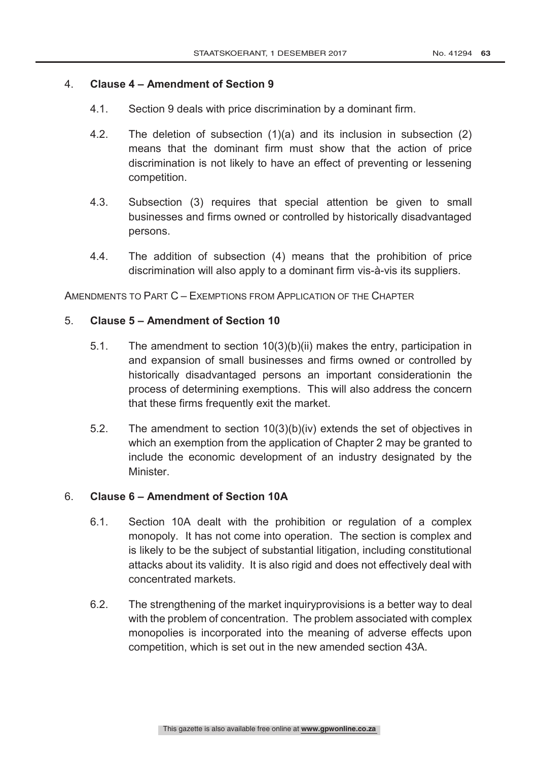4. **Clause 4 – Amendment of Section 9**

   4.1. Section 9 deals with price discrimination by a dominant firm.

   4.2. The deletion of subsection (1)(a) and its inclusion in subsection (2) means that the dominant firm must show that the action of price discrimination is not likely to have an effect of preventing or lessening competition.

   4.3. Subsection (3) requires that special attention be given to small businesses and firms owned or controlled by historically disadvantaged persons.

   4.4. The addition of subsection (4) means that the prohibition of price discrimination will also apply to a dominant firm vis-à-vis its suppliers.

AMENDMENTS TO PART C – EXEMPTIONS FROM APPLICATION OF THE CHAPTER

5. **Clause 5 – Amendment of Section 10**

   5.1. The amendment to section 10(3)(b)(ii) makes the entry, participation in and expansion of small businesses and firms owned or controlled by historically disadvantaged persons an important considerationin the process of determining exemptions. This will also address the concern that these firms frequently exit the market.

   5.2. The amendment to section 10(3)(b)(iv) extends the set of objectives in which an exemption from the application of Chapter 2 may be granted to include the economic development of an industry designated by the Minister.

6. **Clause 6 – Amendment of Section 10A**

   6.1. Section 10A dealt with the prohibition or regulation of a complex monopoly. It has not come into operation. The section is complex and is likely to be the subject of substantial litigation, including constitutional attacks about its validity. It is also rigid and does not effectively deal with concentrated markets.

   6.2. The strengthening of the market inquiryprovisions is a better way to deal with the problem of concentration. The problem associated with complex monopolies is incorporated into the meaning of adverse effects upon competition, which is set out in the new amended section 43A.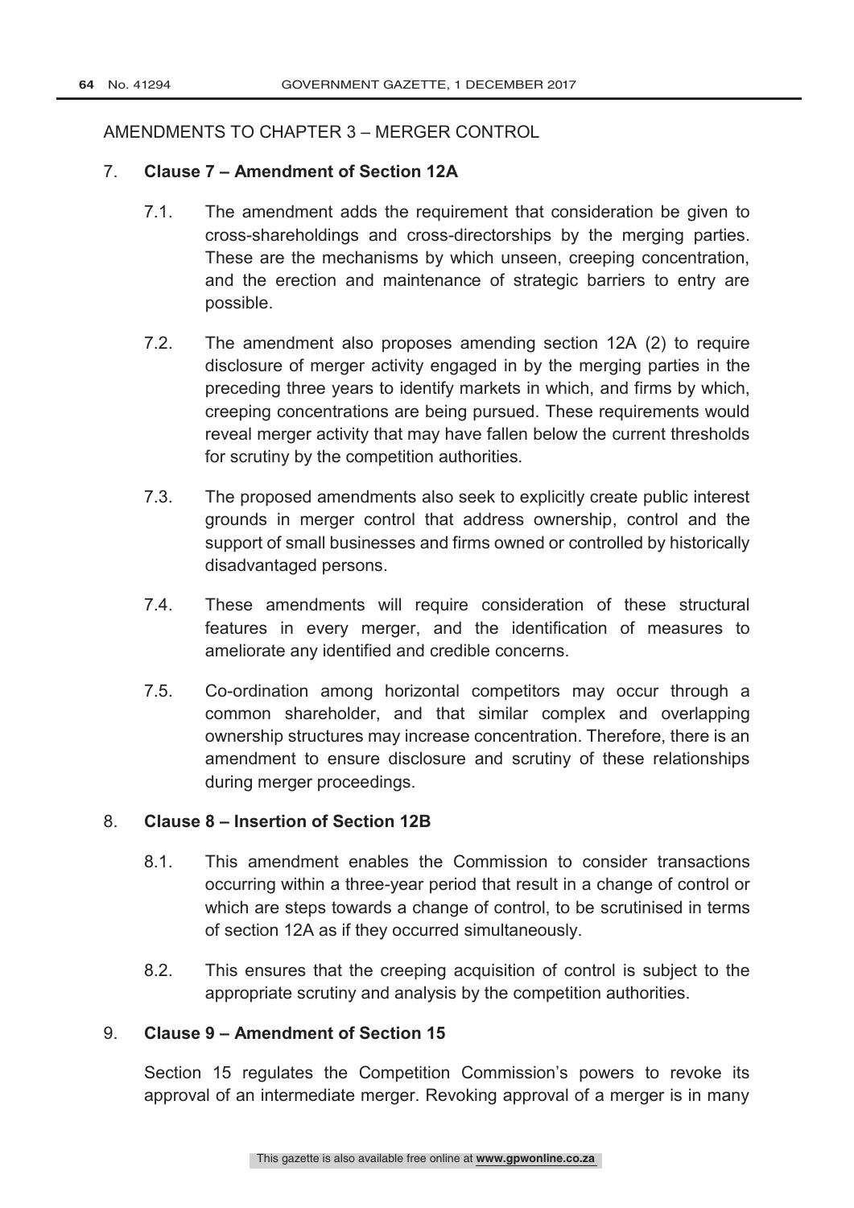AMENDMENTS TO CHAPTER 3 – MERGER CONTROL

7. **Clause 7 – Amendment of Section 12A**

   7.1. The amendment adds the requirement that consideration be given to cross-shareholdings and cross-directorships by the merging parties. These are the mechanisms by which unseen, creeping concentration, and the erection and maintenance of strategic barriers to entry are possible.

   7.2. The amendment also proposes amending section 12A (2) to require disclosure of merger activity engaged in by the merging parties in the preceding three years to identify markets in which, and firms by which, creeping concentrations are being pursued. These requirements would reveal merger activity that may have fallen below the current thresholds for scrutiny by the competition authorities.

   7.3. The proposed amendments also seek to explicitly create public interest grounds in merger control that address ownership, control and the support of small businesses and firms owned or controlled by historically disadvantaged persons.

   7.4. These amendments will require consideration of these structural features in every merger, and the identification of measures to ameliorate any identified and credible concerns.

   7.5. Co-ordination among horizontal competitors may occur through a common shareholder, and that similar complex and overlapping ownership structures may increase concentration. Therefore, there is an amendment to ensure disclosure and scrutiny of these relationships during merger proceedings.

8. **Clause 8 – Insertion of Section 12B**

   8.1. This amendment enables the Commission to consider transactions occurring within a three-year period that result in a change of control or which are steps towards a change of control, to be scrutinised in terms of section 12A as if they occurred simultaneously.

   8.2. This ensures that the creeping acquisition of control is subject to the appropriate scrutiny and analysis by the competition authorities.

9. **Clause 9 – Amendment of Section 15**

   Section 15 regulates the Competition Commission's powers to revoke its approval of an intermediate merger. Revoking approval of a merger is in many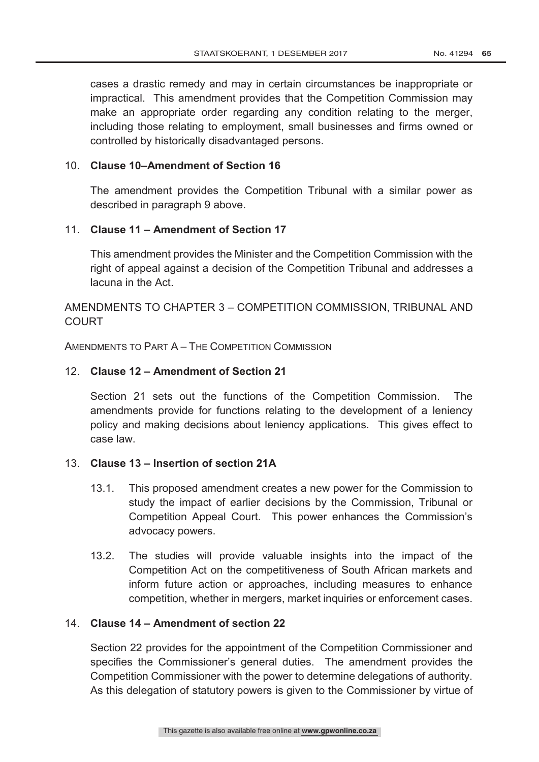cases a drastic remedy and may in certain circumstances be inappropriate or impractical. This amendment provides that the Competition Commission may make an appropriate order regarding any condition relating to the merger, including those relating to employment, small businesses and firms owned or controlled by historically disadvantaged persons.

10. **Clause 10–Amendment of Section 16**

The amendment provides the Competition Tribunal with a similar power as described in paragraph 9 above.

11. **Clause 11 – Amendment of Section 17**

This amendment provides the Minister and the Competition Commission with the right of appeal against a decision of the Competition Tribunal and addresses a lacuna in the Act.

AMENDMENTS TO CHAPTER 3 – COMPETITION COMMISSION, TRIBUNAL AND COURT

AMENDMENTS TO PART A – THE COMPETITION COMMISSION

12. **Clause 12 – Amendment of Section 21**

Section 21 sets out the functions of the Competition Commission. The amendments provide for functions relating to the development of a leniency policy and making decisions about leniency applications. This gives effect to case law.

13. **Clause 13 – Insertion of section 21A**

13.1. This proposed amendment creates a new power for the Commission to study the impact of earlier decisions by the Commission, Tribunal or Competition Appeal Court. This power enhances the Commission's advocacy powers.

13.2. The studies will provide valuable insights into the impact of the Competition Act on the competitiveness of South African markets and inform future action or approaches, including measures to enhance competition, whether in mergers, market inquiries or enforcement cases.

14. **Clause 14 – Amendment of section 22**

Section 22 provides for the appointment of the Competition Commissioner and specifies the Commissioner's general duties. The amendment provides the Competition Commissioner with the power to determine delegations of authority. As this delegation of statutory powers is given to the Commissioner by virtue of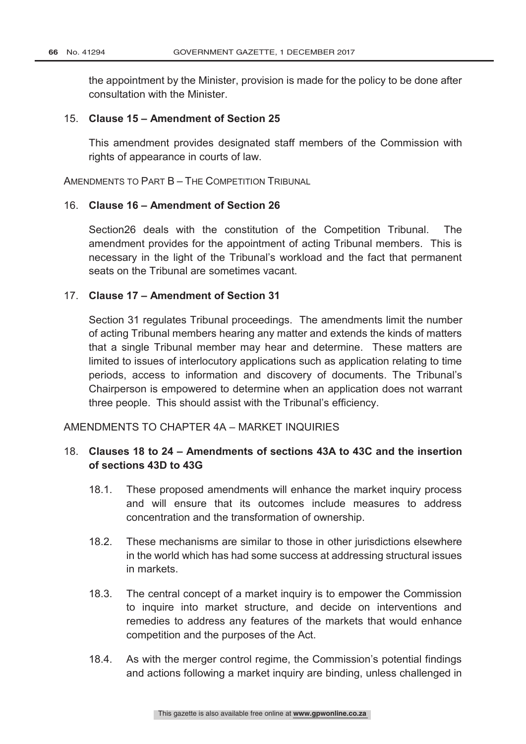the appointment by the Minister, provision is made for the policy to be done after consultation with the Minister.

15. **Clause 15 – Amendment of Section 25**

    This amendment provides designated staff members of the Commission with rights of appearance in courts of law.

AMENDMENTS TO PART B – THE COMPETITION TRIBUNAL

16. **Clause 16 – Amendment of Section 26**

    Section26 deals with the constitution of the Competition Tribunal. The amendment provides for the appointment of acting Tribunal members. This is necessary in the light of the Tribunal's workload and the fact that permanent seats on the Tribunal are sometimes vacant.

17. **Clause 17 – Amendment of Section 31**

    Section 31 regulates Tribunal proceedings. The amendments limit the number of acting Tribunal members hearing any matter and extends the kinds of matters that a single Tribunal member may hear and determine. These matters are limited to issues of interlocutory applications such as application relating to time periods, access to information and discovery of documents. The Tribunal's Chairperson is empowered to determine when an application does not warrant three people. This should assist with the Tribunal's efficiency.

AMENDMENTS TO CHAPTER 4A – MARKET INQUIRIES

18. **Clauses 18 to 24 – Amendments of sections 43A to 43C and the insertion of sections 43D to 43G**

    18.1. These proposed amendments will enhance the market inquiry process and will ensure that its outcomes include measures to address concentration and the transformation of ownership.

    18.2. These mechanisms are similar to those in other jurisdictions elsewhere in the world which has had some success at addressing structural issues in markets.

    18.3. The central concept of a market inquiry is to empower the Commission to inquire into market structure, and decide on interventions and remedies to address any features of the markets that would enhance competition and the purposes of the Act.

    18.4. As with the merger control regime, the Commission's potential findings and actions following a market inquiry are binding, unless challenged in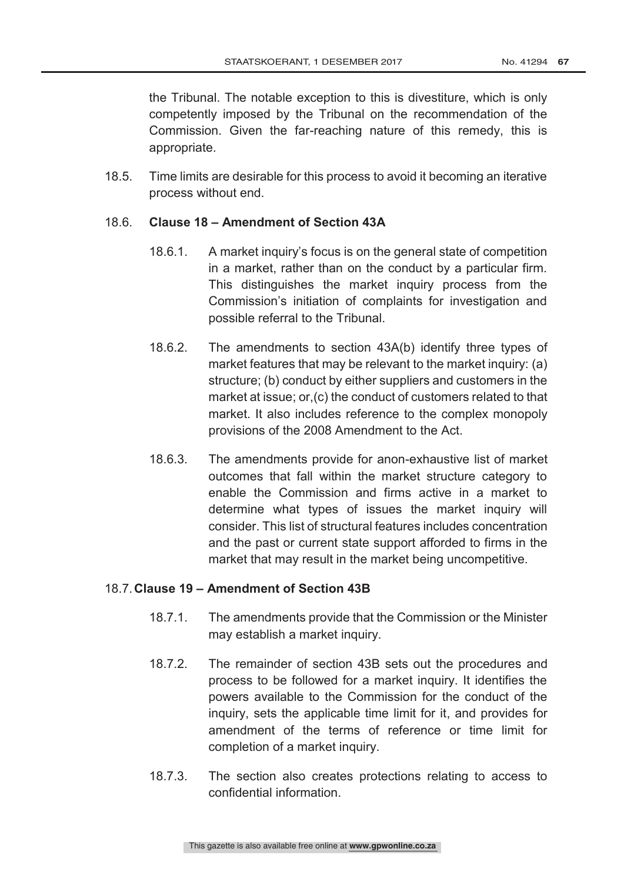the Tribunal. The notable exception to this is divestiture, which is only competently imposed by the Tribunal on the recommendation of the Commission. Given the far-reaching nature of this remedy, this is appropriate.

18.5. Time limits are desirable for this process to avoid it becoming an iterative process without end.

18.6. **Clause 18 – Amendment of Section 43A**

18.6.1. A market inquiry's focus is on the general state of competition in a market, rather than on the conduct by a particular firm. This distinguishes the market inquiry process from the Commission's initiation of complaints for investigation and possible referral to the Tribunal.

18.6.2. The amendments to section 43A(b) identify three types of market features that may be relevant to the market inquiry: (a) structure; (b) conduct by either suppliers and customers in the market at issue; or,(c) the conduct of customers related to that market. It also includes reference to the complex monopoly provisions of the 2008 Amendment to the Act.

18.6.3. The amendments provide for anon-exhaustive list of market outcomes that fall within the market structure category to enable the Commission and firms active in a market to determine what types of issues the market inquiry will consider. This list of structural features includes concentration and the past or current state support afforded to firms in the market that may result in the market being uncompetitive.

18.7. **Clause 19 – Amendment of Section 43B**

18.7.1. The amendments provide that the Commission or the Minister may establish a market inquiry.

18.7.2. The remainder of section 43B sets out the procedures and process to be followed for a market inquiry. It identifies the powers available to the Commission for the conduct of the inquiry, sets the applicable time limit for it, and provides for amendment of the terms of reference or time limit for completion of a market inquiry.

18.7.3. The section also creates protections relating to access to confidential information.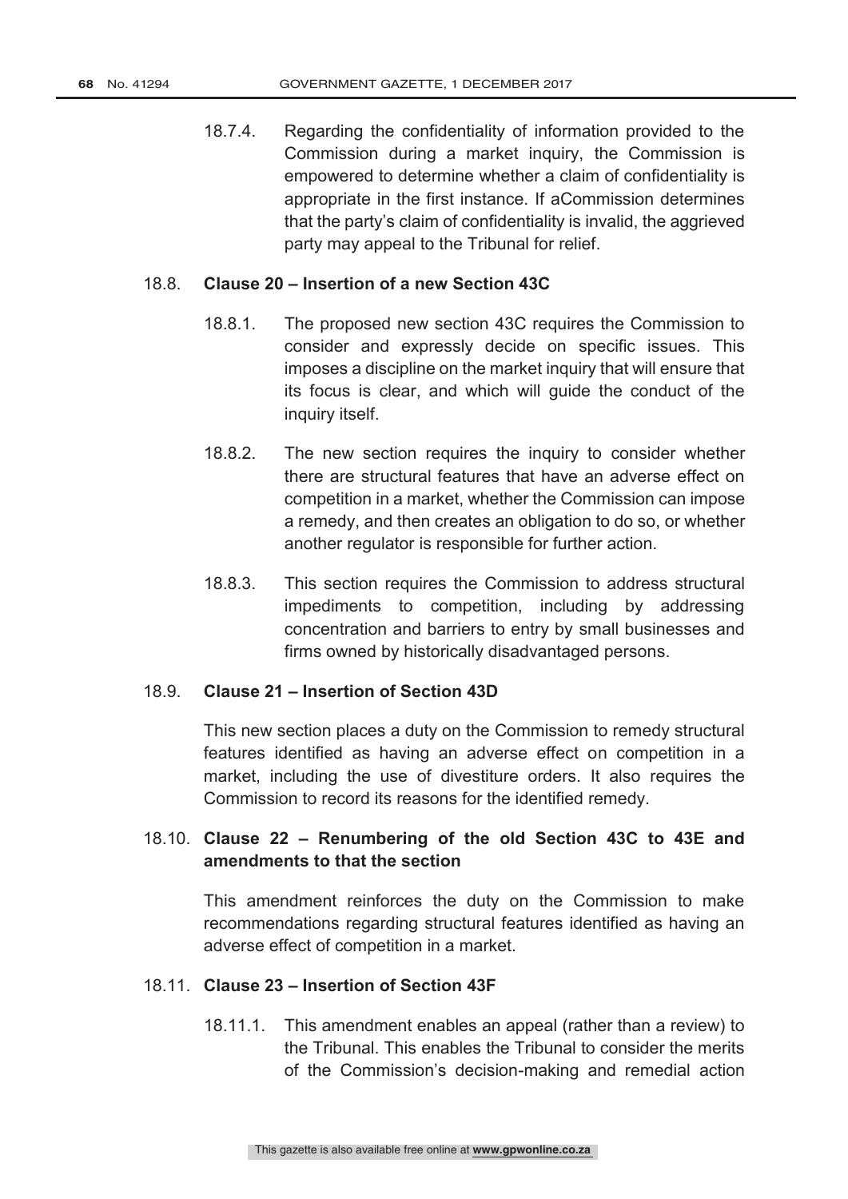18.7.4. Regarding the confidentiality of information provided to the Commission during a market inquiry, the Commission is empowered to determine whether a claim of confidentiality is appropriate in the first instance. If aCommission determines that the party's claim of confidentiality is invalid, the aggrieved party may appeal to the Tribunal for relief.

18.8. **Clause 20 – Insertion of a new Section 43C**

18.8.1. The proposed new section 43C requires the Commission to consider and expressly decide on specific issues. This imposes a discipline on the market inquiry that will ensure that its focus is clear, and which will guide the conduct of the inquiry itself.

18.8.2. The new section requires the inquiry to consider whether there are structural features that have an adverse effect on competition in a market, whether the Commission can impose a remedy, and then creates an obligation to do so, or whether another regulator is responsible for further action.

18.8.3. This section requires the Commission to address structural impediments to competition, including by addressing concentration and barriers to entry by small businesses and firms owned by historically disadvantaged persons.

18.9. **Clause 21 – Insertion of Section 43D**

This new section places a duty on the Commission to remedy structural features identified as having an adverse effect on competition in a market, including the use of divestiture orders. It also requires the Commission to record its reasons for the identified remedy.

18.10. **Clause 22 – Renumbering of the old Section 43C to 43E and amendments to that the section**

This amendment reinforces the duty on the Commission to make recommendations regarding structural features identified as having an adverse effect of competition in a market.

18.11. **Clause 23 – Insertion of Section 43F**

18.11.1. This amendment enables an appeal (rather than a review) to the Tribunal. This enables the Tribunal to consider the merits of the Commission's decision-making and remedial action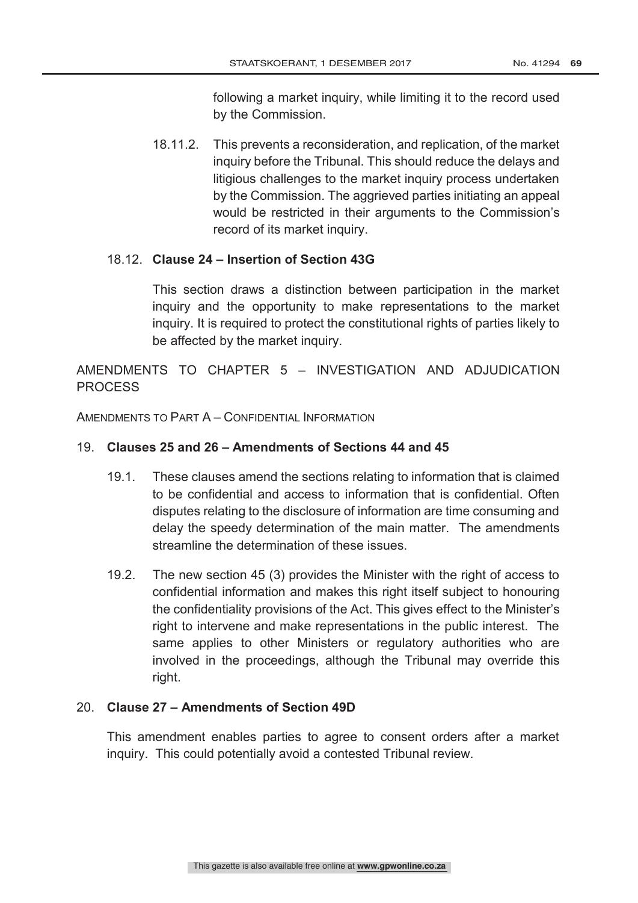following a market inquiry, while limiting it to the record used by the Commission.

18.11.2. This prevents a reconsideration, and replication, of the market inquiry before the Tribunal. This should reduce the delays and litigious challenges to the market inquiry process undertaken by the Commission. The aggrieved parties initiating an appeal would be restricted in their arguments to the Commission's record of its market inquiry.

18.12. **Clause 24 – Insertion of Section 43G**

This section draws a distinction between participation in the market inquiry and the opportunity to make representations to the market inquiry. It is required to protect the constitutional rights of parties likely to be affected by the market inquiry.

AMENDMENTS TO CHAPTER 5 – INVESTIGATION AND ADJUDICATION PROCESS

AMENDMENTS TO PART A – CONFIDENTIAL INFORMATION

19. **Clauses 25 and 26 – Amendments of Sections 44 and 45**

19.1. These clauses amend the sections relating to information that is claimed to be confidential and access to information that is confidential. Often disputes relating to the disclosure of information are time consuming and delay the speedy determination of the main matter. The amendments streamline the determination of these issues.

19.2. The new section 45 (3) provides the Minister with the right of access to confidential information and makes this right itself subject to honouring the confidentiality provisions of the Act. This gives effect to the Minister's right to intervene and make representations in the public interest. The same applies to other Ministers or regulatory authorities who are involved in the proceedings, although the Tribunal may override this right.

20. **Clause 27 – Amendments of Section 49D**

This amendment enables parties to agree to consent orders after a market inquiry. This could potentially avoid a contested Tribunal review.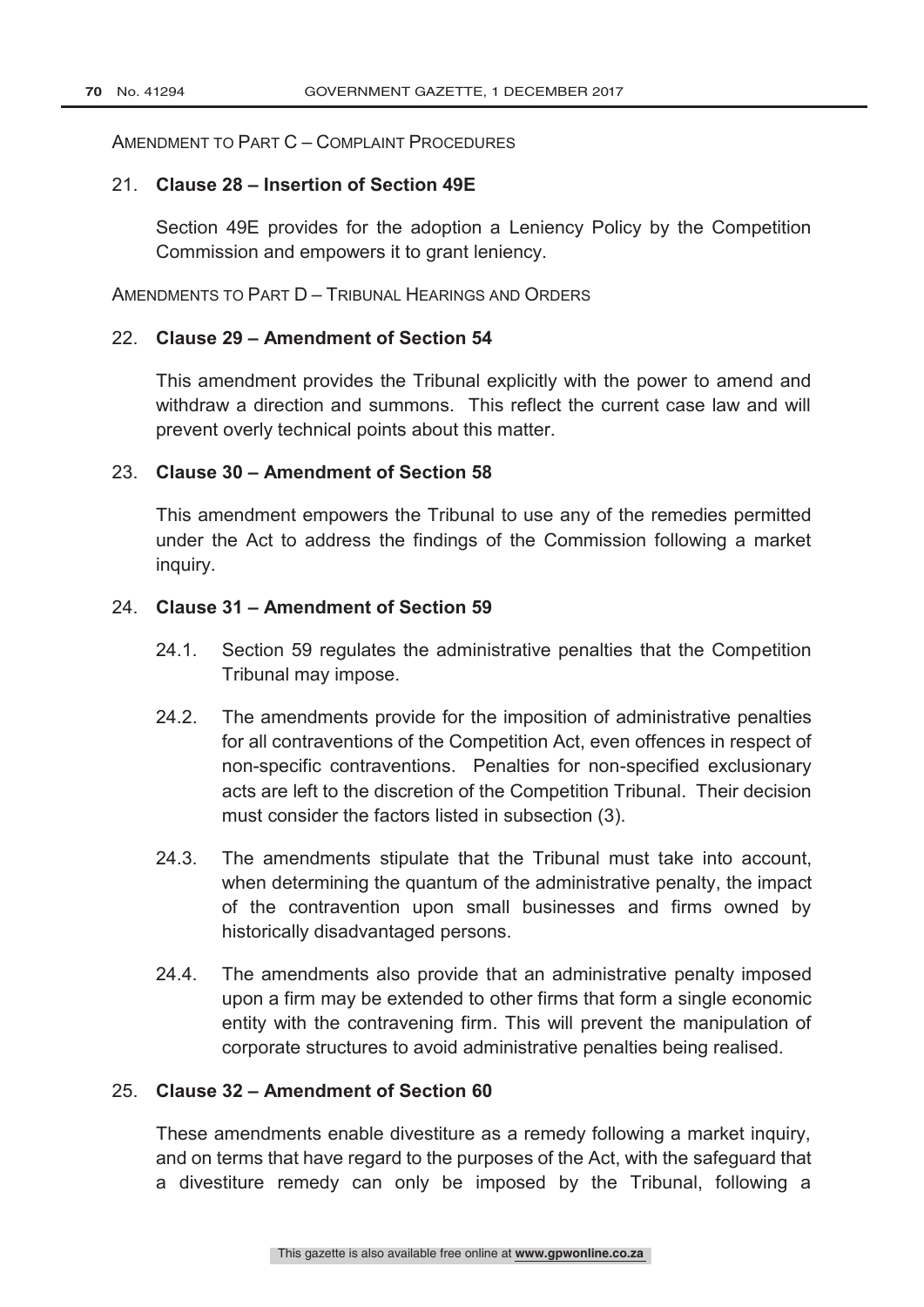AMENDMENT TO PART C – COMPLAINT PROCEDURES

21. **Clause 28 – Insertion of Section 49E**

    Section 49E provides for the adoption a Leniency Policy by the Competition Commission and empowers it to grant leniency.

AMENDMENTS TO PART D – TRIBUNAL HEARINGS AND ORDERS

22. **Clause 29 – Amendment of Section 54**

    This amendment provides the Tribunal explicitly with the power to amend and withdraw a direction and summons. This reflect the current case law and will prevent overly technical points about this matter.

23. **Clause 30 – Amendment of Section 58**

    This amendment empowers the Tribunal to use any of the remedies permitted under the Act to address the findings of the Commission following a market inquiry.

24. **Clause 31 – Amendment of Section 59**

    24.1. Section 59 regulates the administrative penalties that the Competition Tribunal may impose.

    24.2. The amendments provide for the imposition of administrative penalties for all contraventions of the Competition Act, even offences in respect of non-specific contraventions. Penalties for non-specified exclusionary acts are left to the discretion of the Competition Tribunal. Their decision must consider the factors listed in subsection (3).

    24.3. The amendments stipulate that the Tribunal must take into account, when determining the quantum of the administrative penalty, the impact of the contravention upon small businesses and firms owned by historically disadvantaged persons.

    24.4. The amendments also provide that an administrative penalty imposed upon a firm may be extended to other firms that form a single economic entity with the contravening firm. This will prevent the manipulation of corporate structures to avoid administrative penalties being realised.

25. **Clause 32 – Amendment of Section 60**

    These amendments enable divestiture as a remedy following a market inquiry, and on terms that have regard to the purposes of the Act, with the safeguard that a divestiture remedy can only be imposed by the Tribunal, following a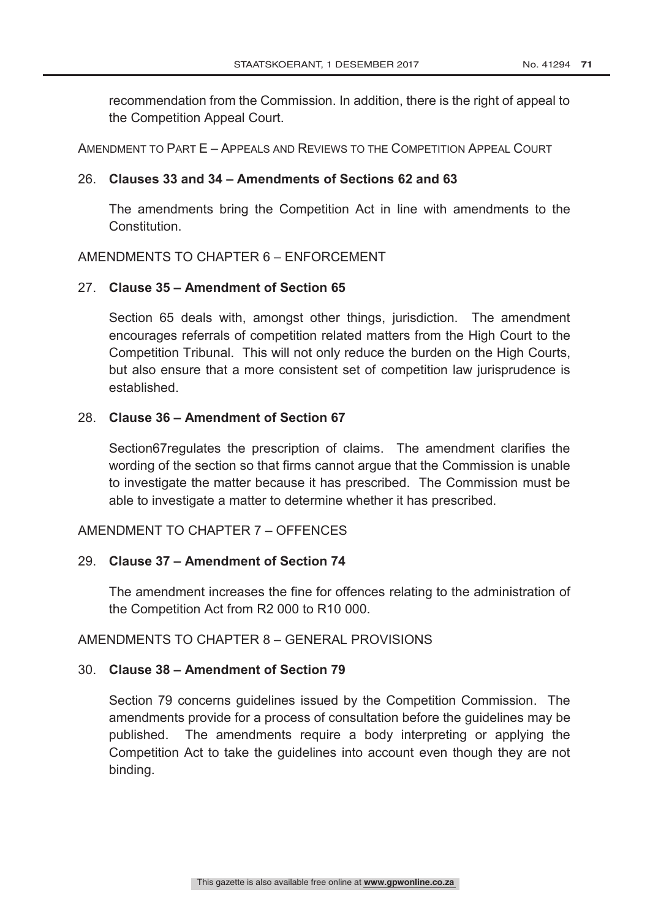recommendation from the Commission. In addition, there is the right of appeal to the Competition Appeal Court.

AMENDMENT TO PART E – APPEALS AND REVIEWS TO THE COMPETITION APPEAL COURT

26. **Clauses 33 and 34 – Amendments of Sections 62 and 63**

The amendments bring the Competition Act in line with amendments to the Constitution.

AMENDMENTS TO CHAPTER 6 – ENFORCEMENT

27. **Clause 35 – Amendment of Section 65**

Section 65 deals with, amongst other things, jurisdiction. The amendment encourages referrals of competition related matters from the High Court to the Competition Tribunal. This will not only reduce the burden on the High Courts, but also ensure that a more consistent set of competition law jurisprudence is established.

28. **Clause 36 – Amendment of Section 67**

Section67regulates the prescription of claims. The amendment clarifies the wording of the section so that firms cannot argue that the Commission is unable to investigate the matter because it has prescribed. The Commission must be able to investigate a matter to determine whether it has prescribed.

AMENDMENT TO CHAPTER 7 – OFFENCES

29. **Clause 37 – Amendment of Section 74**

The amendment increases the fine for offences relating to the administration of the Competition Act from R2 000 to R10 000.

AMENDMENTS TO CHAPTER 8 – GENERAL PROVISIONS

30. **Clause 38 – Amendment of Section 79**

Section 79 concerns guidelines issued by the Competition Commission. The amendments provide for a process of consultation before the guidelines may be published. The amendments require a body interpreting or applying the Competition Act to take the guidelines into account even though they are not binding.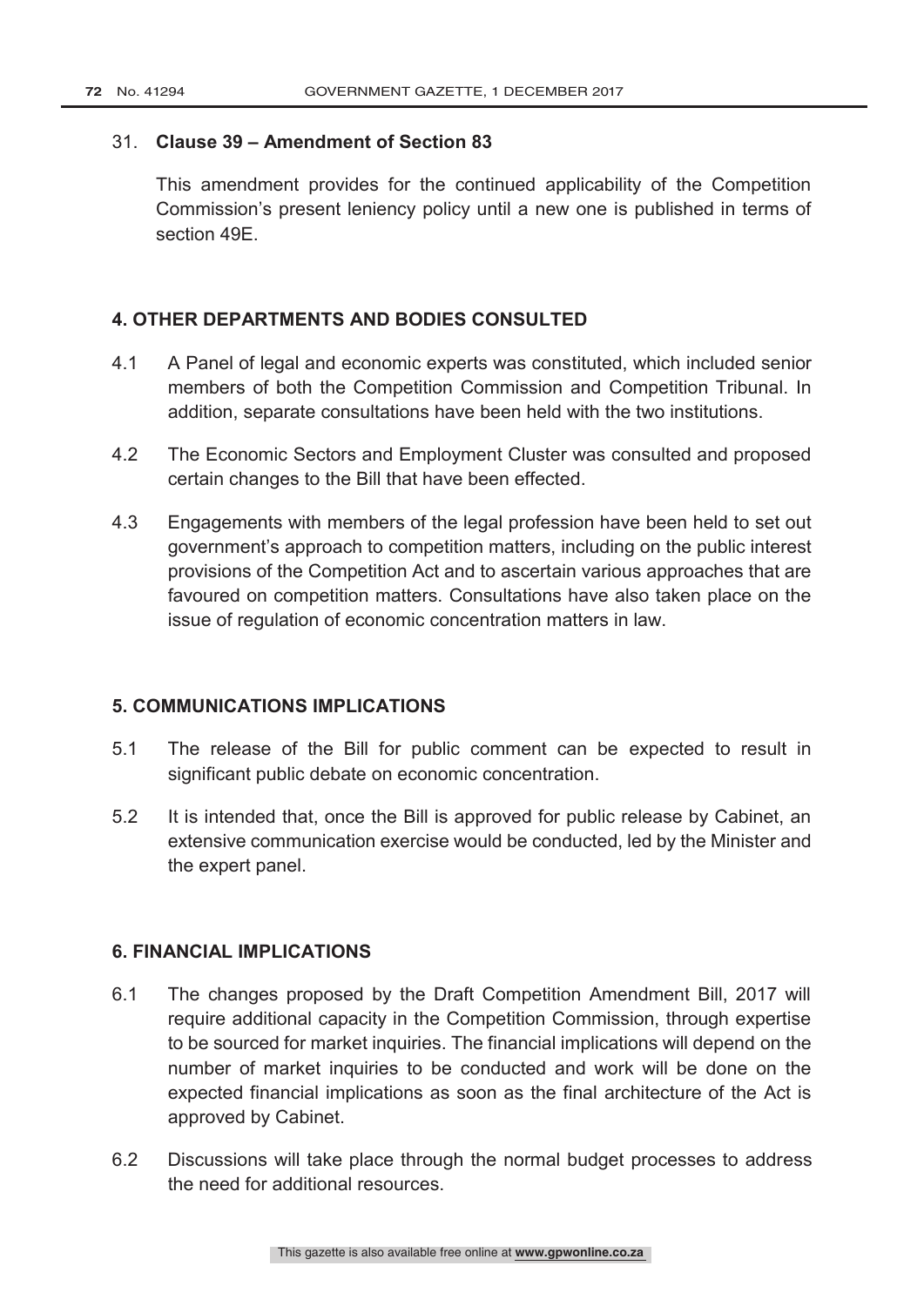31. **Clause 39 – Amendment of Section 83**

This amendment provides for the continued applicability of the Competition Commission's present leniency policy until a new one is published in terms of section 49E.

## 4. OTHER DEPARTMENTS AND BODIES CONSULTED

4.1 A Panel of legal and economic experts was constituted, which included senior members of both the Competition Commission and Competition Tribunal. In addition, separate consultations have been held with the two institutions.

4.2 The Economic Sectors and Employment Cluster was consulted and proposed certain changes to the Bill that have been effected.

4.3 Engagements with members of the legal profession have been held to set out government's approach to competition matters, including on the public interest provisions of the Competition Act and to ascertain various approaches that are favoured on competition matters. Consultations have also taken place on the issue of regulation of economic concentration matters in law.

## 5. COMMUNICATIONS IMPLICATIONS

5.1 The release of the Bill for public comment can be expected to result in significant public debate on economic concentration.

5.2 It is intended that, once the Bill is approved for public release by Cabinet, an extensive communication exercise would be conducted, led by the Minister and the expert panel.

## 6. FINANCIAL IMPLICATIONS

6.1 The changes proposed by the Draft Competition Amendment Bill, 2017 will require additional capacity in the Competition Commission, through expertise to be sourced for market inquiries. The financial implications will depend on the number of market inquiries to be conducted and work will be done on the expected financial implications as soon as the final architecture of the Act is approved by Cabinet.

6.2 Discussions will take place through the normal budget processes to address the need for additional resources.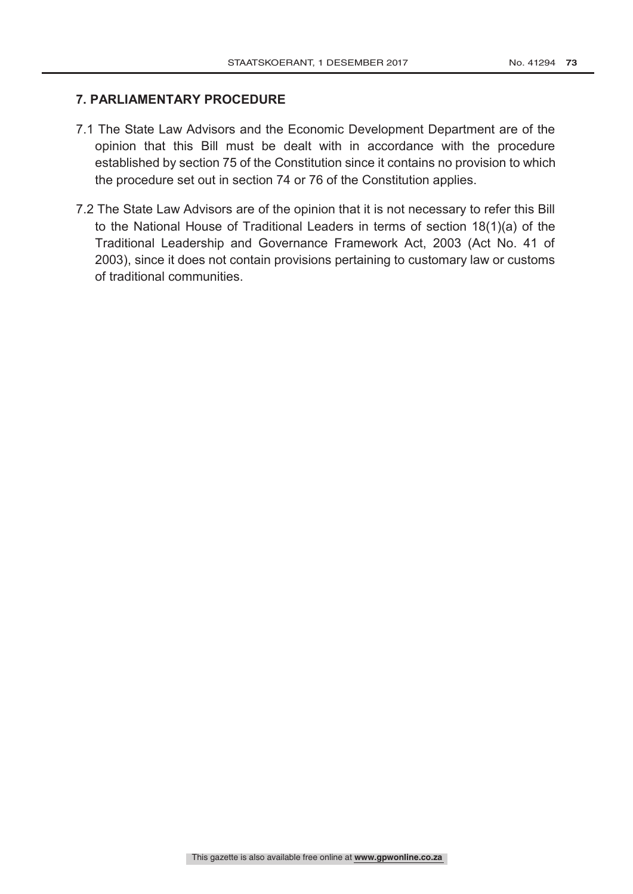## 7. PARLIAMENTARY PROCEDURE

7.1 The State Law Advisors and the Economic Development Department are of the opinion that this Bill must be dealt with in accordance with the procedure established by section 75 of the Constitution since it contains no provision to which the procedure set out in section 74 or 76 of the Constitution applies.

7.2 The State Law Advisors are of the opinion that it is not necessary to refer this Bill to the National House of Traditional Leaders in terms of section 18(1)(a) of the Traditional Leadership and Governance Framework Act, 2003 (Act No. 41 of 2003), since it does not contain provisions pertaining to customary law or customs of traditional communities.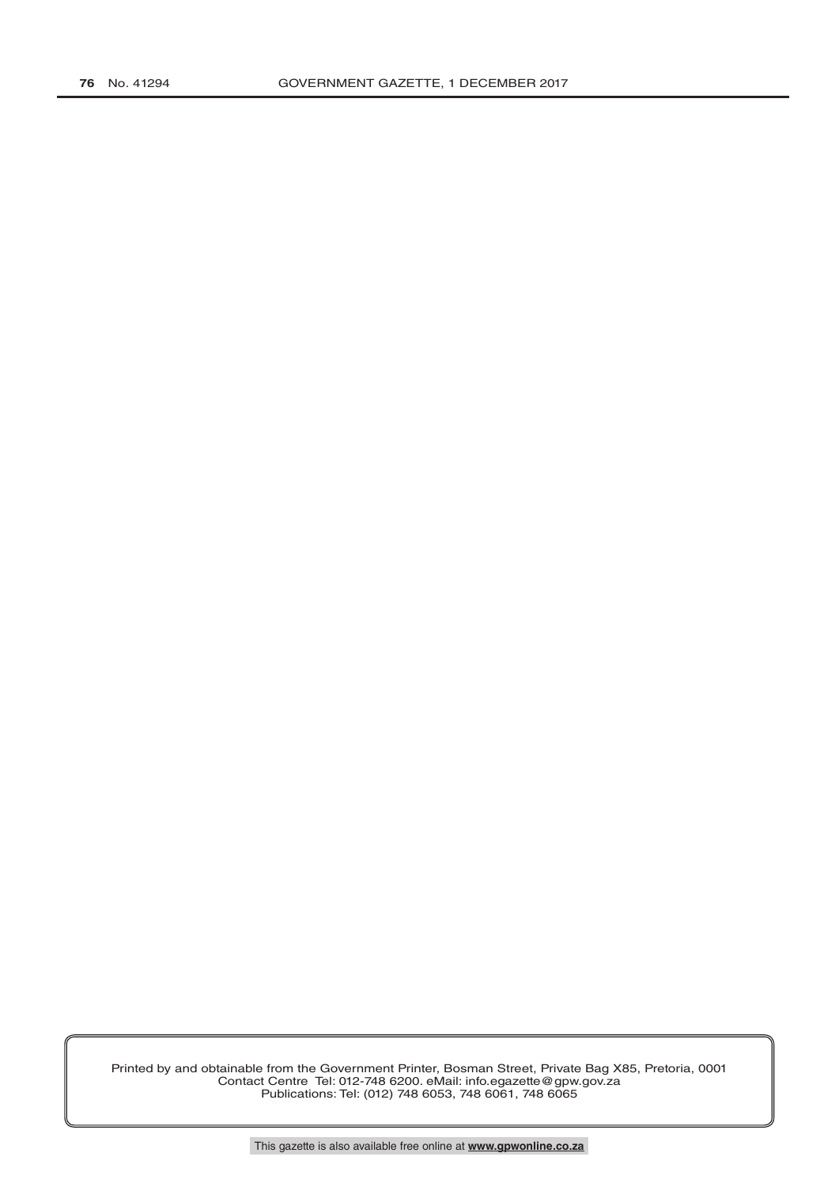Printed by and obtainable from the Government Printer, Bosman Street, Private Bag X85, Pretoria, 0001
Contact Centre Tel: 012-748 6200. eMail: info.egazette@gpw.gov.za
Publications: Tel: (012) 748 6053, 748 6061, 748 6065